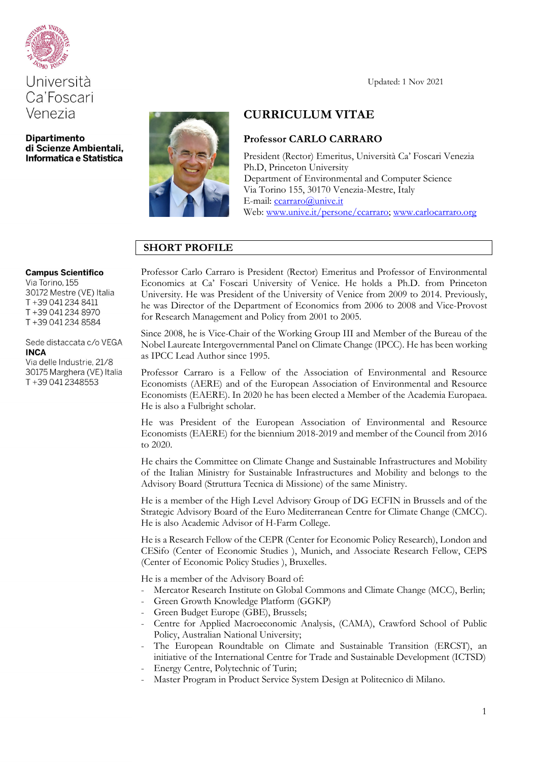Università Ca'Foscari Venezia

**Dipartimento di Scienze Ambientali, Informatica e Statistica**

Updated: 1 Nov 2021

# CURRICULUM VITAE

## Professor CARLO CARRARO

President (Rector) Emeritus, Università Ca' Foscari Venezia
Ph.D, Princeton University
Department of Environmental and Computer Science
Via Torino 155, 30170 Venezia-Mestre, Italy
E-mail: ccarraro@unive.it
Web: www.unive.it/persone/ccarraro; www.carlocarraro.org

**Campus Scientifico**
Via Torino, 155
30172 Mestre (VE) Italia
T +39 041 234 8411
T +39 041 234 8970
T +39 041 234 8584

Sede distaccata c/o VEGA
**INCA**
Via delle Industrie, 21/8
30175 Marghera (VE) Italia
T +39 041 2348553

## SHORT PROFILE

Professor Carlo Carraro is President (Rector) Emeritus and Professor of Environmental Economics at Ca' Foscari University of Venice. He holds a Ph.D. from Princeton University. He was President of the University of Venice from 2009 to 2014. Previously, he was Director of the Department of Economics from 2006 to 2008 and Vice-Provost for Research Management and Policy from 2001 to 2005.

Since 2008, he is Vice-Chair of the Working Group III and Member of the Bureau of the Nobel Laureate Intergovernmental Panel on Climate Change (IPCC). He has been working as IPCC Lead Author since 1995.

Professor Carraro is a Fellow of the Association of Environmental and Resource Economists (AERE) and of the European Association of Environmental and Resource Economists (EAERE). In 2020 he has been elected a Member of the Academia Europaea. He is also a Fulbright scholar.

He was President of the European Association of Environmental and Resource Economists (EAERE) for the biennium 2018-2019 and member of the Council from 2016 to 2020.

He chairs the Committee on Climate Change and Sustainable Infrastructures and Mobility of the Italian Ministry for Sustainable Infrastructures and Mobility and belongs to the Advisory Board (Struttura Tecnica di Missione) of the same Ministry.

He is a member of the High Level Advisory Group of DG ECFIN in Brussels and of the Strategic Advisory Board of the Euro Mediterranean Centre for Climate Change (CMCC). He is also Academic Advisor of H-Farm College.

He is a Research Fellow of the CEPR (Center for Economic Policy Research), London and CESifo (Center of Economic Studies ), Munich, and Associate Research Fellow, CEPS (Center of Economic Policy Studies ), Bruxelles.

He is a member of the Advisory Board of:

- Mercator Research Institute on Global Commons and Climate Change (MCC), Berlin;
- Green Growth Knowledge Platform (GGKP)
- Green Budget Europe (GBE), Brussels;
- Centre for Applied Macroeconomic Analysis, (CAMA), Crawford School of Public Policy, Australian National University;
- The European Roundtable on Climate and Sustainable Transition (ERCST), an initiative of the International Centre for Trade and Sustainable Development (ICTSD)
- Energy Centre, Polytechnic of Turin;
- Master Program in Product Service System Design at Politecnico di Milano.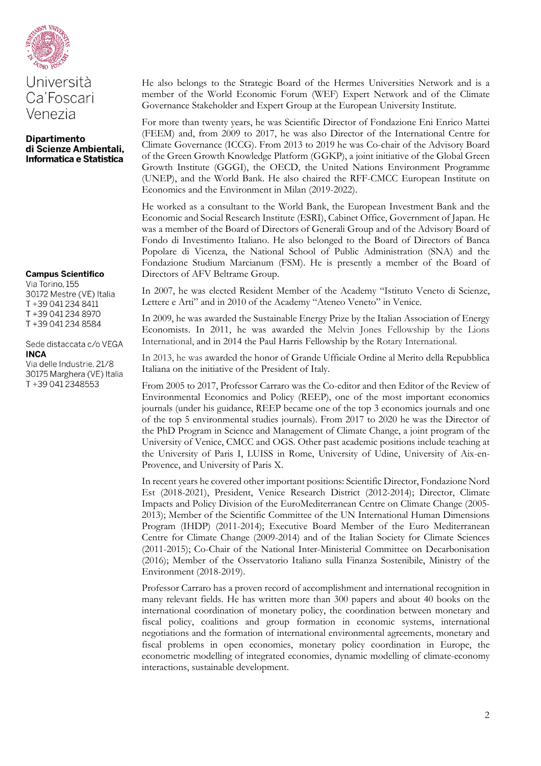He also belongs to the Strategic Board of the Hermes Universities Network and is a member of the World Economic Forum (WEF) Expert Network and of the Climate Governance Stakeholder and Expert Group at the European University Institute.

For more than twenty years, he was Scientific Director of Fondazione Eni Enrico Mattei (FEEM) and, from 2009 to 2017, he was also Director of the International Centre for Climate Governance (ICCG). From 2013 to 2019 he was Co-chair of the Advisory Board of the Green Growth Knowledge Platform (GGKP), a joint initiative of the Global Green Growth Institute (GGGI), the OECD, the United Nations Environment Programme (UNEP), and the World Bank. He also chaired the RFF-CMCC European Institute on Economics and the Environment in Milan (2019-2022).

He worked as a consultant to the World Bank, the European Investment Bank and the Economic and Social Research Institute (ESRI), Cabinet Office, Government of Japan. He was a member of the Board of Directors of Generali Group and of the Advisory Board of Fondo di Investimento Italiano. He also belonged to the Board of Directors of Banca Popolare di Vicenza, the National School of Public Administration (SNA) and the Fondazione Studium Marcianum (FSM). He is presently a member of the Board of Directors of AFV Beltrame Group.

In 2007, he was elected Resident Member of the Academy "Istituto Veneto di Scienze, Lettere e Arti" and in 2010 of the Academy "Ateneo Veneto" in Venice.

In 2009, he was awarded the Sustainable Energy Prize by the Italian Association of Energy Economists. In 2011, he was awarded the Melvin Jones Fellowship by the Lions International, and in 2014 the Paul Harris Fellowship by the Rotary International.

In 2013, he was awarded the honor of Grande Ufficiale Ordine al Merito della Repubblica Italiana on the initiative of the President of Italy.

From 2005 to 2017, Professor Carraro was the Co-editor and then Editor of the Review of Environmental Economics and Policy (REEP), one of the most important economics journals (under his guidance, REEP became one of the top 3 economics journals and one of the top 5 environmental studies journals). From 2017 to 2020 he was the Director of the PhD Program in Science and Management of Climate Change, a joint program of the University of Venice, CMCC and OGS. Other past academic positions include teaching at the University of Paris I, LUISS in Rome, University of Udine, University of Aix-en-Provence, and University of Paris X.

In recent years he covered other important positions: Scientific Director, Fondazione Nord Est (2018-2021), President, Venice Research District (2012-2014); Director, Climate Impacts and Policy Division of the EuroMediterranean Centre on Climate Change (2005-2013); Member of the Scientific Committee of the UN International Human Dimensions Program (IHDP) (2011-2014); Executive Board Member of the Euro Mediterranean Centre for Climate Change (2009-2014) and of the Italian Society for Climate Sciences (2011-2015); Co-Chair of the National Inter-Ministerial Committee on Decarbonisation (2016); Member of the Osservatorio Italiano sulla Finanza Sostenibile, Ministry of the Environment (2018-2019).

Professor Carraro has a proven record of accomplishment and international recognition in many relevant fields. He has written more than 300 papers and about 40 books on the international coordination of monetary policy, the coordination between monetary and fiscal policy, coalitions and group formation in economic systems, international negotiations and the formation of international environmental agreements, monetary and fiscal problems in open economies, monetary policy coordination in Europe, the econometric modelling of integrated economies, dynamic modelling of climate-economy interactions, sustainable development.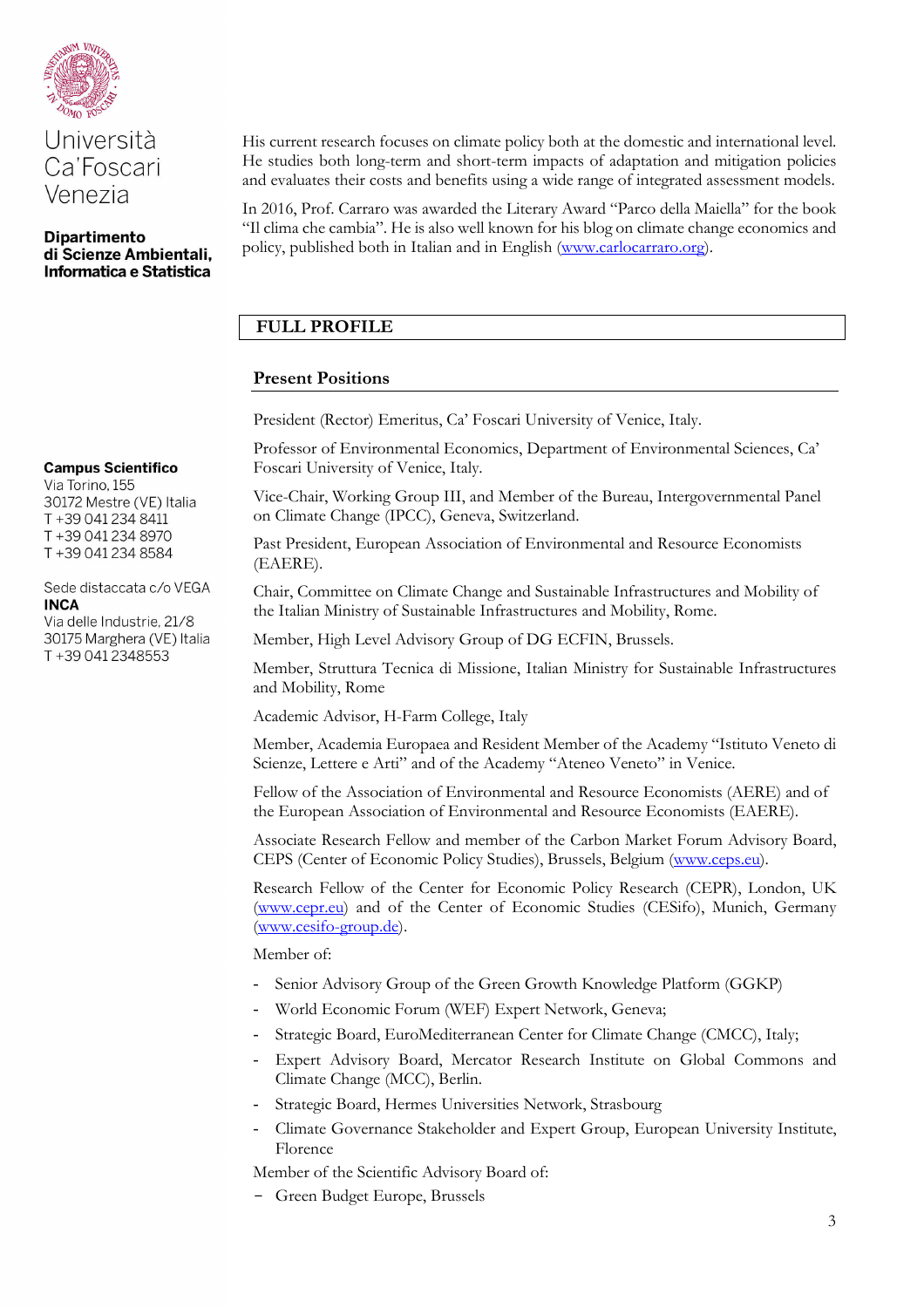His current research focuses on climate policy both at the domestic and international level. He studies both long-term and short-term impacts of adaptation and mitigation policies and evaluates their costs and benefits using a wide range of integrated assessment models.

In 2016, Prof. Carraro was awarded the Literary Award "Parco della Maiella" for the book "Il clima che cambia". He is also well known for his blog on climate change economics and policy, published both in Italian and in English (www.carlocarraro.org).

## FULL PROFILE

### Present Positions

President (Rector) Emeritus, Ca' Foscari University of Venice, Italy.

Professor of Environmental Economics, Department of Environmental Sciences, Ca' Foscari University of Venice, Italy.

Vice-Chair, Working Group III, and Member of the Bureau, Intergovernmental Panel on Climate Change (IPCC), Geneva, Switzerland.

Past President, European Association of Environmental and Resource Economists (EAERE).

Chair, Committee on Climate Change and Sustainable Infrastructures and Mobility of the Italian Ministry of Sustainable Infrastructures and Mobility, Rome.

Member, High Level Advisory Group of DG ECFIN, Brussels.

Member, Struttura Tecnica di Missione, Italian Ministry for Sustainable Infrastructures and Mobility, Rome

Academic Advisor, H-Farm College, Italy

Member, Academia Europaea and Resident Member of the Academy "Istituto Veneto di Scienze, Lettere e Arti" and of the Academy "Ateneo Veneto" in Venice.

Fellow of the Association of Environmental and Resource Economists (AERE) and of the European Association of Environmental and Resource Economists (EAERE).

Associate Research Fellow and member of the Carbon Market Forum Advisory Board, CEPS (Center of Economic Policy Studies), Brussels, Belgium (www.ceps.eu).

Research Fellow of the Center for Economic Policy Research (CEPR), London, UK (www.cepr.eu) and of the Center of Economic Studies (CESifo), Munich, Germany (www.cesifo-group.de).

Member of:

- Senior Advisory Group of the Green Growth Knowledge Platform (GGKP)
- World Economic Forum (WEF) Expert Network, Geneva;
- Strategic Board, EuroMediterranean Center for Climate Change (CMCC), Italy;
- Expert Advisory Board, Mercator Research Institute on Global Commons and Climate Change (MCC), Berlin.
- Strategic Board, Hermes Universities Network, Strasbourg
- Climate Governance Stakeholder and Expert Group, European University Institute, Florence

Member of the Scientific Advisory Board of:

- Green Budget Europe, Brussels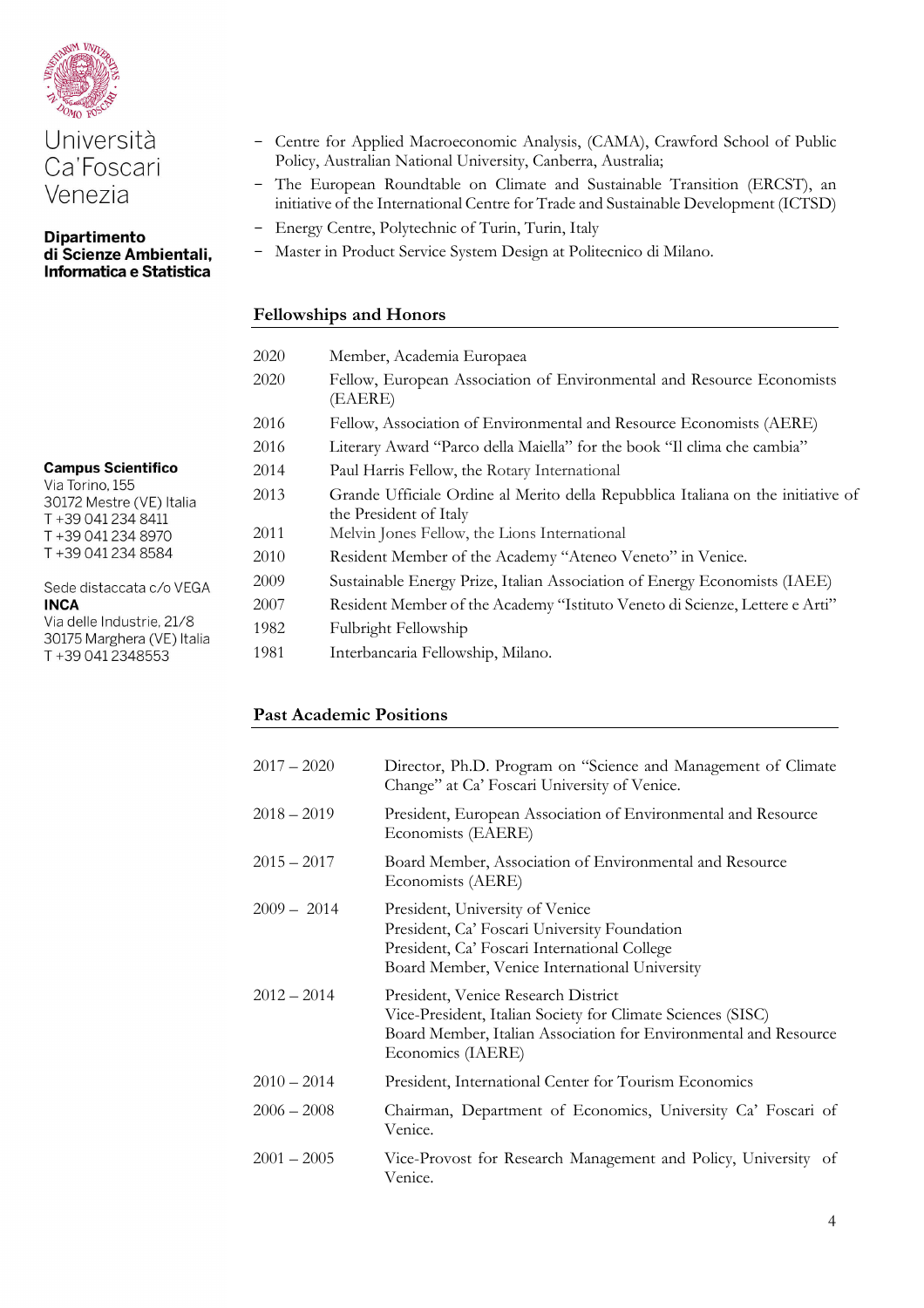- Centre for Applied Macroeconomic Analysis, (CAMA), Crawford School of Public Policy, Australian National University, Canberra, Australia;
- The European Roundtable on Climate and Sustainable Transition (ERCST), an initiative of the International Centre for Trade and Sustainable Development (ICTSD)
- Energy Centre, Polytechnic of Turin, Turin, Italy
- Master in Product Service System Design at Politecnico di Milano.

## Fellowships and Honors

| | |
|---|---|
| 2020 | Member, Academia Europaea |
| 2020 | Fellow, European Association of Environmental and Resource Economists (EAERE) |
| 2016 | Fellow, Association of Environmental and Resource Economists (AERE) |
| 2016 | Literary Award "Parco della Maiella" for the book "Il clima che cambia" |
| 2014 | Paul Harris Fellow, the Rotary International |
| 2013 | Grande Ufficiale Ordine al Merito della Repubblica Italiana on the initiative of the President of Italy |
| 2011 | Melvin Jones Fellow, the Lions International |
| 2010 | Resident Member of the Academy "Ateneo Veneto" in Venice. |
| 2009 | Sustainable Energy Prize, Italian Association of Energy Economists (IAEE) |
| 2007 | Resident Member of the Academy "Istituto Veneto di Scienze, Lettere e Arti" |
| 1982 | Fulbright Fellowship |
| 1981 | Interbancaria Fellowship, Milano. |

## Past Academic Positions

| | |
|---|---|
| 2017 – 2020 | Director, Ph.D. Program on "Science and Management of Climate Change" at Ca' Foscari University of Venice. |
| 2018 – 2019 | President, European Association of Environmental and Resource Economists (EAERE) |
| 2015 – 2017 | Board Member, Association of Environmental and Resource Economists (AERE) |
| 2009 – 2014 | President, University of Venice<br>President, Ca' Foscari University Foundation<br>President, Ca' Foscari International College<br>Board Member, Venice International University |
| 2012 – 2014 | President, Venice Research District<br>Vice-President, Italian Society for Climate Sciences (SISC)<br>Board Member, Italian Association for Environmental and Resource Economics (IAERE) |
| 2010 – 2014 | President, International Center for Tourism Economics |
| 2006 – 2008 | Chairman, Department of Economics, University Ca' Foscari of Venice. |
| 2001 – 2005 | Vice-Provost for Research Management and Policy, University of Venice. |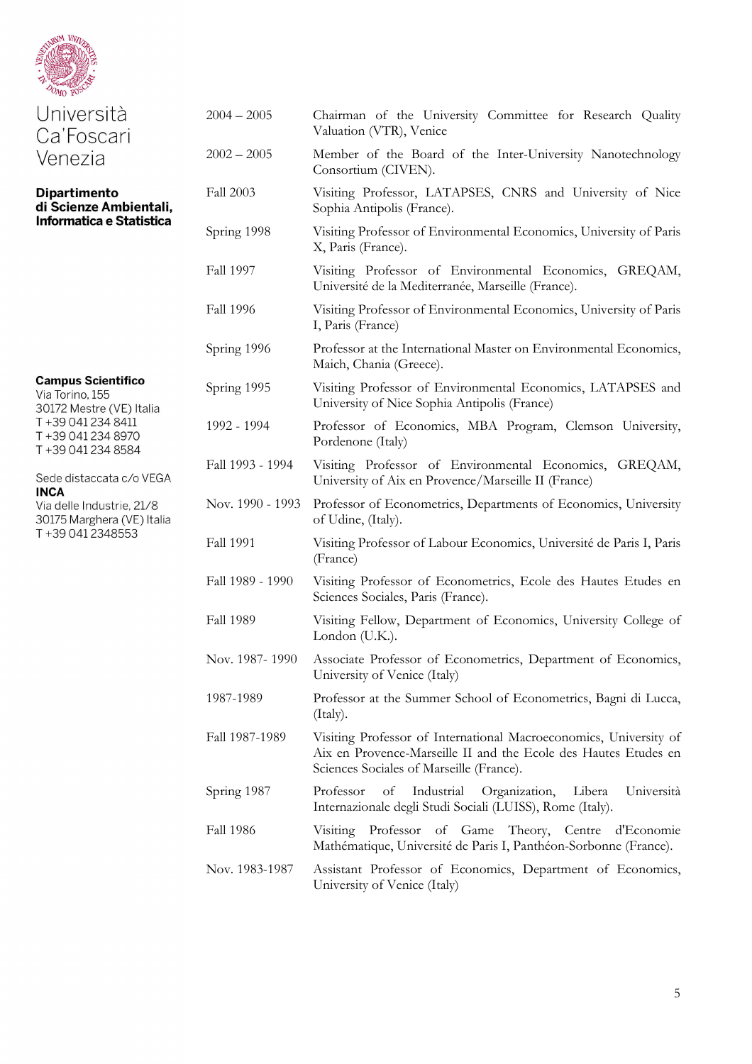| | |
|---|---|
| 2004 – 2005 | Chairman of the University Committee for Research Quality Valuation (VTR), Venice |
| 2002 – 2005 | Member of the Board of the Inter-University Nanotechnology Consortium (CIVEN). |
| Fall 2003 | Visiting Professor, LATAPSES, CNRS and University of Nice Sophia Antipolis (France). |
| Spring 1998 | Visiting Professor of Environmental Economics, University of Paris X, Paris (France). |
| Fall 1997 | Visiting Professor of Environmental Economics, GREQAM, Université de la Mediterranée, Marseille (France). |
| Fall 1996 | Visiting Professor of Environmental Economics, University of Paris I, Paris (France) |
| Spring 1996 | Professor at the International Master on Environmental Economics, Maich, Chania (Greece). |
| Spring 1995 | Visiting Professor of Environmental Economics, LATAPSES and University of Nice Sophia Antipolis (France) |
| 1992 - 1994 | Professor of Economics, MBA Program, Clemson University, Pordenone (Italy) |
| Fall 1993 - 1994 | Visiting Professor of Environmental Economics, GREQAM, University of Aix en Provence/Marseille II (France) |
| Nov. 1990 - 1993 | Professor of Econometrics, Departments of Economics, University of Udine, (Italy). |
| Fall 1991 | Visiting Professor of Labour Economics, Université de Paris I, Paris (France) |
| Fall 1989 - 1990 | Visiting Professor of Econometrics, Ecole des Hautes Etudes en Sciences Sociales, Paris (France). |
| Fall 1989 | Visiting Fellow, Department of Economics, University College of London (U.K.). |
| Nov. 1987- 1990 | Associate Professor of Econometrics, Department of Economics, University of Venice (Italy) |
| 1987-1989 | Professor at the Summer School of Econometrics, Bagni di Lucca, (Italy). |
| Fall 1987-1989 | Visiting Professor of International Macroeconomics, University of Aix en Provence-Marseille II and the Ecole des Hautes Etudes en Sciences Sociales of Marseille (France). |
| Spring 1987 | Professor of Industrial Organization, Libera Università Internazionale degli Studi Sociali (LUISS), Rome (Italy). |
| Fall 1986 | Visiting Professor of Game Theory, Centre d'Economie Mathématique, Université de Paris I, Panthéon-Sorbonne (France). |
| Nov. 1983-1987 | Assistant Professor of Economics, Department of Economics, University of Venice (Italy) |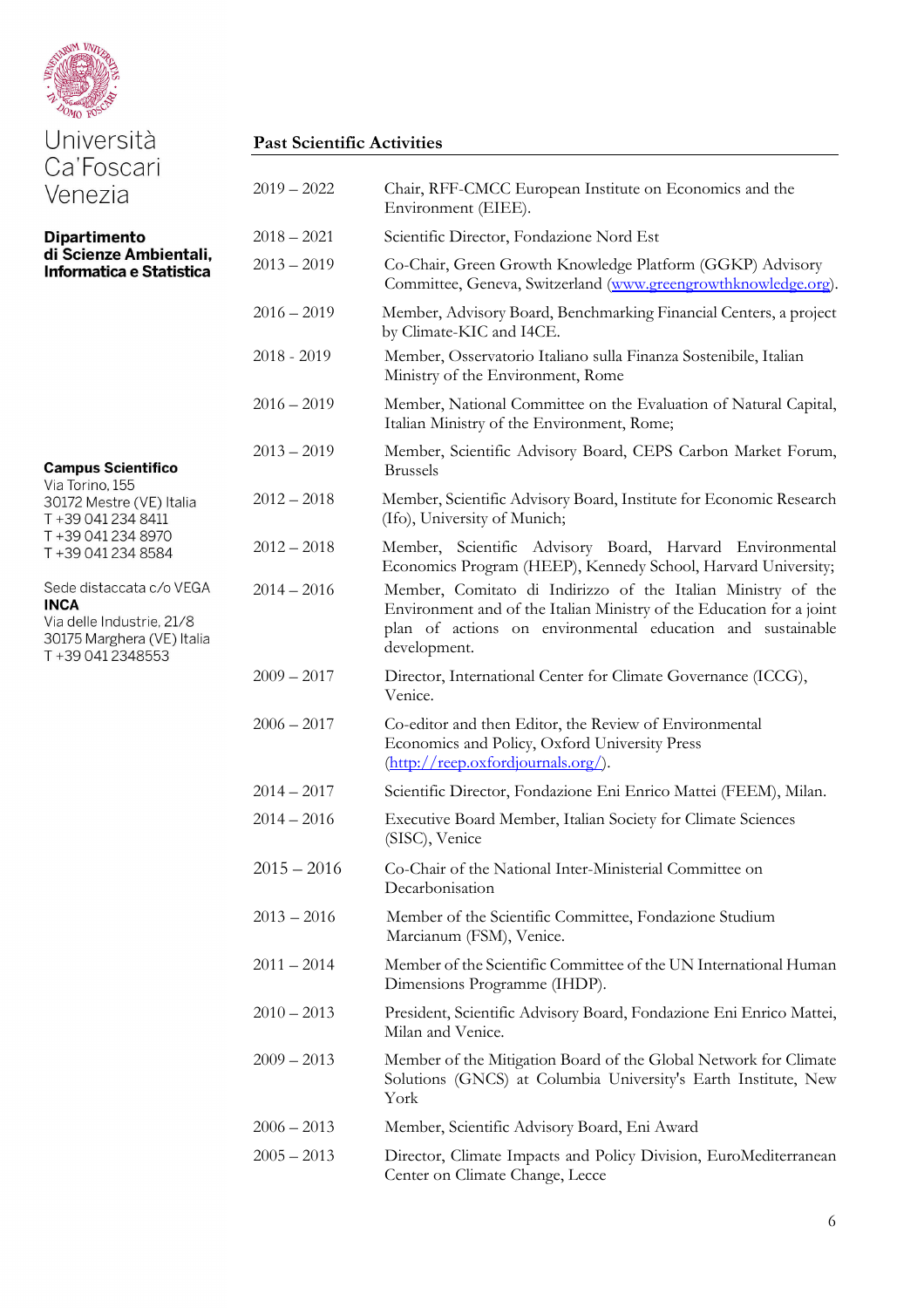## Past Scientific Activities

| | |
|---|---|
| 2019 – 2022 | Chair, RFF-CMCC European Institute on Economics and the Environment (EIEE). |
| 2018 – 2021 | Scientific Director, Fondazione Nord Est |
| 2013 – 2019 | Co-Chair, Green Growth Knowledge Platform (GGKP) Advisory Committee, Geneva, Switzerland (www.greengrowthknowledge.org). |
| 2016 – 2019 | Member, Advisory Board, Benchmarking Financial Centers, a project by Climate-KIC and I4CE. |
| 2018 - 2019 | Member, Osservatorio Italiano sulla Finanza Sostenibile, Italian Ministry of the Environment, Rome |
| 2016 – 2019 | Member, National Committee on the Evaluation of Natural Capital, Italian Ministry of the Environment, Rome; |
| 2013 – 2019 | Member, Scientific Advisory Board, CEPS Carbon Market Forum, Brussels |
| 2012 – 2018 | Member, Scientific Advisory Board, Institute for Economic Research (Ifo), University of Munich; |
| 2012 – 2018 | Member, Scientific Advisory Board, Harvard Environmental Economics Program (HEEP), Kennedy School, Harvard University; |
| 2014 – 2016 | Member, Comitato di Indirizzo of the Italian Ministry of the Environment and of the Italian Ministry of the Education for a joint plan of actions on environmental education and sustainable development. |
| 2009 – 2017 | Director, International Center for Climate Governance (ICCG), Venice. |
| 2006 – 2017 | Co-editor and then Editor, the Review of Environmental Economics and Policy, Oxford University Press (http://reep.oxfordjournals.org/). |
| 2014 – 2017 | Scientific Director, Fondazione Eni Enrico Mattei (FEEM), Milan. |
| 2014 – 2016 | Executive Board Member, Italian Society for Climate Sciences (SISC), Venice |
| 2015 – 2016 | Co-Chair of the National Inter-Ministerial Committee on Decarbonisation |
| 2013 – 2016 | Member of the Scientific Committee, Fondazione Studium Marcianum (FSM), Venice. |
| 2011 – 2014 | Member of the Scientific Committee of the UN International Human Dimensions Programme (IHDP). |
| 2010 – 2013 | President, Scientific Advisory Board, Fondazione Eni Enrico Mattei, Milan and Venice. |
| 2009 – 2013 | Member of the Mitigation Board of the Global Network for Climate Solutions (GNCS) at Columbia University's Earth Institute, New York |
| 2006 – 2013 | Member, Scientific Advisory Board, Eni Award |
| 2005 – 2013 | Director, Climate Impacts and Policy Division, EuroMediterranean Center on Climate Change, Lecce |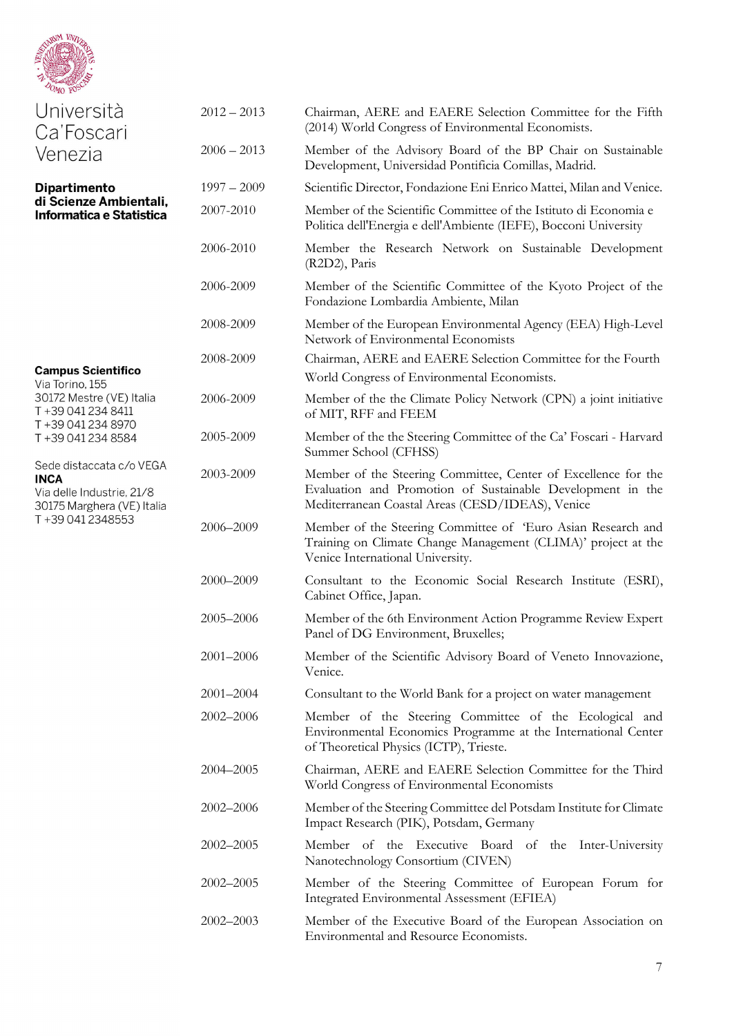| | |
|---|---|
| 2012 – 2013 | Chairman, AERE and EAERE Selection Committee for the Fifth (2014) World Congress of Environmental Economists. |
| 2006 – 2013 | Member of the Advisory Board of the BP Chair on Sustainable Development, Universidad Pontificia Comillas, Madrid. |
| 1997 – 2009 | Scientific Director, Fondazione Eni Enrico Mattei, Milan and Venice. |
| 2007-2010 | Member of the Scientific Committee of the Istituto di Economia e Politica dell'Energia e dell'Ambiente (IEFE), Bocconi University |
| 2006-2010 | Member the Research Network on Sustainable Development (R2D2), Paris |
| 2006-2009 | Member of the Scientific Committee of the Kyoto Project of the Fondazione Lombardia Ambiente, Milan |
| 2008-2009 | Member of the European Environmental Agency (EEA) High-Level Network of Environmental Economists |
| 2008-2009 | Chairman, AERE and EAERE Selection Committee for the Fourth World Congress of Environmental Economists. |
| 2006-2009 | Member of the the Climate Policy Network (CPN) a joint initiative of MIT, RFF and FEEM |
| 2005-2009 | Member of the the Steering Committee of the Ca' Foscari - Harvard Summer School (CFHSS) |
| 2003-2009 | Member of the Steering Committee, Center of Excellence for the Evaluation and Promotion of Sustainable Development in the Mediterranean Coastal Areas (CESD/IDEAS), Venice |
| 2006–2009 | Member of the Steering Committee of 'Euro Asian Research and Training on Climate Change Management (CLIMA)' project at the Venice International University. |
| 2000–2009 | Consultant to the Economic Social Research Institute (ESRI), Cabinet Office, Japan. |
| 2005–2006 | Member of the 6th Environment Action Programme Review Expert Panel of DG Environment, Bruxelles; |
| 2001–2006 | Member of the Scientific Advisory Board of Veneto Innovazione, Venice. |
| 2001–2004 | Consultant to the World Bank for a project on water management |
| 2002–2006 | Member of the Steering Committee of the Ecological and Environmental Economics Programme at the International Center of Theoretical Physics (ICTP), Trieste. |
| 2004–2005 | Chairman, AERE and EAERE Selection Committee for the Third World Congress of Environmental Economists |
| 2002–2006 | Member of the Steering Committee del Potsdam Institute for Climate Impact Research (PIK), Potsdam, Germany |
| 2002–2005 | Member of the Executive Board of the Inter-University Nanotechnology Consortium (CIVEN) |
| 2002–2005 | Member of the Steering Committee of European Forum for Integrated Environmental Assessment (EFIEA) |
| 2002–2003 | Member of the Executive Board of the European Association on Environmental and Resource Economists. |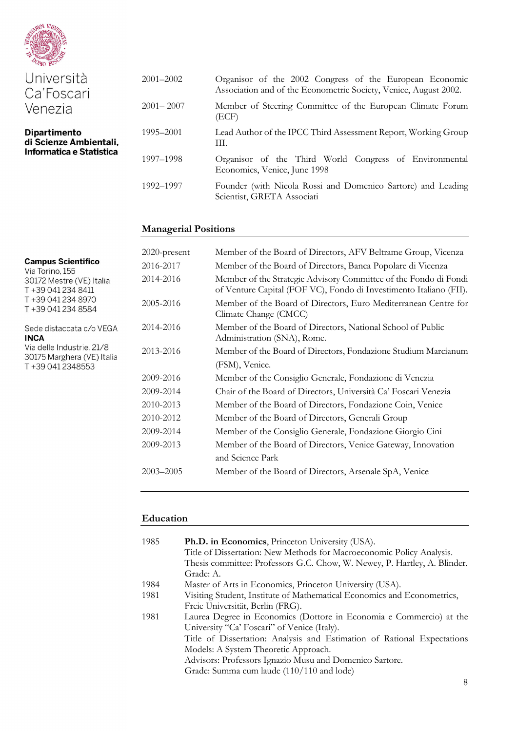| | |
|---|---|
| 2001–2002 | Organisor of the 2002 Congress of the European Economic Association and of the Econometric Society, Venice, August 2002. |
| 2001– 2007 | Member of Steering Committee of the European Climate Forum (ECF) |
| 1995–2001 | Lead Author of the IPCC Third Assessment Report, Working Group III. |
| 1997–1998 | Organisor of the Third World Congress of Environmental Economics, Venice, June 1998 |
| 1992–1997 | Founder (with Nicola Rossi and Domenico Sartore) and Leading Scientist, GRETA Associati |

## Managerial Positions

| | |
|---|---|
| 2020-present | Member of the Board of Directors, AFV Beltrame Group, Vicenza |
| 2016-2017 | Member of the Board of Directors, Banca Popolare di Vicenza |
| 2014-2016 | Member of the Strategic Advisory Committee of the Fondo di Fondi of Venture Capital (FOF VC), Fondo di Investimento Italiano (FII). |
| 2005-2016 | Member of the Board of Directors, Euro Mediterranean Centre for Climate Change (CMCC) |
| 2014-2016 | Member of the Board of Directors, National School of Public Administration (SNA), Rome. |
| 2013-2016 | Member of the Board of Directors, Fondazione Studium Marcianum (FSM), Venice. |
| 2009-2016 | Member of the Consiglio Generale, Fondazione di Venezia |
| 2009-2014 | Chair of the Board of Directors, Università Ca' Foscari Venezia |
| 2010-2013 | Member of the Board of Directors, Fondazione Coin, Venice |
| 2010-2012 | Member of the Board of Directors, Generali Group |
| 2009-2014 | Member of the Consiglio Generale, Fondazione Giorgio Cini |
| 2009-2013 | Member of the Board of Directors, Venice Gateway, Innovation and Science Park |
| 2003–2005 | Member of the Board of Directors, Arsenale SpA, Venice |

## Education

| | |
|---|---|
| 1985 | **Ph.D. in Economics**, Princeton University (USA). Title of Dissertation: New Methods for Macroeconomic Policy Analysis. Thesis committee: Professors G.C. Chow, W. Newey, P. Hartley, A. Blinder. Grade: A. |
| 1984 | Master of Arts in Economics, Princeton University (USA). |
| 1981 | Visiting Student, Institute of Mathematical Economics and Econometrics, Freie Universität, Berlin (FRG). |
| 1981 | Laurea Degree in Economics (Dottore in Economia e Commercio) at the University "Ca' Foscari" of Venice (Italy). Title of Dissertation: Analysis and Estimation of Rational Expectations Models: A System Theoretic Approach. Advisors: Professors Ignazio Musu and Domenico Sartore. Grade: Summa cum laude (110/110 and lode) |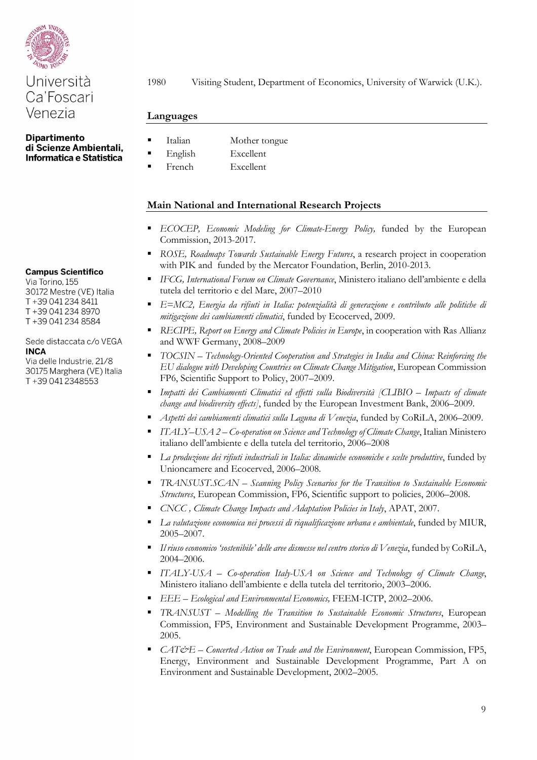Università Ca'Foscari Venezia

**Dipartimento di Scienze Ambientali, Informatica e Statistica**

**Campus Scientifico**
Via Torino, 155
30172 Mestre (VE) Italia
T +39 041 234 8411
T +39 041 234 8970
T +39 041 234 8584

Sede distaccata c/o VEGA
**INCA**
Via delle Industrie, 21/8
30175 Marghera (VE) Italia
T +39 041 2348553

1980 Visiting Student, Department of Economics, University of Warwick (U.K.).

## Languages

- Italian — Mother tongue
- English — Excellent
- French — Excellent

## Main National and International Research Projects

- *ECOCEP, Economic Modeling for Climate-Energy Policy,* funded by the European Commission, 2013-2017.
- *ROSE, Roadmaps Towards Sustainable Energy Futures*, a research project in cooperation with PIK and funded by the Mercator Foundation, Berlin, 2010-2013.
- *IFCG, International Forum on Climate Governance*, Ministero italiano dell'ambiente e della tutela del territorio e del Mare, 2007–2010
- *E=MC2, Energia da rifiuti in Italia: potenzialità di generazione e contributo alle politiche di mitigazione dei cambiamenti climatici*, funded by Ecocerved, 2009.
- *RECIPE, Report on Energy and Climate Policies in Europe*, in cooperation with Ras Allianz and WWF Germany, 2008–2009
- *TOCSIN – Technology-Oriented Cooperation and Strategies in India and China: Reinforcing the EU dialogue with Developing Countries on Climate Change Mitigation*, European Commission FP6, Scientific Support to Policy, 2007–2009.
- *Impatti dei Cambiamenti Climatici ed effetti sulla Biodiversità [CLIBIO – Impacts of climate change and biodiversity effects]*, funded by the European Investment Bank, 2006–2009.
- *Aspetti dei cambiamenti climatici sulla Laguna di Venezia*, funded by CoRiLA, 2006–2009.
- *ITALY–USA 2 – Co-operation on Science and Technology of Climate Change*, Italian Ministero italiano dell'ambiente e della tutela del territorio, 2006–2008
- *La produzione dei rifiuti industriali in Italia: dinamiche economiche e scelte produttive*, funded by Unioncamere and Ecocerved, 2006–2008.
- *TRANSUST.SCAN – Scanning Policy Scenarios for the Transition to Sustainable Economic Structures*, European Commission, FP6, Scientific support to policies, 2006–2008.
- *CNCC , Climate Change Impacts and Adaptation Policies in Italy*, APAT, 2007.
- *La valutazione economica nei processi di riqualificazione urbana e ambientale*, funded by MIUR, 2005–2007.
- *Il riuso economico 'sostenibile' delle aree dismesse nel centro storico di Venezia*, funded by CoRiLA, 2004–2006.
- *ITALY-USA – Co-operation Italy-USA on Science and Technology of Climate Change*, Ministero italiano dell'ambiente e della tutela del territorio, 2003–2006.
- *EEE – Ecological and Environmental Economics,* FEEM-ICTP, 2002–2006.
- *TRANSUST – Modelling the Transition to Sustainable Economic Structures*, European Commission, FP5, Environment and Sustainable Development Programme, 2003–2005.
- *CAT&E – Concerted Action on Trade and the Environment*, European Commission, FP5, Energy, Environment and Sustainable Development Programme, Part A on Environment and Sustainable Development, 2002–2005.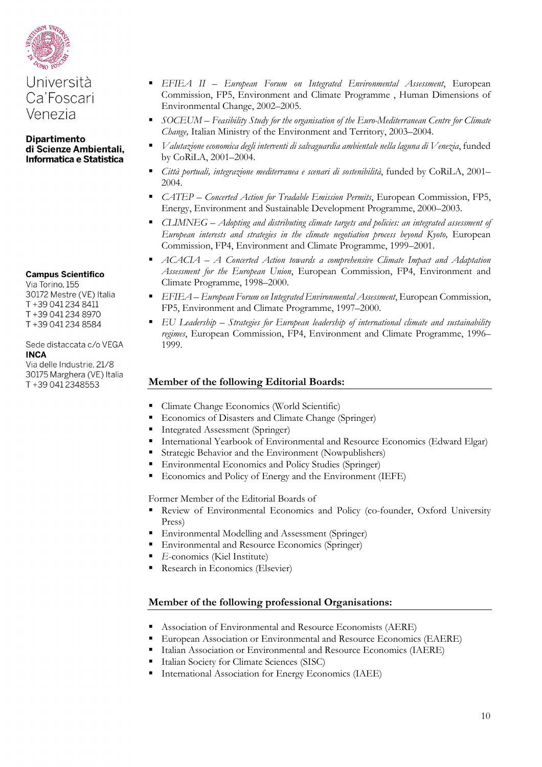- *EFIEA II – European Forum on Integrated Environmental Assessment*, European Commission, FP5, Environment and Climate Programme , Human Dimensions of Environmental Change, 2002–2005.
- *SOCEUM – Feasibility Study for the organisation of the Euro-Mediterranean Centre for Climate Change,* Italian Ministry of the Environment and Territory, 2003–2004.
- *Valutazione economica degli interventi di salvaguardia ambientale nella laguna di Venezia*, funded by CoRiLA, 2001–2004.
- *Città portuali, integrazione mediterranea e scenari di sostenibilità*, funded by CoRiLA, 2001–2004.
- *CATEP – Concerted Action for Tradable Emission Permits*, European Commission, FP5, Energy, Environment and Sustainable Development Programme, 2000–2003.
- *CLIMNEG – Adopting and distributing climate targets and policies: an integrated assessment of European interests and strategies in the climate negotiation process beyond Kyoto,* European Commission, FP4, Environment and Climate Programme, 1999–2001.
- *ACACIA – A Concerted Action towards a comprehensive Climate Impact and Adaptation Assessment for the European Union*, European Commission, FP4, Environment and Climate Programme, 1998–2000.
- *EFIEA – European Forum on Integrated Environmental Assessment*, European Commission, FP5, Environment and Climate Programme, 1997–2000.
- *EU Leadership – Strategies for European leadership of international climate and sustainability regimes*, European Commission, FP4, Environment and Climate Programme, 1996–1999.

## Member of the following Editorial Boards:

- Climate Change Economics (World Scientific)
- Economics of Disasters and Climate Change (Springer)
- Integrated Assessment (Springer)
- International Yearbook of Environmental and Resource Economics (Edward Elgar)
- Strategic Behavior and the Environment (Nowpublishers)
- Environmental Economics and Policy Studies (Springer)
- Economics and Policy of Energy and the Environment (IEFE)

Former Member of the Editorial Boards of

- Review of Environmental Economics and Policy (co-founder, Oxford University Press)
- Environmental Modelling and Assessment (Springer)
- Environmental and Resource Economics (Springer)
- *E*-conomics (Kiel Institute)
- Research in Economics (Elsevier)

## Member of the following professional Organisations:

- Association of Environmental and Resource Economists (AERE)
- European Association or Environmental and Resource Economics (EAERE)
- Italian Association or Environmental and Resource Economics (IAERE)
- Italian Society for Climate Sciences (SISC)
- International Association for Energy Economics (IAEE)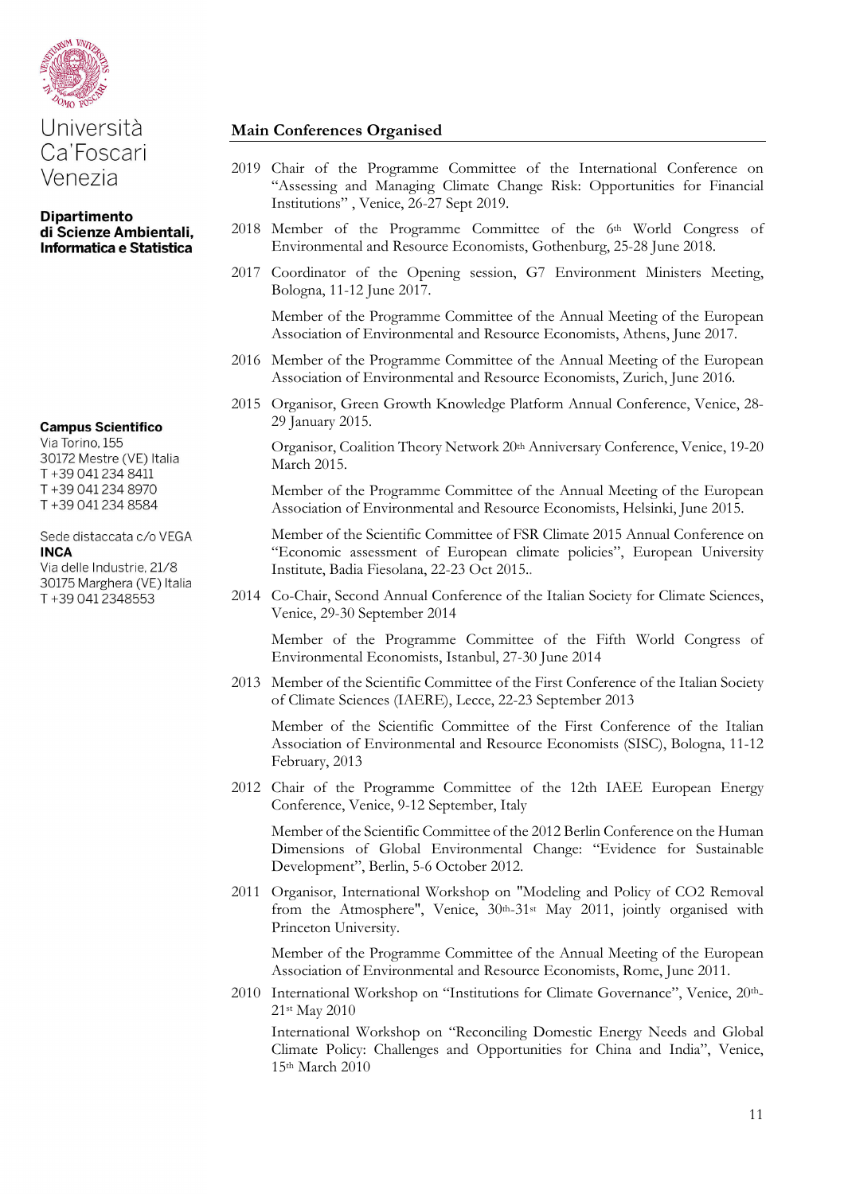Università Ca'Foscari Venezia

**Dipartimento di Scienze Ambientali, Informatica e Statistica**

**Campus Scientifico**
Via Torino, 155
30172 Mestre (VE) Italia
T +39 041 234 8411
T +39 041 234 8970
T +39 041 234 8584

Sede distaccata c/o VEGA
**INCA**
Via delle Industrie, 21/8
30175 Marghera (VE) Italia
T +39 041 2348553

## Main Conferences Organised

2019 Chair of the Programme Committee of the International Conference on "Assessing and Managing Climate Change Risk: Opportunities for Financial Institutions" , Venice, 26-27 Sept 2019.

2018 Member of the Programme Committee of the 6th World Congress of Environmental and Resource Economists, Gothenburg, 25-28 June 2018.

2017 Coordinator of the Opening session, G7 Environment Ministers Meeting, Bologna, 11-12 June 2017.

Member of the Programme Committee of the Annual Meeting of the European Association of Environmental and Resource Economists, Athens, June 2017.

2016 Member of the Programme Committee of the Annual Meeting of the European Association of Environmental and Resource Economists, Zurich, June 2016.

2015 Organisor, Green Growth Knowledge Platform Annual Conference, Venice, 28-29 January 2015.

Organisor, Coalition Theory Network 20th Anniversary Conference, Venice, 19-20 March 2015.

Member of the Programme Committee of the Annual Meeting of the European Association of Environmental and Resource Economists, Helsinki, June 2015.

Member of the Scientific Committee of FSR Climate 2015 Annual Conference on "Economic assessment of European climate policies", European University Institute, Badia Fiesolana, 22-23 Oct 2015..

2014 Co-Chair, Second Annual Conference of the Italian Society for Climate Sciences, Venice, 29-30 September 2014

Member of the Programme Committee of the Fifth World Congress of Environmental Economists, Istanbul, 27-30 June 2014

2013 Member of the Scientific Committee of the First Conference of the Italian Society of Climate Sciences (IAERE), Lecce, 22-23 September 2013

Member of the Scientific Committee of the First Conference of the Italian Association of Environmental and Resource Economists (SISC), Bologna, 11-12 February, 2013

2012 Chair of the Programme Committee of the 12th IAEE European Energy Conference, Venice, 9-12 September, Italy

Member of the Scientific Committee of the 2012 Berlin Conference on the Human Dimensions of Global Environmental Change: "Evidence for Sustainable Development", Berlin, 5-6 October 2012.

2011 Organisor, International Workshop on "Modeling and Policy of CO2 Removal from the Atmosphere", Venice, 30th-31st May 2011, jointly organised with Princeton University.

Member of the Programme Committee of the Annual Meeting of the European Association of Environmental and Resource Economists, Rome, June 2011.

2010 International Workshop on "Institutions for Climate Governance", Venice, 20th-21st May 2010

International Workshop on "Reconciling Domestic Energy Needs and Global Climate Policy: Challenges and Opportunities for China and India", Venice, 15th March 2010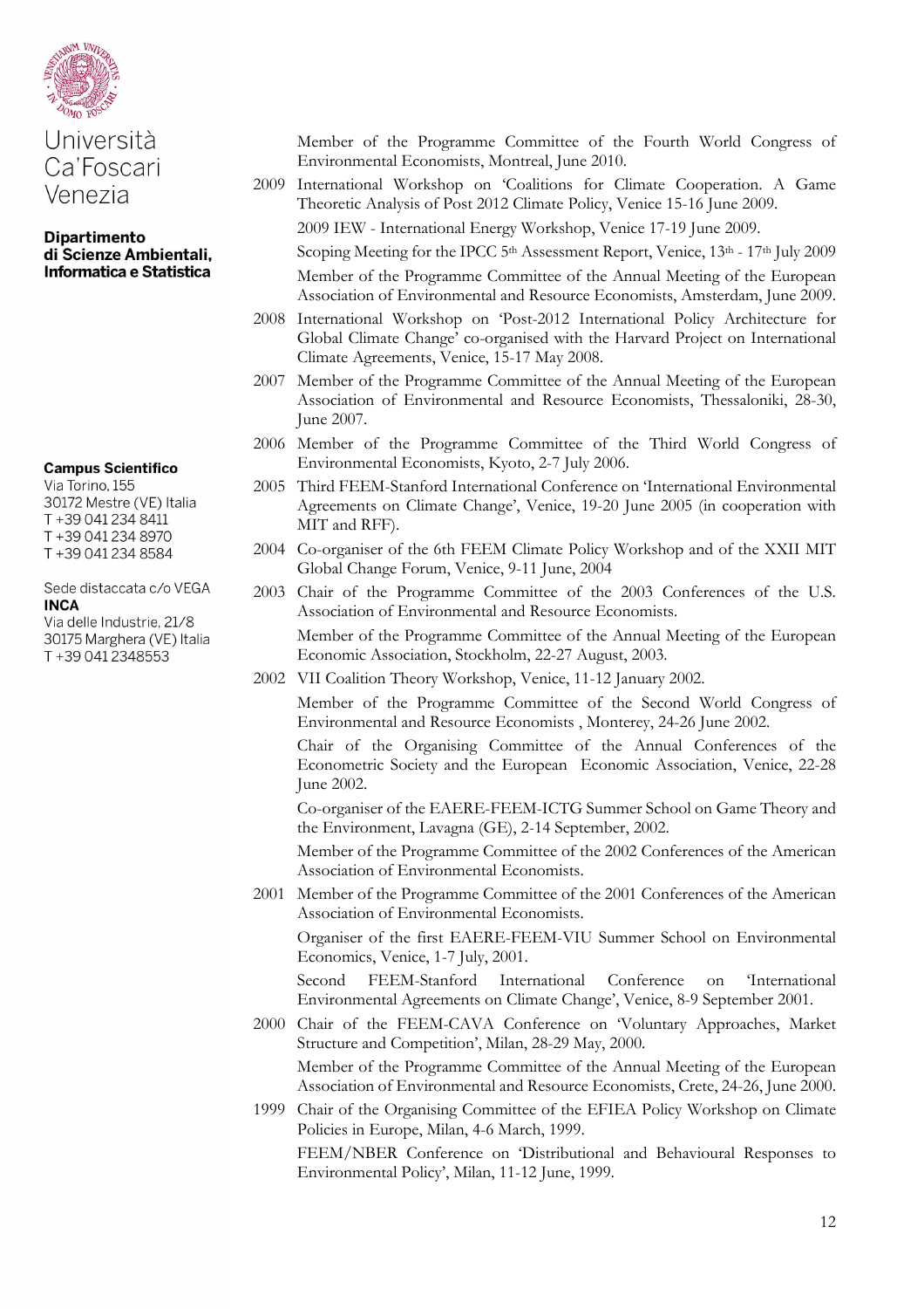Member of the Programme Committee of the Fourth World Congress of Environmental Economists, Montreal, June 2010.

2009 International Workshop on 'Coalitions for Climate Cooperation. A Game Theoretic Analysis of Post 2012 Climate Policy, Venice 15-16 June 2009.

2009 IEW - International Energy Workshop, Venice 17-19 June 2009.

Scoping Meeting for the IPCC 5th Assessment Report, Venice, 13th - 17th July 2009

Member of the Programme Committee of the Annual Meeting of the European Association of Environmental and Resource Economists, Amsterdam, June 2009.

2008 International Workshop on 'Post-2012 International Policy Architecture for Global Climate Change' co-organised with the Harvard Project on International Climate Agreements, Venice, 15-17 May 2008.

2007 Member of the Programme Committee of the Annual Meeting of the European Association of Environmental and Resource Economists, Thessaloniki, 28-30, June 2007.

2006 Member of the Programme Committee of the Third World Congress of Environmental Economists, Kyoto, 2-7 July 2006.

2005 Third FEEM-Stanford International Conference on 'International Environmental Agreements on Climate Change', Venice, 19-20 June 2005 (in cooperation with MIT and RFF).

2004 Co-organiser of the 6th FEEM Climate Policy Workshop and of the XXII MIT Global Change Forum, Venice, 9-11 June, 2004

2003 Chair of the Programme Committee of the 2003 Conferences of the U.S. Association of Environmental and Resource Economists.

Member of the Programme Committee of the Annual Meeting of the European Economic Association, Stockholm, 22-27 August, 2003.

2002 VII Coalition Theory Workshop, Venice, 11-12 January 2002.

Member of the Programme Committee of the Second World Congress of Environmental and Resource Economists , Monterey, 24-26 June 2002.

Chair of the Organising Committee of the Annual Conferences of the Econometric Society and the European Economic Association, Venice, 22-28 June 2002.

Co-organiser of the EAERE-FEEM-ICTG Summer School on Game Theory and the Environment, Lavagna (GE), 2-14 September, 2002.

Member of the Programme Committee of the 2002 Conferences of the American Association of Environmental Economists.

2001 Member of the Programme Committee of the 2001 Conferences of the American Association of Environmental Economists.

Organiser of the first EAERE-FEEM-VIU Summer School on Environmental Economics, Venice, 1-7 July, 2001.

Second FEEM-Stanford International Conference on 'International Environmental Agreements on Climate Change', Venice, 8-9 September 2001.

2000 Chair of the FEEM-CAVA Conference on 'Voluntary Approaches, Market Structure and Competition', Milan, 28-29 May, 2000.

Member of the Programme Committee of the Annual Meeting of the European Association of Environmental and Resource Economists, Crete, 24-26, June 2000.

1999 Chair of the Organising Committee of the EFIEA Policy Workshop on Climate Policies in Europe, Milan, 4-6 March, 1999.

FEEM/NBER Conference on 'Distributional and Behavioural Responses to Environmental Policy', Milan, 11-12 June, 1999.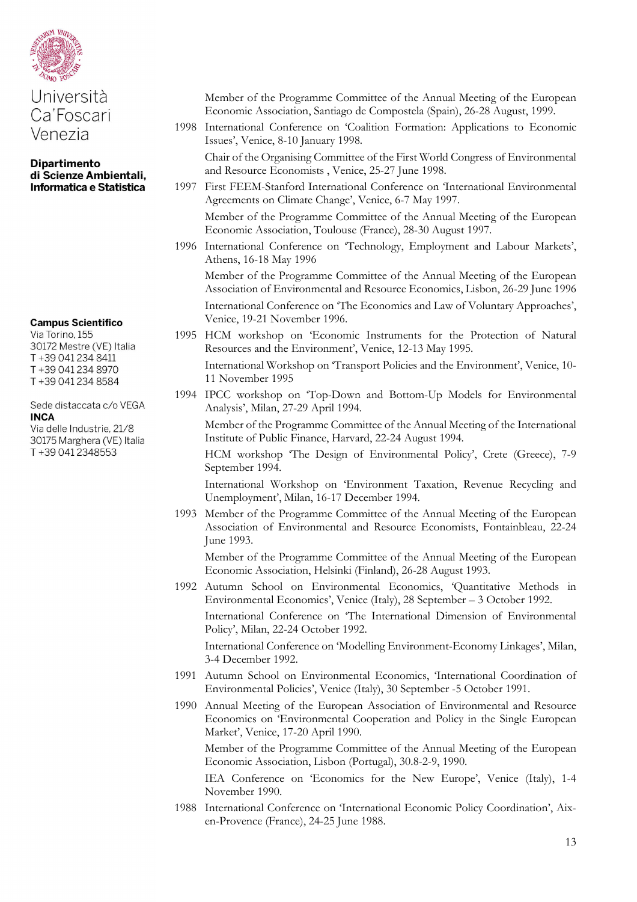Member of the Programme Committee of the Annual Meeting of the European Economic Association, Santiago de Compostela (Spain), 26-28 August, 1999.

1998 International Conference on 'Coalition Formation: Applications to Economic Issues', Venice, 8-10 January 1998.

Chair of the Organising Committee of the First World Congress of Environmental and Resource Economists , Venice, 25-27 June 1998.

1997 First FEEM-Stanford International Conference on 'International Environmental Agreements on Climate Change', Venice, 6-7 May 1997.

Member of the Programme Committee of the Annual Meeting of the European Economic Association, Toulouse (France), 28-30 August 1997.

1996 International Conference on 'Technology, Employment and Labour Markets', Athens, 16-18 May 1996

Member of the Programme Committee of the Annual Meeting of the European Association of Environmental and Resource Economics, Lisbon, 26-29 June 1996

International Conference on 'The Economics and Law of Voluntary Approaches', Venice, 19-21 November 1996.

1995 HCM workshop on 'Economic Instruments for the Protection of Natural Resources and the Environment', Venice, 12-13 May 1995.

International Workshop on 'Transport Policies and the Environment', Venice, 10-11 November 1995

1994 IPCC workshop on 'Top-Down and Bottom-Up Models for Environmental Analysis', Milan, 27-29 April 1994.

Member of the Programme Committee of the Annual Meeting of the International Institute of Public Finance, Harvard, 22-24 August 1994.

HCM workshop 'The Design of Environmental Policy', Crete (Greece), 7-9 September 1994.

International Workshop on 'Environment Taxation, Revenue Recycling and Unemployment', Milan, 16-17 December 1994.

1993 Member of the Programme Committee of the Annual Meeting of the European Association of Environmental and Resource Economists, Fontainbleau, 22-24 June 1993.

Member of the Programme Committee of the Annual Meeting of the European Economic Association, Helsinki (Finland), 26-28 August 1993.

1992 Autumn School on Environmental Economics, 'Quantitative Methods in Environmental Economics', Venice (Italy), 28 September – 3 October 1992.

International Conference on 'The International Dimension of Environmental Policy', Milan, 22-24 October 1992.

International Conference on 'Modelling Environment-Economy Linkages', Milan, 3-4 December 1992.

1991 Autumn School on Environmental Economics, 'International Coordination of Environmental Policies', Venice (Italy), 30 September -5 October 1991.

1990 Annual Meeting of the European Association of Environmental and Resource Economics on 'Environmental Cooperation and Policy in the Single European Market', Venice, 17-20 April 1990.

Member of the Programme Committee of the Annual Meeting of the European Economic Association, Lisbon (Portugal), 30.8-2-9, 1990.

IEA Conference on 'Economics for the New Europe', Venice (Italy), 1-4 November 1990.

1988 International Conference on 'International Economic Policy Coordination', Aix-en-Provence (France), 24-25 June 1988.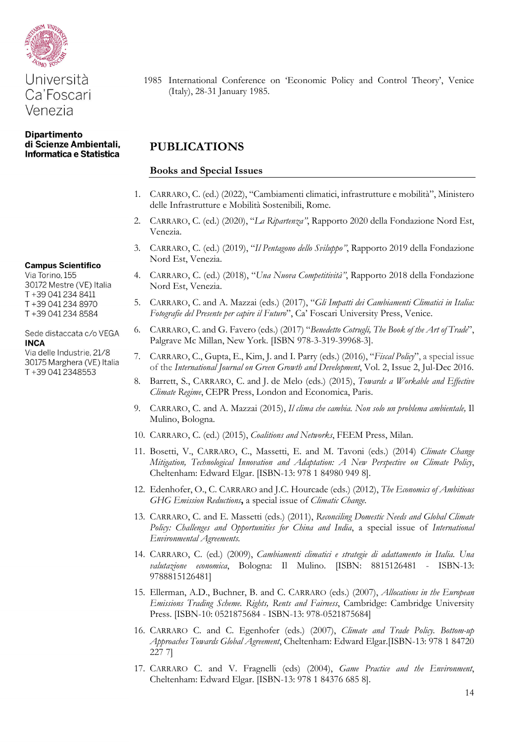1985 International Conference on 'Economic Policy and Control Theory', Venice (Italy), 28-31 January 1985.

## PUBLICATIONS

### Books and Special Issues

1. CARRARO, C. (ed.) (2022), "Cambiamenti climatici, infrastrutture e mobilità", Ministero delle Infrastrutture e Mobilità Sostenibili, Rome.
2. CARRARO, C. (ed.) (2020), "*La Ripartenza"*, Rapporto 2020 della Fondazione Nord Est, Venezia.
3. CARRARO, C. (ed.) (2019), "*Il Pentagono dello Sviluppo"*, Rapporto 2019 della Fondazione Nord Est, Venezia.
4. CARRARO, C. (ed.) (2018), "*Una Nuova Competitività"*, Rapporto 2018 della Fondazione Nord Est, Venezia.
5. CARRARO, C. and A. Mazzai (eds.) (2017), "*Gli Impatti dei Cambiamenti Climatici in Italia: Fotografie del Presente per capire il Futuro*", Ca' Foscari University Press, Venice.
6. CARRARO, C. and G. Favero (eds.) (2017) "*Benedetto Cotrugli, The Book of the Art of Trade*", Palgrave Mc Millan, New York. [ISBN 978-3-319-39968-3].
7. CARRARO, C., Gupta, E., Kim, J. and I. Parry (eds.) (2016), "*Fiscal Policy*", a special issue of the *International Journal on Green Growth and Development*, Vol. 2, Issue 2, Jul-Dec 2016.
8. Barrett, S., CARRARO, C. and J. de Melo (eds.) (2015), *Towards a Workable and Effective Climate Regime*, CEPR Press, London and Economica, Paris.
9. CARRARO, C. and A. Mazzai (2015), *Il clima che cambia. Non solo un problema ambientale,* Il Mulino, Bologna.
10. CARRARO, C. (ed.) (2015), *Coalitions and Networks*, FEEM Press, Milan.
11. Bosetti, V., CARRARO, C., Massetti, E. and M. Tavoni (eds.) (2014) *Climate Change Mitigation, Technological Innovation and Adaptation: A New Perspective on Climate Policy*, Cheltenham: Edward Elgar. [ISBN-13: 978 1 84980 949 8].
12. Edenhofer, O., C. CARRARO and J.C. Hourcade (eds.) (2012), *The Economics of Ambitious GHG Emission Reductions***,** a special issue of *Climatic Change.*
13. CARRARO, C. and E. Massetti (eds.) (2011), *Reconciling Domestic Needs and Global Climate Policy: Challenges and Opportunities for China and India*, a special issue of *International Environmental Agreements.*
14. CARRARO, C. (ed.) (2009), *Cambiamenti climatici e strategie di adattamento in Italia. Una valutazione economica*, Bologna: Il Mulino. [ISBN: 8815126481 - ISBN-13: 9788815126481]
15. Ellerman, A.D., Buchner, B. and C. CARRARO (eds.) (2007), *Allocations in the European Emissions Trading Scheme. Rights, Rents and Fairness*, Cambridge: Cambridge University Press. [ISBN-10: 0521875684 - ISBN-13: 978-0521875684]
16. CARRARO C. and C. Egenhofer (eds.) (2007), *Climate and Trade Policy. Bottom-up Approaches Towards Global Agreement*, Cheltenham: Edward Elgar.[ISBN-13: 978 1 84720 227 7]
17. CARRARO C. and V. Fragnelli (eds) (2004), *Game Practice and the Environment*, Cheltenham: Edward Elgar. [ISBN-13: 978 1 84376 685 8].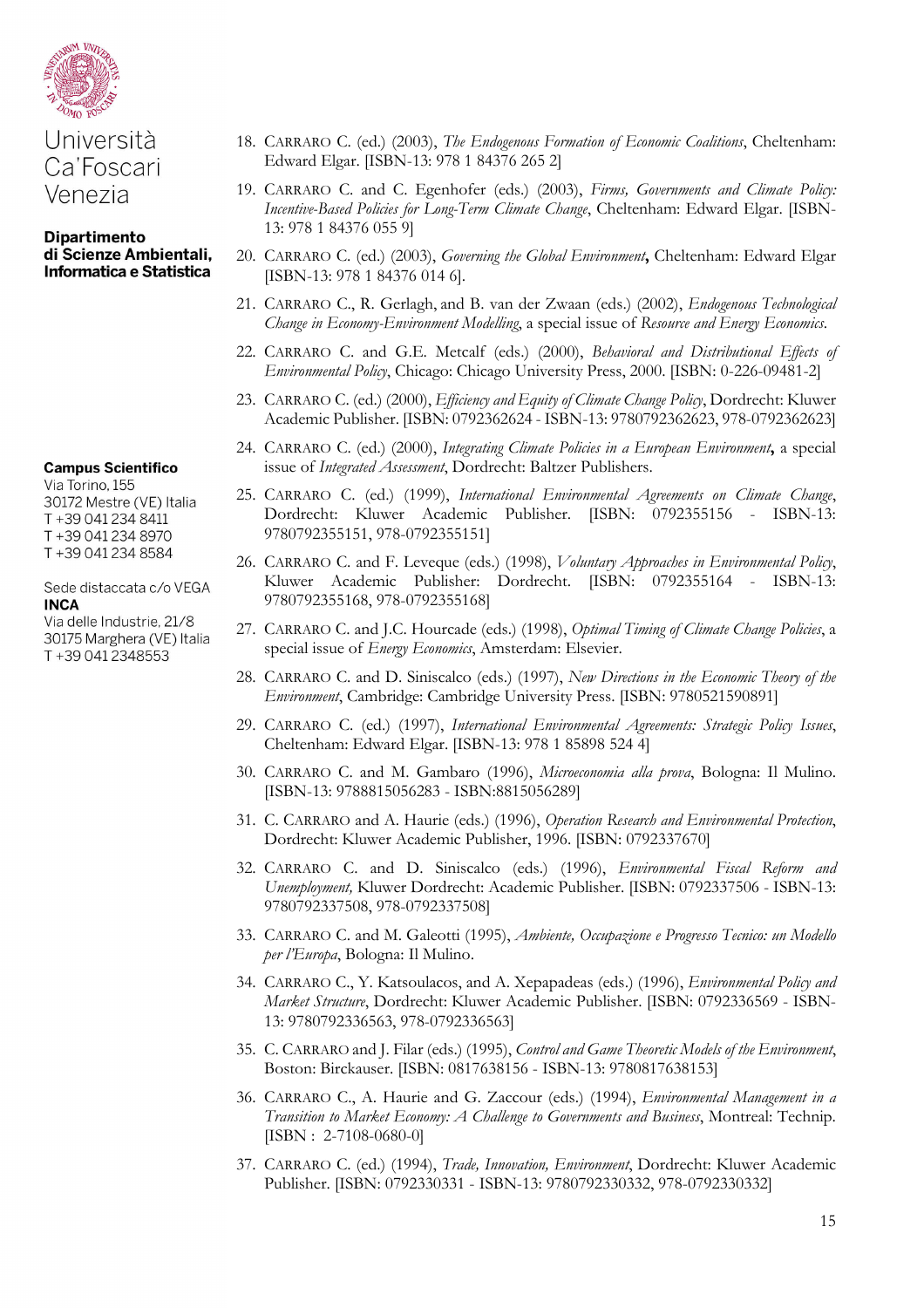18. CARRARO C. (ed.) (2003), *The Endogenous Formation of Economic Coalitions*, Cheltenham: Edward Elgar. [ISBN-13: 978 1 84376 265 2]

19. CARRARO C. and C. Egenhofer (eds.) (2003), *Firms, Governments and Climate Policy: Incentive-Based Policies for Long-Term Climate Change*, Cheltenham: Edward Elgar. [ISBN-13: 978 1 84376 055 9]

20. CARRARO C. (ed.) (2003), *Governing the Global Environment*, Cheltenham: Edward Elgar [ISBN-13: 978 1 84376 014 6].

21. CARRARO C., R. Gerlagh, and B. van der Zwaan (eds.) (2002), *Endogenous Technological Change in Economy-Environment Modelling*, a special issue of *Resource and Energy Economics*.

22. CARRARO C. and G.E. Metcalf (eds.) (2000), *Behavioral and Distributional Effects of Environmental Policy*, Chicago: Chicago University Press, 2000. [ISBN: 0-226-09481-2]

23. CARRARO C. (ed.) (2000), *Efficiency and Equity of Climate Change Policy*, Dordrecht: Kluwer Academic Publisher. [ISBN: 0792362624 - ISBN-13: 9780792362623, 978-0792362623]

24. CARRARO C. (ed.) (2000), *Integrating Climate Policies in a European Environment*, a special issue of *Integrated Assessment*, Dordrecht: Baltzer Publishers.

25. CARRARO C. (ed.) (1999), *International Environmental Agreements on Climate Change*, Dordrecht: Kluwer Academic Publisher. [ISBN: 0792355156 - ISBN-13: 9780792355151, 978-0792355151]

26. CARRARO C. and F. Leveque (eds.) (1998), *Voluntary Approaches in Environmental Policy*, Kluwer Academic Publisher: Dordrecht. [ISBN: 0792355164 - ISBN-13: 9780792355168, 978-0792355168]

27. CARRARO C. and J.C. Hourcade (eds.) (1998), *Optimal Timing of Climate Change Policies*, a special issue of *Energy Economics*, Amsterdam: Elsevier.

28. CARRARO C. and D. Siniscalco (eds.) (1997), *New Directions in the Economic Theory of the Environment*, Cambridge: Cambridge University Press. [ISBN: 9780521590891]

29. CARRARO C. (ed.) (1997), *International Environmental Agreements: Strategic Policy Issues*, Cheltenham: Edward Elgar. [ISBN-13: 978 1 85898 524 4]

30. CARRARO C. and M. Gambaro (1996), *Microeconomia alla prova*, Bologna: Il Mulino. [ISBN-13: 9788815056283 - ISBN:8815056289]

31. C. CARRARO and A. Haurie (eds.) (1996), *Operation Research and Environmental Protection*, Dordrecht: Kluwer Academic Publisher, 1996. [ISBN: 0792337670]

32. CARRARO C. and D. Siniscalco (eds.) (1996), *Environmental Fiscal Reform and Unemployment*, Kluwer Dordrecht: Academic Publisher. [ISBN: 0792337506 - ISBN-13: 9780792337508, 978-0792337508]

33. CARRARO C. and M. Galeotti (1995), *Ambiente, Occupazione e Progresso Tecnico: un Modello per l'Europa*, Bologna: Il Mulino.

34. CARRARO C., Y. Katsoulacos, and A. Xepapadeas (eds.) (1996), *Environmental Policy and Market Structure*, Dordrecht: Kluwer Academic Publisher. [ISBN: 0792336569 - ISBN-13: 9780792336563, 978-0792336563]

35. C. CARRARO and J. Filar (eds.) (1995), *Control and Game Theoretic Models of the Environment*, Boston: Birckauser. [ISBN: 0817638156 - ISBN-13: 9780817638153]

36. CARRARO C., A. Haurie and G. Zaccour (eds.) (1994), *Environmental Management in a Transition to Market Economy: A Challenge to Governments and Business*, Montreal: Technip. [ISBN : 2-7108-0680-0]

37. CARRARO C. (ed.) (1994), *Trade, Innovation, Environment*, Dordrecht: Kluwer Academic Publisher. [ISBN: 0792330331 - ISBN-13: 9780792330332, 978-0792330332]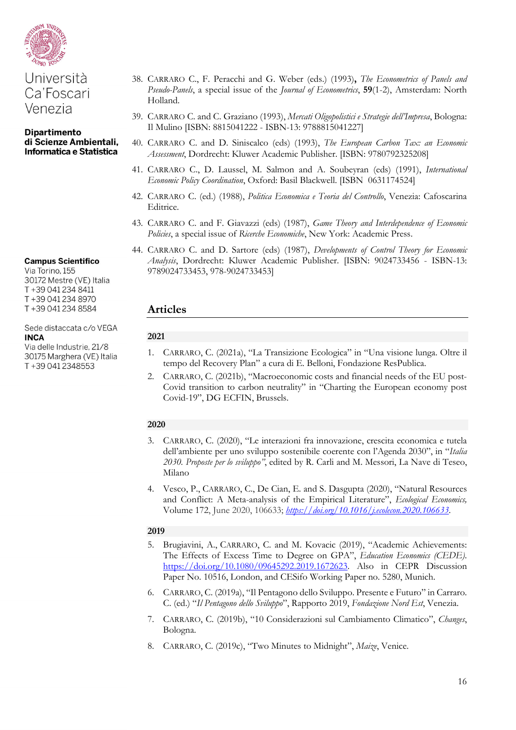Università Ca'Foscari Venezia

**Dipartimento di Scienze Ambientali, Informatica e Statistica**

**Campus Scientifico**
Via Torino, 155
30172 Mestre (VE) Italia
T +39 041 234 8411
T +39 041 234 8970
T +39 041 234 8584

Sede distaccata c/o VEGA
**INCA**
Via delle Industrie, 21/8
30175 Marghera (VE) Italia
T +39 041 2348553

38. CARRARO C., F. Peracchi and G. Weber (eds.) (1993), *The Econometrics of Panels and Pseudo-Panels*, a special issue of the *Journal of Econometrics*, **59**(1-2), Amsterdam: North Holland.
39. CARRARO C. and C. Graziano (1993), *Mercati Oligopolistici e Strategie dell'Impresa*, Bologna: Il Mulino [ISBN: 8815041222 - ISBN-13: 9788815041227]
40. CARRARO C. and D. Siniscalco (eds) (1993), *The European Carbon Tax: an Economic Assessment*, Dordrecht: Kluwer Academic Publisher. [ISBN: 9780792325208]
41. CARRARO C., D. Laussel, M. Salmon and A. Soubeyran (eds) (1991), *International Economic Policy Coordination*, Oxford: Basil Blackwell. [ISBN 0631174524]
42. CARRARO C. (ed.) (1988), *Politica Economica e Teoria del Controllo*, Venezia: Cafoscarina Editrice.
43. CARRARO C. and F. Giavazzi (eds) (1987), *Game Theory and Interdependence of Economic Policies*, a special issue of *Ricerche Economiche*, New York: Academic Press.
44. CARRARO C. and D. Sartore (eds) (1987), *Developments of Control Theory for Economic Analysis*, Dordrecht: Kluwer Academic Publisher. [ISBN: 9024733456 - ISBN-13: 9789024733453, 978-9024733453]

## Articles

### 2021

1. CARRARO, C. (2021a), "La Transizione Ecologica" in "Una visione lunga. Oltre il tempo del Recovery Plan" a cura di E. Belloni, Fondazione ResPublica.
2. CARRARO, C. (2021b), "Macroeconomic costs and financial needs of the EU post-Covid transition to carbon neutrality" in "Charting the European economy post Covid-19", DG ECFIN, Brussels.

### 2020

3. CARRARO, C. (2020), "Le interazioni fra innovazione, crescita economica e tutela dell'ambiente per uno sviluppo sostenibile coerente con l'Agenda 2030", in "*Italia 2030. Proposte per lo sviluppo*", edited by R. Carli and M. Messori, La Nave di Teseo, Milano
4. Vesco, P., CARRARO, C., De Cian, E. and S. Dasgupta (2020), "Natural Resources and Conflict: A Meta-analysis of the Empirical Literature", *Ecological Economics,* Volume 172, June 2020, 106633; *https://doi.org/10.1016/j.ecolecon.2020.106633*.

### 2019

5. Brugiavini, A., CARRARO, C. and M. Kovacic (2019), "Academic Achievements: The Effects of Excess Time to Degree on GPA", *Education Economics (CEDE)*. https://doi.org/10.1080/09645292.2019.1672623. Also in CEPR Discussion Paper No. 10516, London, and CESifo Working Paper no. 5280, Munich.
6. CARRARO, C. (2019a), "Il Pentagono dello Sviluppo. Presente e Futuro" in Carraro. C. (ed.) "*Il Pentagono dello Sviluppo*", Rapporto 2019, *Fondazione Nord Est*, Venezia.
7. CARRARO, C. (2019b), "10 Considerazioni sul Cambiamento Climatico", *Changes*, Bologna.
8. CARRARO, C. (2019c), "Two Minutes to Midnight", *Maize*, Venice.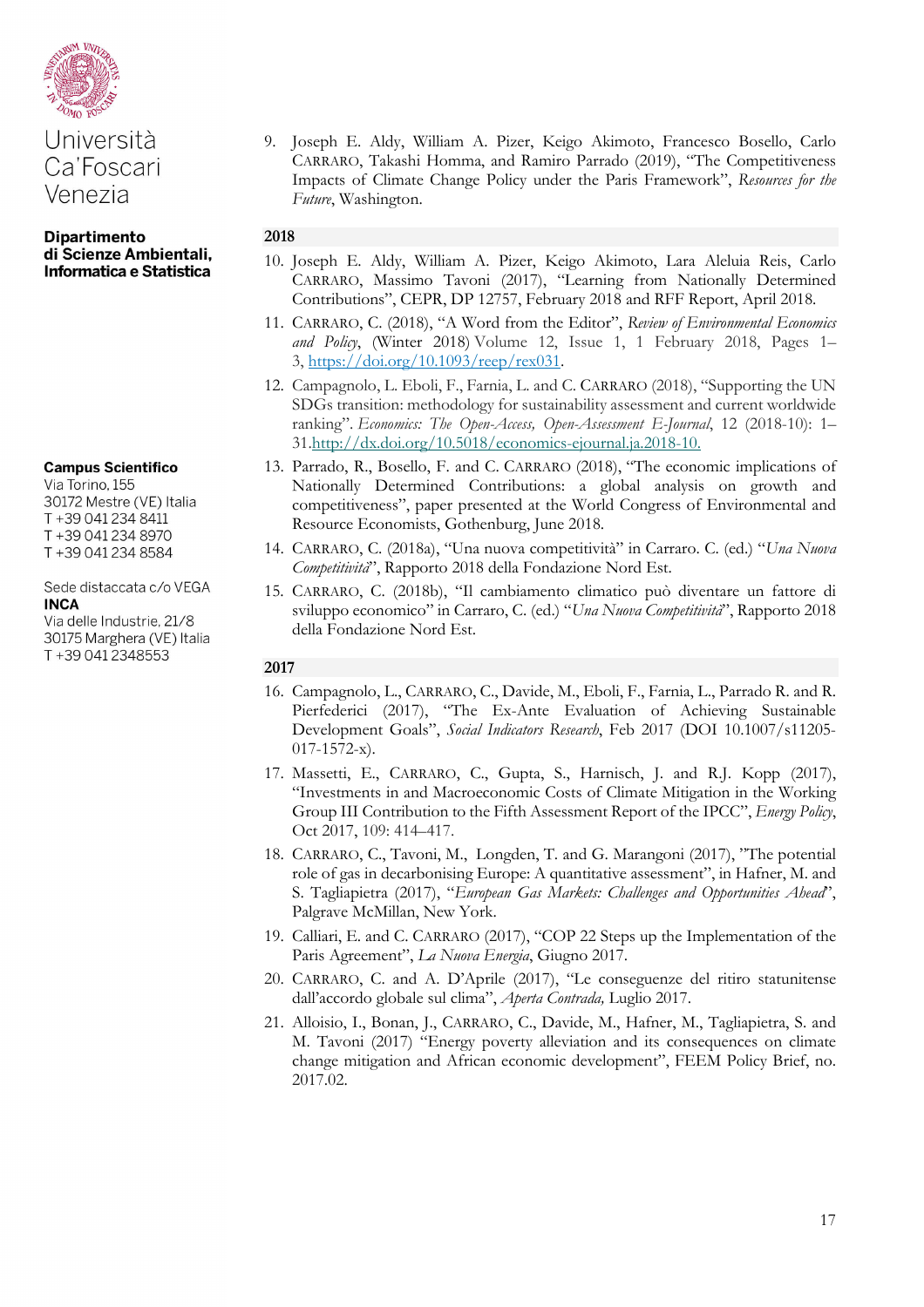Università Ca'Foscari Venezia

**Dipartimento di Scienze Ambientali, Informatica e Statistica**

**Campus Scientifico**
Via Torino, 155
30172 Mestre (VE) Italia
T +39 041 234 8411
T +39 041 234 8970
T +39 041 234 8584

Sede distaccata c/o VEGA
**INCA**
Via delle Industrie, 21/8
30175 Marghera (VE) Italia
T +39 041 2348553

9. Joseph E. Aldy, William A. Pizer, Keigo Akimoto, Francesco Bosello, Carlo CARRARO, Takashi Homma, and Ramiro Parrado (2019), "The Competitiveness Impacts of Climate Change Policy under the Paris Framework", *Resources for the Future*, Washington.

**2018**

10. Joseph E. Aldy, William A. Pizer, Keigo Akimoto, Lara Aleluia Reis, Carlo CARRARO, Massimo Tavoni (2017), "Learning from Nationally Determined Contributions", CEPR, DP 12757, February 2018 and RFF Report, April 2018.
11. CARRARO, C. (2018), "A Word from the Editor", *Review of Environmental Economics and Policy*, (Winter 2018) Volume 12, Issue 1, 1 February 2018, Pages 1–3, https://doi.org/10.1093/reep/rex031.
12. Campagnolo, L. Eboli, F., Farnia, L. and C. CARRARO (2018), "Supporting the UN SDGs transition: methodology for sustainability assessment and current worldwide ranking". *Economics: The Open-Access, Open-Assessment E-Journal*, 12 (2018-10): 1–31.http://dx.doi.org/10.5018/economics-ejournal.ja.2018-10.
13. Parrado, R., Bosello, F. and C. CARRARO (2018), "The economic implications of Nationally Determined Contributions: a global analysis on growth and competitiveness", paper presented at the World Congress of Environmental and Resource Economists, Gothenburg, June 2018.
14. CARRARO, C. (2018a), "Una nuova competitività" in Carraro. C. (ed.) "*Una Nuova Competitività*", Rapporto 2018 della Fondazione Nord Est.
15. CARRARO, C. (2018b), "Il cambiamento climatico può diventare un fattore di sviluppo economico" in Carraro, C. (ed.) "*Una Nuova Competitività*", Rapporto 2018 della Fondazione Nord Est.

**2017**

16. Campagnolo, L., CARRARO, C., Davide, M., Eboli, F., Farnia, L., Parrado R. and R. Pierfederici (2017), "The Ex-Ante Evaluation of Achieving Sustainable Development Goals", *Social Indicators Research*, Feb 2017 (DOI 10.1007/s11205-017-1572-x).
17. Massetti, E., CARRARO, C., Gupta, S., Harnisch, J. and R.J. Kopp (2017), "Investments in and Macroeconomic Costs of Climate Mitigation in the Working Group III Contribution to the Fifth Assessment Report of the IPCC", *Energy Policy*, Oct 2017, 109: 414–417.
18. CARRARO, C., Tavoni, M., Longden, T. and G. Marangoni (2017), "The potential role of gas in decarbonising Europe: A quantitative assessment", in Hafner, M. and S. Tagliapietra (2017), "*European Gas Markets: Challenges and Opportunities Ahead*", Palgrave McMillan, New York.
19. Calliari, E. and C. CARRARO (2017), "COP 22 Steps up the Implementation of the Paris Agreement", *La Nuova Energia*, Giugno 2017.
20. CARRARO, C. and A. D'Aprile (2017), "Le conseguenze del ritiro statunitense dall'accordo globale sul clima", *Aperta Contrada,* Luglio 2017.
21. Alloisio, I., Bonan, J., CARRARO, C., Davide, M., Hafner, M., Tagliapietra, S. and M. Tavoni (2017) "Energy poverty alleviation and its consequences on climate change mitigation and African economic development", FEEM Policy Brief, no. 2017.02.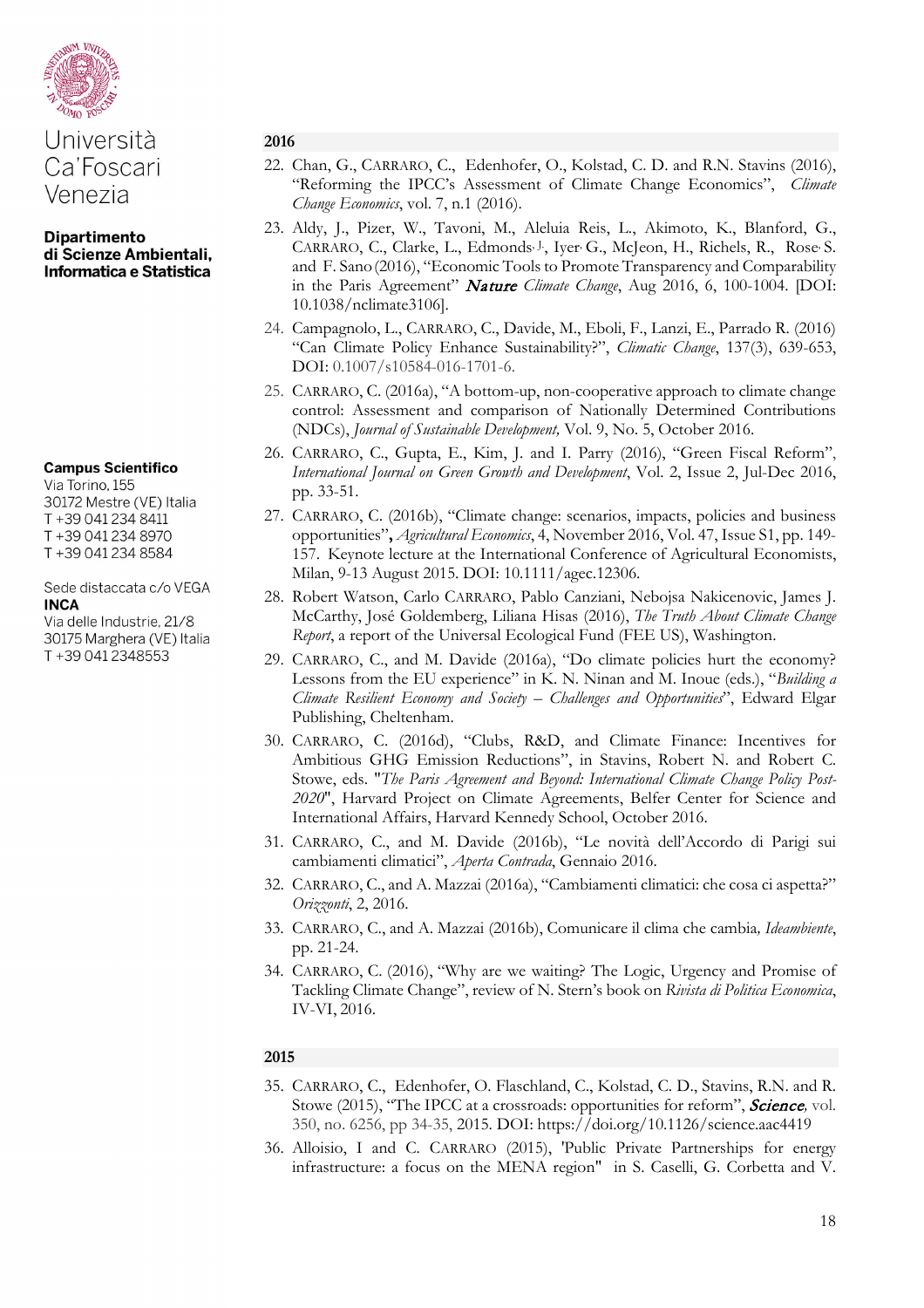Università Ca'Foscari Venezia

**Dipartimento di Scienze Ambientali, Informatica e Statistica**

**Campus Scientifico**
Via Torino, 155
30172 Mestre (VE) Italia
T +39 041 234 8411
T +39 041 234 8970
T +39 041 234 8584

Sede distaccata c/o VEGA
**INCA**
Via delle Industrie, 21/8
30175 Marghera (VE) Italia
T +39 041 2348553

### 2016

22. Chan, G., CARRARO, C., Edenhofer, O., Kolstad, C. D. and R.N. Stavins (2016), "Reforming the IPCC's Assessment of Climate Change Economics", *Climate Change Economics*, vol. 7, n.1 (2016).
23. Aldy, J., Pizer, W., Tavoni, M., Aleluia Reis, L., Akimoto, K., Blanford, G., CARRARO, C., Clarke, L., Edmonds, J., Iyer, G., McJeon, H., Richels, R., Rose, S. and F. Sano (2016), "Economic Tools to Promote Transparency and Comparability in the Paris Agreement" ***Nature*** *Climate Change*, Aug 2016, 6, 100-1004. [DOI: 10.1038/nclimate3106].
24. Campagnolo, L., CARRARO, C., Davide, M., Eboli, F., Lanzi, E., Parrado R. (2016) "Can Climate Policy Enhance Sustainability?", *Climatic Change*, 137(3), 639-653, DOI: 0.1007/s10584-016-1701-6.
25. CARRARO, C. (2016a), "A bottom-up, non-cooperative approach to climate change control: Assessment and comparison of Nationally Determined Contributions (NDCs), *Journal of Sustainable Development,* Vol. 9, No. 5, October 2016.
26. CARRARO, C., Gupta, E., Kim, J. and I. Parry (2016), "Green Fiscal Reform", *International Journal on Green Growth and Development*, Vol. 2, Issue 2, Jul-Dec 2016, pp. 33-51.
27. CARRARO, C. (2016b), "Climate change: scenarios, impacts, policies and business opportunities"**,** *Agricultural Economics*, 4, November 2016, Vol. 47, Issue S1, pp. 149-157. Keynote lecture at the International Conference of Agricultural Economists, Milan, 9-13 August 2015. DOI: 10.1111/agec.12306.
28. Robert Watson, Carlo CARRARO, Pablo Canziani, Nebojsa Nakicenovic, James J. McCarthy, José Goldemberg, Liliana Hisas (2016), *The Truth About Climate Change Report*, a report of the Universal Ecological Fund (FEE US), Washington.
29. CARRARO, C., and M. Davide (2016a), "Do climate policies hurt the economy? Lessons from the EU experience" in K. N. Ninan and M. Inoue (eds.), "*Building a Climate Resilient Economy and Society – Challenges and Opportunities*", Edward Elgar Publishing, Cheltenham.
30. CARRARO, C. (2016d), "Clubs, R&D, and Climate Finance: Incentives for Ambitious GHG Emission Reductions", in Stavins, Robert N. and Robert C. Stowe, eds. "*The Paris Agreement and Beyond: International Climate Change Policy Post-2020*", Harvard Project on Climate Agreements, Belfer Center for Science and International Affairs, Harvard Kennedy School, October 2016.
31. CARRARO, C., and M. Davide (2016b), "Le novità dell'Accordo di Parigi sui cambiamenti climatici", *Aperta Contrada*, Gennaio 2016.
32. CARRARO, C., and A. Mazzai (2016a), "Cambiamenti climatici: che cosa ci aspetta?" *Orizzonti*, 2, 2016.
33. CARRARO, C., and A. Mazzai (2016b), Comunicare il clima che cambia*, Ideambiente*, pp. 21-24.
34. CARRARO, C. (2016), "Why are we waiting? The Logic, Urgency and Promise of Tackling Climate Change", review of N. Stern's book on *Rivista di Politica Economica*, IV-VI, 2016.

### 2015

35. CARRARO, C., Edenhofer, O. Flaschland, C., Kolstad, C. D., Stavins, R.N. and R. Stowe (2015), "The IPCC at a crossroads: opportunities for reform", ***Science***, vol. 350, no. 6256, pp 34-35, 2015. DOI: https://doi.org/10.1126/science.aac4419
36. Alloisio, I and C. CARRARO (2015), 'Public Private Partnerships for energy infrastructure: a focus on the MENA region" in S. Caselli, G. Corbetta and V.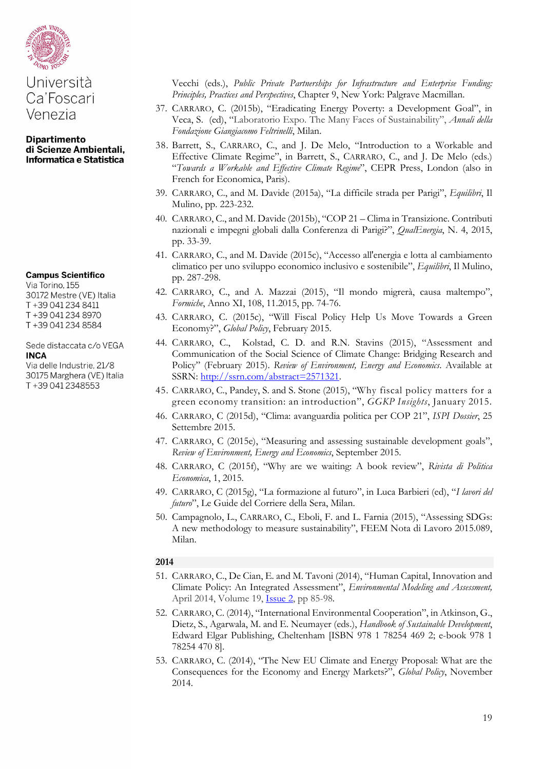Università Ca'Foscari Venezia

**Dipartimento di Scienze Ambientali, Informatica e Statistica**

**Campus Scientifico**
Via Torino, 155
30172 Mestre (VE) Italia
T +39 041 234 8411
T +39 041 234 8970
T +39 041 234 8584

Sede distaccata c/o VEGA
**INCA**
Via delle Industrie, 21/8
30175 Marghera (VE) Italia
T +39 041 2348553

Vecchi (eds.), *Public Private Partnerships for Infrastructure and Enterprise Funding: Principles, Practices and Perspectives*, Chapter 9, New York: Palgrave Macmillan.

37. CARRARO, C. (2015b), "Eradicating Energy Poverty: a Development Goal", in Veca, S. (ed), "Laboratorio Expo. The Many Faces of Sustainability", *Annali della Fondazione Giangiacomo Feltrinelli*, Milan.
38. Barrett, S., CARRARO, C., and J. De Melo, "Introduction to a Workable and Effective Climate Regime", in Barrett, S., CARRARO, C., and J. De Melo (eds.) "*Towards a Workable and Effective Climate Regime*", CEPR Press, London (also in French for Economica, Paris).
39. CARRARO, C., and M. Davide (2015a), "La difficile strada per Parigi", *Equilibri*, Il Mulino, pp. 223-232.
40. CARRARO, C., and M. Davide (2015b), "COP 21 – Clima in Transizione. Contributi nazionali e impegni globali dalla Conferenza di Parigi?", *QualEnergia*, N. 4, 2015, pp. 33-39.
41. CARRARO, C., and M. Davide (2015c), "Accesso all'energia e lotta al cambiamento climatico per uno sviluppo economico inclusivo e sostenibile", *Equilibri*, Il Mulino, pp. 287-298.
42. CARRARO, C., and A. Mazzai (2015), "Il mondo migrerà, causa maltempo", *Formiche*, Anno XI, 108, 11.2015, pp. 74-76.
43. CARRARO, C. (2015c), "Will Fiscal Policy Help Us Move Towards a Green Economy?", *Global Policy*, February 2015.
44. CARRARO, C., Kolstad, C. D. and R.N. Stavins (2015), "Assessment and Communication of the Social Science of Climate Change: Bridging Research and Policy" (February 2015). *Review of Environment, Energy and Economics*. Available at SSRN: http://ssrn.com/abstract=2571321.
45. CARRARO, C., Pandey, S. and S. Stone (2015), "Why fiscal policy matters for a green economy transition: an introduction", *GGKP Insights*, January 2015.
46. CARRARO, C (2015d), "Clima: avanguardia politica per COP 21", *ISPI Dossier*, 25 Settembre 2015.
47. CARRARO, C (2015e), "Measuring and assessing sustainable development goals", *Review of Environment, Energy and Economics*, September 2015.
48. CARRARO, C (2015f), "Why are we waiting: A book review", *Rivista di Politica Economica*, 1, 2015.
49. CARRARO, C (2015g), "La formazione al futuro", in Luca Barbieri (ed), "*I lavori del futuro*", Le Guide del Corriere della Sera, Milan.
50. Campagnolo, L., CARRARO, C., Eboli, F. and L. Farnia (2015), "Assessing SDGs: A new methodology to measure sustainability", FEEM Nota di Lavoro 2015.089, Milan.

## 2014

51. CARRARO, C., De Cian, E. and M. Tavoni (2014), "Human Capital, Innovation and Climate Policy: An Integrated Assessment", *Environmental Modeling and Assessment,* April 2014, Volume 19, Issue 2, pp 85-98.
52. CARRARO, C. (2014), "International Environmental Cooperation", in Atkinson, G., Dietz, S., Agarwala, M. and E. Neumayer (eds.), *Handbook of Sustainable Development*, Edward Elgar Publishing, Cheltenham [ISBN 978 1 78254 469 2; e-book 978 1 78254 470 8].
53. CARRARO, C. (2014), "The New EU Climate and Energy Proposal: What are the Consequences for the Economy and Energy Markets?", *Global Policy*, November 2014.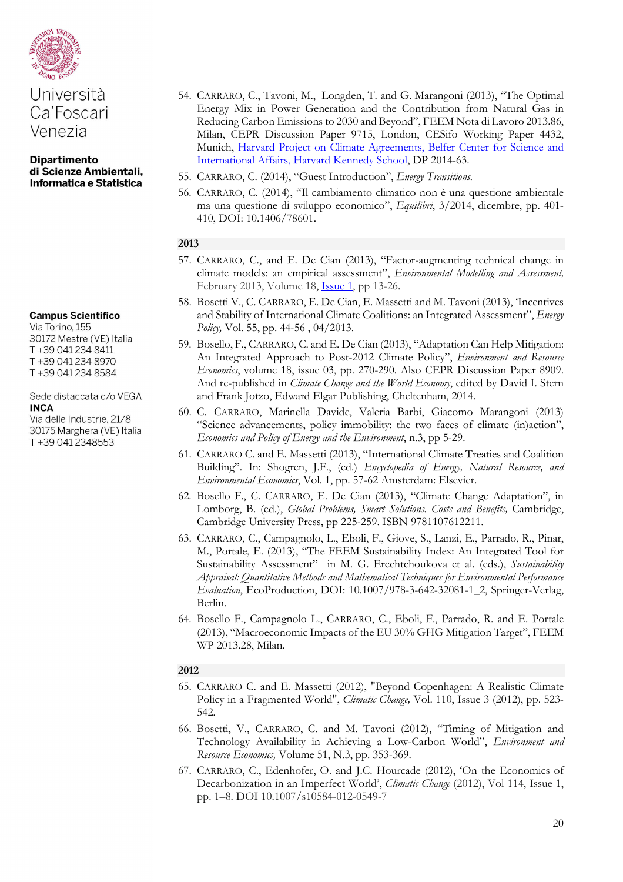54. CARRARO, C., Tavoni, M., Longden, T. and G. Marangoni (2013), "The Optimal Energy Mix in Power Generation and the Contribution from Natural Gas in Reducing Carbon Emissions to 2030 and Beyond", FEEM Nota di Lavoro 2013.86, Milan, CEPR Discussion Paper 9715, London, CESifo Working Paper 4432, Munich, Harvard Project on Climate Agreements, Belfer Center for Science and International Affairs, Harvard Kennedy School, DP 2014-63.
55. CARRARO, C. (2014), "Guest Introduction", *Energy Transitions.*
56. CARRARO, C. (2014), "Il cambiamento climatico non è una questione ambientale ma una questione di sviluppo economico", *Equilibri*, 3/2014, dicembre, pp. 401-410, DOI: 10.1406/78601.

## 2013

57. CARRARO, C., and E. De Cian (2013), "Factor-augmenting technical change in climate models: an empirical assessment", *Environmental Modelling and Assessment,* February 2013, Volume 18, Issue 1, pp 13-26.
58. Bosetti V., C. CARRARO, E. De Cian, E. Massetti and M. Tavoni (2013), 'Incentives and Stability of International Climate Coalitions: an Integrated Assessment", *Energy Policy,* Vol. 55, pp. 44-56 , 04/2013.
59. Bosello, F., CARRARO, C. and E. De Cian (2013), "Adaptation Can Help Mitigation: An Integrated Approach to Post-2012 Climate Policy", *Environment and Resource Economics*, volume 18, issue 03, pp. 270-290. Also CEPR Discussion Paper 8909. And re-published in *Climate Change and the World Economy*, edited by David I. Stern and Frank Jotzo, Edward Elgar Publishing, Cheltenham, 2014.
60. C. CARRARO, Marinella Davide, Valeria Barbi, Giacomo Marangoni (2013) "Science advancements, policy immobility: the two faces of climate (in)action", *Economics and Policy of Energy and the Environment*, n.3, pp 5-29.
61. CARRARO C. and E. Massetti (2013), "International Climate Treaties and Coalition Building". In: Shogren, J.F., (ed.) *Encyclopedia of Energy, Natural Resource, and Environmental Economics*, Vol. 1, pp. 57-62 Amsterdam: Elsevier.
62. Bosello F., C. CARRARO, E. De Cian (2013), "Climate Change Adaptation", in Lomborg, B. (ed.), *Global Problems, Smart Solutions. Costs and Benefits,* Cambridge, Cambridge University Press, pp 225-259. ISBN 9781107612211.
63. CARRARO, C., Campagnolo, L., Eboli, F., Giove, S., Lanzi, E., Parrado, R., Pinar, M., Portale, E. (2013), "The FEEM Sustainability Index: An Integrated Tool for Sustainability Assessment" in M. G. Erechtchoukova et al. (eds.), *Sustainability Appraisal: Quantitative Methods and Mathematical Techniques for Environmental Performance Evaluation*, EcoProduction, DOI: 10.1007/978-3-642-32081-1_2, Springer-Verlag, Berlin.
64. Bosello F., Campagnolo L., CARRARO, C., Eboli, F., Parrado, R. and E. Portale (2013), "Macroeconomic Impacts of the EU 30% GHG Mitigation Target", FEEM WP 2013.28, Milan.

## 2012

65. CARRARO C. and E. Massetti (2012), "Beyond Copenhagen: A Realistic Climate Policy in a Fragmented World", *Climatic Change,* Vol. 110, Issue 3 (2012), pp. 523-542.
66. Bosetti, V., CARRARO, C. and M. Tavoni (2012), "Timing of Mitigation and Technology Availability in Achieving a Low-Carbon World", *Environment and Resource Economics,* Volume 51, N.3, pp. 353-369.
67. CARRARO, C., Edenhofer, O. and J.C. Hourcade (2012), 'On the Economics of Decarbonization in an Imperfect World', *Climatic Change* (2012), Vol 114, Issue 1, pp. 1–8. DOI 10.1007/s10584-012-0549-7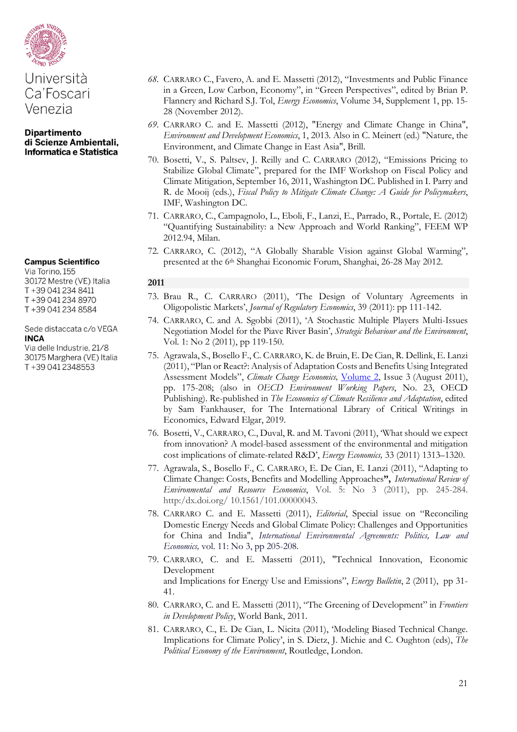**Università Ca'Foscari Venezia**

**Dipartimento di Scienze Ambientali, Informatica e Statistica**

**Campus Scientifico**
Via Torino, 155
30172 Mestre (VE) Italia
T +39 041 234 8411
T +39 041 234 8970
T +39 041 234 8584

Sede distaccata c/o VEGA
**INCA**
Via delle Industrie, 21/8
30175 Marghera (VE) Italia
T +39 041 2348553

68. CARRARO C., Favero, A. and E. Massetti (2012), "Investments and Public Finance in a Green, Low Carbon, Economy", in "Green Perspectives", edited by Brian P. Flannery and Richard S.J. Tol, *Energy Economics*, Volume 34, Supplement 1, pp. 15-28 (November 2012).
69. CARRARO C. and E. Massetti (2012), "Energy and Climate Change in China", *Environment and Development Economics*, 1, 2013. Also in C. Meinert (ed.) "Nature, the Environment, and Climate Change in East Asia", Brill.
70. Bosetti, V., S. Paltsev, J. Reilly and C. CARRARO (2012), "Emissions Pricing to Stabilize Global Climate", prepared for the IMF Workshop on Fiscal Policy and Climate Mitigation, September 16, 2011, Washington DC. Published in I. Parry and R. de Mooij (eds.), *Fiscal Policy to Mitigate Climate Change: A Guide for Policymakers*, IMF, Washington DC.
71. CARRARO, C., Campagnolo, L., Eboli, F., Lanzi, E., Parrado, R., Portale, E. (2012) "Quantifying Sustainability: a New Approach and World Ranking", FEEM WP 2012.94, Milan.
72. CARRARO, C. (2012), "A Globally Sharable Vision against Global Warming", presented at the 6th Shanghai Economic Forum, Shanghai, 26-28 May 2012.

## 2011

73. Brau R., C. CARRARO (2011), 'The Design of Voluntary Agreements in Oligopolistic Markets', *Journal of Regulatory Economics*, 39 (2011): pp 111-142.
74. CARRARO, C. and A. Sgobbi (2011), 'A Stochastic Multiple Players Multi-Issues Negotiation Model for the Piave River Basin', *Strategic Behaviour and the Environment*, Vol. 1: No 2 (2011), pp 119-150.
75. Agrawala, S., Bosello F., C. CARRARO, K. de Bruin, E. De Cian, R. Dellink, E. Lanzi (2011), "Plan or React?: Analysis of Adaptation Costs and Benefits Using Integrated Assessment Models", *Climate Change Economics,* Volume 2, Issue 3 (August 2011), pp. 175-208; (also in *OECD Environment Working Papers*, No. 23, OECD Publishing). Re-published in *The Economics of Climate Resilience and Adaptation*, edited by Sam Fankhauser, for The International Library of Critical Writings in Economics, Edward Elgar, 2019.
76. Bosetti, V., CARRARO, C., Duval, R. and M. Tavoni (2011), 'What should we expect from innovation? A model-based assessment of the environmental and mitigation cost implications of climate-related R&D', *Energy Economics,* 33 (2011) 1313–1320.
77. Agrawala, S., Bosello F., C. CARRARO, E. De Cian, E. Lanzi (2011), "Adapting to Climate Change: Costs, Benefits and Modelling Approaches**",** *International Review of Environmental and Resource Economics*, Vol. 5: No 3 (2011), pp. 245-284. http:/dx.doi.org/ 10.1561/101.00000043.
78. CARRARO C. and E. Massetti (2011), *Editorial*, Special issue on "Reconciling Domestic Energy Needs and Global Climate Policy: Challenges and Opportunities for China and India", *International Environmental Agreements: Politics, Law and Economics,* vol. 11: No 3, pp 205-208.
79. CARRARO, C. and E. Massetti (2011), "Technical Innovation, Economic Development and Implications for Energy Use and Emissions", *Energy Bulletin*, 2 (2011), pp 31-41.
80. CARRARO, C. and E. Massetti (2011), "The Greening of Development" in *Frontiers in Development Policy*, World Bank, 2011.
81. CARRARO, C., E. De Cian, L. Nicita (2011), 'Modeling Biased Technical Change. Implications for Climate Policy', in S. Dietz, J. Michie and C. Oughton (eds), *The Political Economy of the Environment*, Routledge, London.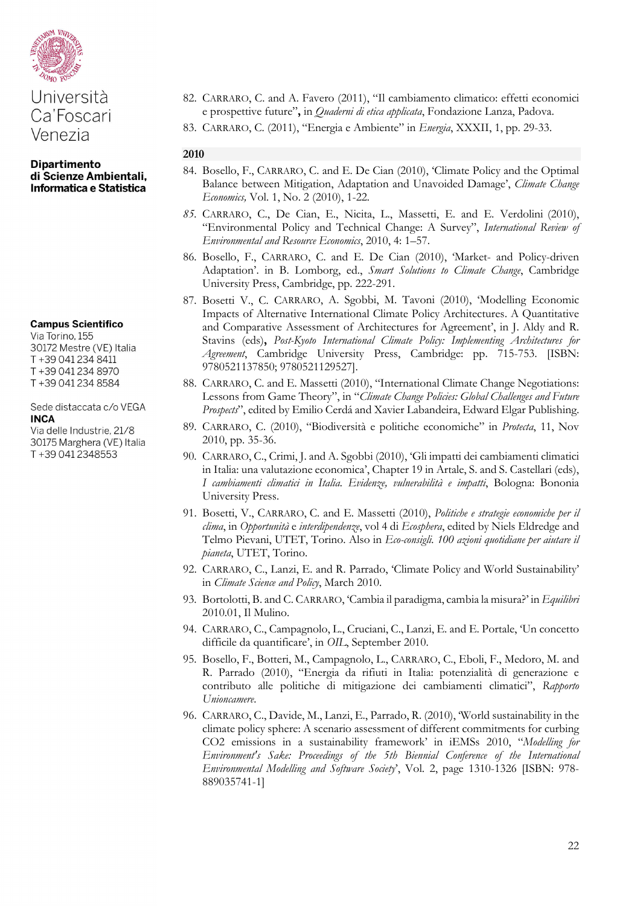Università Ca'Foscari Venezia

**Dipartimento di Scienze Ambientali, Informatica e Statistica**

**Campus Scientifico**
Via Torino, 155
30172 Mestre (VE) Italia
T +39 041 234 8411
T +39 041 234 8970
T +39 041 234 8584

Sede distaccata c/o VEGA
**INCA**
Via delle Industrie, 21/8
30175 Marghera (VE) Italia
T +39 041 2348553

82. CARRARO, C. and A. Favero (2011), "Il cambiamento climatico: effetti economici e prospettive future"**,** in *Quaderni di etica applicata*, Fondazione Lanza, Padova.
83. CARRARO, C. (2011), "Energia e Ambiente" in *Energia*, XXXII, 1, pp. 29-33.

**2010**

84. Bosello, F., CARRARO, C. and E. De Cian (2010), 'Climate Policy and the Optimal Balance between Mitigation, Adaptation and Unavoided Damage', *Climate Change Economics,* Vol. 1, No. 2 (2010), 1-22.
85. CARRARO, C., De Cian, E., Nicita, L., Massetti, E. and E. Verdolini (2010), "Environmental Policy and Technical Change: A Survey", *International Review of Environmental and Resource Economics*, 2010, 4: 1–57.
86. Bosello, F., CARRARO, C. and E. De Cian (2010), 'Market- and Policy-driven Adaptation'. in B. Lomborg, ed., *Smart Solutions to Climate Change*, Cambridge University Press, Cambridge, pp. 222-291.
87. Bosetti V., C. CARRARO, A. Sgobbi, M. Tavoni (2010), 'Modelling Economic Impacts of Alternative International Climate Policy Architectures. A Quantitative and Comparative Assessment of Architectures for Agreement', in J. Aldy and R. Stavins (eds)**,** *Post-Kyoto International Climate Policy: Implementing Architectures for Agreement*, Cambridge University Press, Cambridge: pp. 715-753. [ISBN: 9780521137850; 9780521129527].
88. CARRARO, C. and E. Massetti (2010), "International Climate Change Negotiations: Lessons from Game Theory", in "*Climate Change Policies: Global Challenges and Future Prospects*", edited by Emilio Cerdá and Xavier Labandeira, Edward Elgar Publishing.
89. CARRARO, C. (2010), "Biodiversità e politiche economiche" in *Protecta*, 11, Nov 2010, pp. 35-36.
90. CARRARO, C., Crimi, J. and A. Sgobbi (2010), 'Gli impatti dei cambiamenti climatici in Italia: una valutazione economica', Chapter 19 in Artale, S. and S. Castellari (eds), *I cambiamenti climatici in Italia. Evidenze, vulnerabilità e impatti*, Bologna: Bononia University Press.
91. Bosetti, V., CARRARO, C. and E. Massetti (2010), *Politiche e strategie economiche per il clima*, in *Opportunità* e *interdipendenze*, vol 4 di *Ecosphera*, edited by Niels Eldredge and Telmo Pievani, UTET, Torino. Also in *Eco-consigli. 100 azioni quotidiane per aiutare il pianeta*, UTET, Torino.
92. CARRARO, C., Lanzi, E. and R. Parrado, 'Climate Policy and World Sustainability' in *Climate Science and Policy*, March 2010.
93. Bortolotti, B. and C. CARRARO, 'Cambia il paradigma, cambia la misura?' in *Equilibri* 2010.01, Il Mulino.
94. CARRARO, C., Campagnolo, L., Cruciani, C., Lanzi, E. and E. Portale, 'Un concetto difficile da quantificare', in *OIL*, September 2010.
95. Bosello, F., Botteri, M., Campagnolo, L., CARRARO, C., Eboli, F., Medoro, M. and R. Parrado (2010), "Energia da rifiuti in Italia: potenzialità di generazione e contributo alle politiche di mitigazione dei cambiamenti climatici", *Rapporto Unioncamere*.
96. CARRARO, C., Davide, M., Lanzi, E., Parrado, R. (2010), 'World sustainability in the climate policy sphere: A scenario assessment of different commitments for curbing CO2 emissions in a sustainability framework' in iEMSs 2010, "*Modelling for Environment's Sake: Proceedings of the 5th Biennial Conference of the International Environmental Modelling and Software Society*', Vol. 2, page 1310-1326 [ISBN: 978-889035741-1]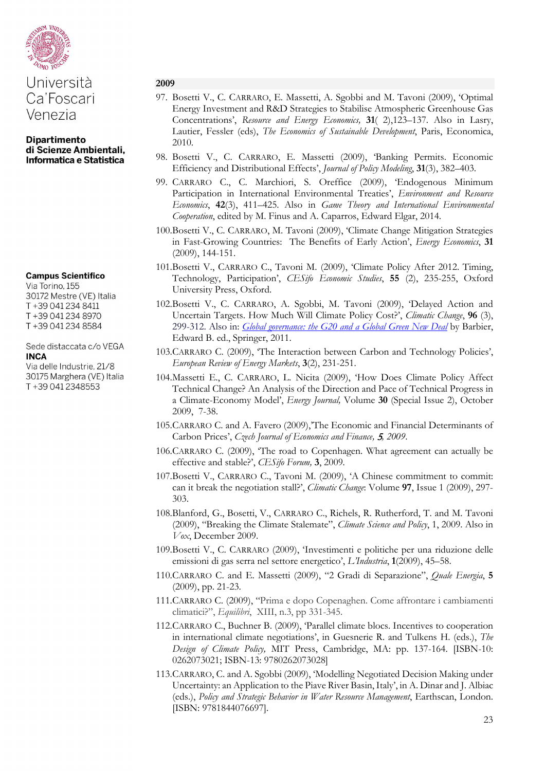Università Ca'Foscari Venezia

**Dipartimento di Scienze Ambientali, Informatica e Statistica**

**Campus Scientifico**
Via Torino, 155
30172 Mestre (VE) Italia
T +39 041 234 8411
T +39 041 234 8970
T +39 041 234 8584

Sede distaccata c/o VEGA
**INCA**
Via delle Industrie, 21/8
30175 Marghera (VE) Italia
T +39 041 2348553

**2009**

97. Bosetti V., C. CARRARO, E. Massetti, A. Sgobbi and M. Tavoni (2009), 'Optimal Energy Investment and R&D Strategies to Stabilise Atmospheric Greenhouse Gas Concentrations', *Resource and Energy Economics,* **31**( 2),123–137. Also in Lasry, Lautier, Fessler (eds), *The Economics of Sustainable Development*, Paris, Economica, 2010.
98. Bosetti V., C. CARRARO, E. Massetti (2009), 'Banking Permits. Economic Efficiency and Distributional Effects', *Journal of Policy Modeling*, **31**(3), 382–403.
99. CARRARO C., C. Marchiori, S. Oreffice (2009), 'Endogenous Minimum Participation in International Environmental Treaties', *Environment and Resource Economics*, **42**(3), 411–425. Also in *Game Theory and International Environmental Cooperation*, edited by M. Finus and A. Caparros, Edward Elgar, 2014.
100. Bosetti V., C. CARRARO, M. Tavoni (2009), 'Climate Change Mitigation Strategies in Fast-Growing Countries: The Benefits of Early Action', *Energy Economics*, **31** (2009), 144-151.
101. Bosetti V., CARRARO C., Tavoni M. (2009), 'Climate Policy After 2012. Timing, Technology, Participation', *CESifo Economic Studies*, **55** (2), 235-255, Oxford University Press, Oxford.
102. Bosetti V., C. CARRARO, A. Sgobbi, M. Tavoni (2009), 'Delayed Action and Uncertain Targets. How Much Will Climate Policy Cost?', *Climatic Change*, **96** (3), 299-312. Also in: *Global governance: the G20 and a Global Green New Deal* by Barbier, Edward B. ed., Springer, 2011.
103. CARRARO C. (2009), 'The Interaction between Carbon and Technology Policies', *European Review of Energy Markets*, **3**(2), 231-251.
104. Massetti E., C. CARRARO, L. Nicita (2009), 'How Does Climate Policy Affect Technical Change? An Analysis of the Direction and Pace of Technical Progress in a Climate-Economy Model', *Energy Journal,* Volume **30** (Special Issue 2), October 2009, 7-38.
105. CARRARO C. and A. Favero (2009),'The Economic and Financial Determinants of Carbon Prices', *Czech Journal of Economics and Finance, 5, 2009.*
106. CARRARO C. (2009), 'The road to Copenhagen. What agreement can actually be effective and stable?', *CESifo Forum,* **3**, 2009.
107. Bosetti V., CARRARO C., Tavoni M. (2009), 'A Chinese commitment to commit: can it break the negotiation stall?', *Climatic Change*: Volume **97**, Issue 1 (2009), 297-303.
108. Blanford, G., Bosetti, V., CARRARO C., Richels, R. Rutherford, T. and M. Tavoni (2009), "Breaking the Climate Stalemate", *Climate Science and Policy*, 1, 2009. Also in *Vox*, December 2009.
109. Bosetti V., C. CARRARO (2009), 'Investimenti e politiche per una riduzione delle emissioni di gas serra nel settore energetico', *L'Industria*, **1**(2009), 45–58.
110. CARRARO C. and E. Massetti (2009), "2 Gradi di Separazione", *Quale Energia*, **5** (2009), pp. 21-23.
111. CARRARO C. (2009), "Prima e dopo Copenaghen. Come affrontare i cambiamenti climatici?", *Equilibri*, XIII, n.3, pp 331-345.
112. CARRARO C., Buchner B. (2009), 'Parallel climate blocs. Incentives to cooperation in international climate negotiations', in Guesnerie R. and Tulkens H. (eds.), *The Design of Climate Policy,* MIT Press, Cambridge, MA: pp. 137-164. [ISBN-10: 0262073021; ISBN-13: 9780262073028]
113. CARRARO, C. and A. Sgobbi (2009), 'Modelling Negotiated Decision Making under Uncertainty: an Application to the Piave River Basin, Italy', in A. Dinar and J. Albiac (eds.), *Policy and Strategic Behavior in Water Resource Management*, Earthscan, London. [ISBN: 9781844076697].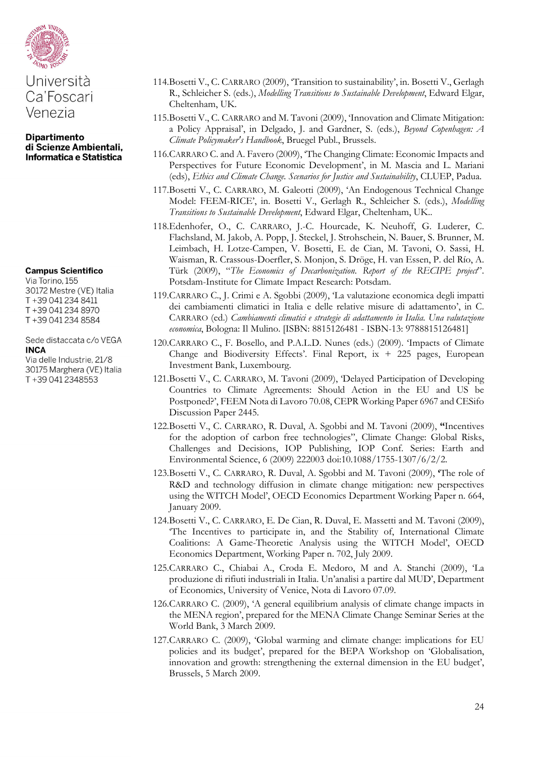Università Ca'Foscari Venezia

**Dipartimento di Scienze Ambientali, Informatica e Statistica**

**Campus Scientifico**
Via Torino, 155
30172 Mestre (VE) Italia
T +39 041 234 8411
T +39 041 234 8970
T +39 041 234 8584

Sede distaccata c/o VEGA
**INCA**
Via delle Industrie, 21/8
30175 Marghera (VE) Italia
T +39 041 2348553

114. Bosetti V., C. CARRARO (2009), 'Transition to sustainability', in. Bosetti V., Gerlagh R., Schleicher S. (eds.), *Modelling Transitions to Sustainable Development*, Edward Elgar, Cheltenham, UK.
115. Bosetti V., C. CARRARO and M. Tavoni (2009), 'Innovation and Climate Mitigation: a Policy Appraisal', in Delgado, J. and Gardner, S. (eds.), *Beyond Copenhagen: A Climate Policymaker's Handbook*, Bruegel Publ., Brussels.
116. CARRARO C. and A. Favero (2009), 'The Changing Climate: Economic Impacts and Perspectives for Future Economic Development', in M. Mascia and L. Mariani (eds), *Ethics and Climate Change. Scenarios for Justice and Sustainability*, CLUEP, Padua.
117. Bosetti V., C. CARRARO, M. Galeotti (2009), 'An Endogenous Technical Change Model: FEEM-RICE', in. Bosetti V., Gerlagh R., Schleicher S. (eds.), *Modelling Transitions to Sustainable Development*, Edward Elgar, Cheltenham, UK..
118. Edenhofer, O., C. CARRARO, J.-C. Hourcade, K. Neuhoff, G. Luderer, C. Flachsland, M. Jakob, A. Popp, J. Steckel, J. Strohschein, N. Bauer, S. Brunner, M. Leimbach, H. Lotze-Campen, V. Bosetti, E. de Cian, M. Tavoni, O. Sassi, H. Waisman, R. Crassous-Doerfler, S. Monjon, S. Dröge, H. van Essen, P. del Río, A. Türk (2009), "*The Economics of Decarbonization. Report of the RECIPE project*". Potsdam-Institute for Climate Impact Research: Potsdam.
119. CARRARO C., J. Crimi e A. Sgobbi (2009), 'La valutazione economica degli impatti dei cambiamenti climatici in Italia e delle relative misure di adattamento', in C. CARRARO (ed.) *Cambiamenti climatici e strategie di adattamento in Italia. Una valutazione economica*, Bologna: Il Mulino. [ISBN: 8815126481 - ISBN-13: 9788815126481]
120. CARRARO C., F. Bosello, and P.A.L.D. Nunes (eds.) (2009). 'Impacts of Climate Change and Biodiversity Effects'. Final Report, ix + 225 pages, European Investment Bank, Luxembourg.
121. Bosetti V., C. CARRARO, M. Tavoni (2009), 'Delayed Participation of Developing Countries to Climate Agreements: Should Action in the EU and US be Postponed?', FEEM Nota di Lavoro 70.08, CEPR Working Paper 6967 and CESifo Discussion Paper 2445.
122. Bosetti V., C. CARRARO, R. Duval, A. Sgobbi and M. Tavoni (2009), "Incentives for the adoption of carbon free technologies", Climate Change: Global Risks, Challenges and Decisions, IOP Publishing, IOP Conf. Series: Earth and Environmental Science, 6 (2009) 222003 doi:10.1088/1755-1307/6/2/2.
123. Bosetti V., C. CARRARO, R. Duval, A. Sgobbi and M. Tavoni (2009), 'The role of R&D and technology diffusion in climate change mitigation: new perspectives using the WITCH Model', OECD Economics Department Working Paper n. 664, January 2009.
124. Bosetti V., C. CARRARO, E. De Cian, R. Duval, E. Massetti and M. Tavoni (2009), 'The Incentives to participate in, and the Stability of, International Climate Coalitions: A Game-Theoretic Analysis using the WITCH Model', OECD Economics Department, Working Paper n. 702, July 2009.
125. CARRARO C., Chiabai A., Croda E. Medoro, M and A. Stanchi (2009), 'La produzione di rifiuti industriali in Italia. Un'analisi a partire dal MUD', Department of Economics, University of Venice, Nota di Lavoro 07.09.
126. CARRARO C. (2009), 'A general equilibrium analysis of climate change impacts in the MENA region', prepared for the MENA Climate Change Seminar Series at the World Bank, 3 March 2009.
127. CARRARO C. (2009), 'Global warming and climate change: implications for EU policies and its budget', prepared for the BEPA Workshop on 'Globalisation, innovation and growth: strengthening the external dimension in the EU budget', Brussels, 5 March 2009.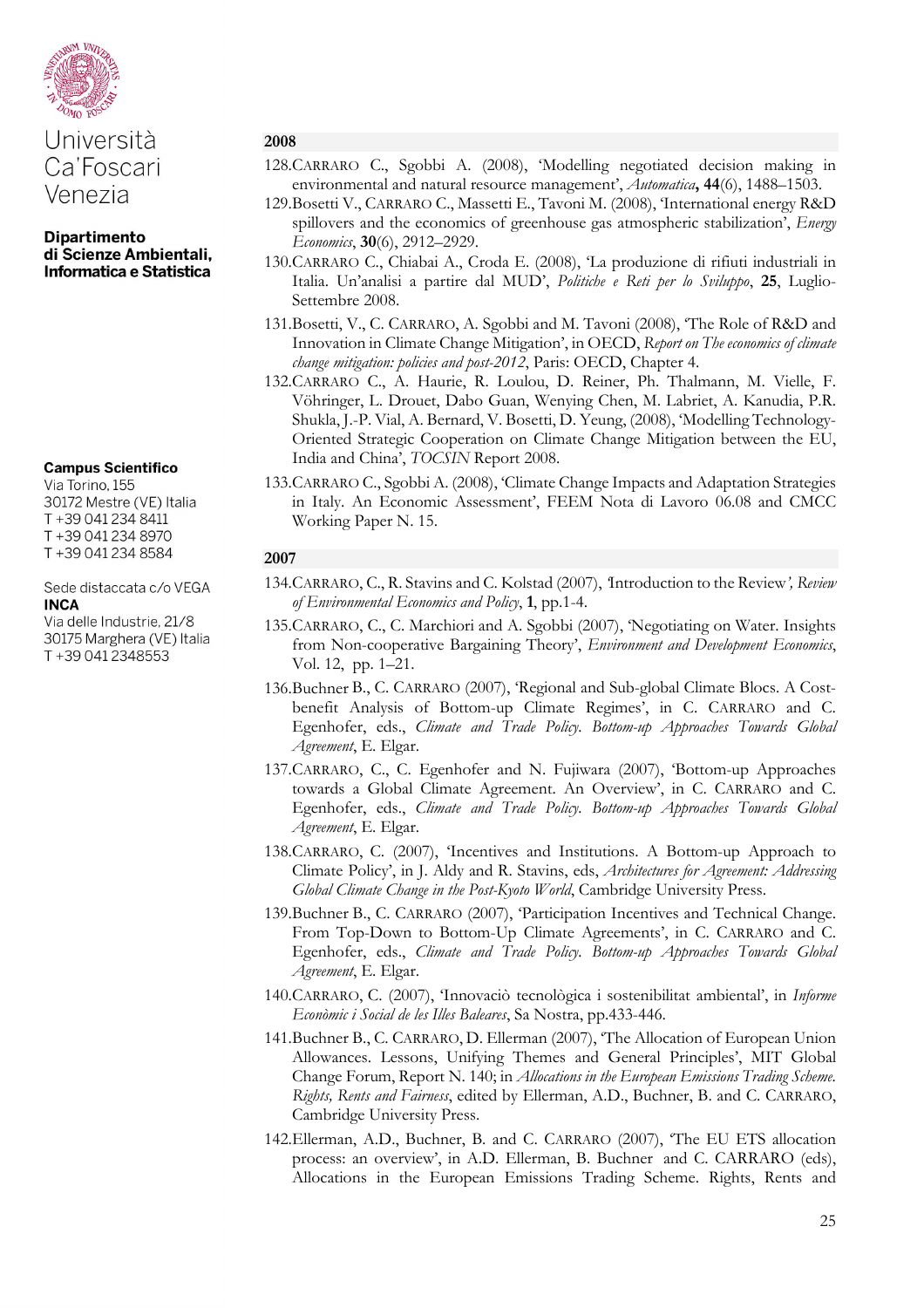Università Ca'Foscari Venezia

**Dipartimento di Scienze Ambientali, Informatica e Statistica**

**Campus Scientifico**
Via Torino, 155
30172 Mestre (VE) Italia
T +39 041 234 8411
T +39 041 234 8970
T +39 041 234 8584

Sede distaccata c/o VEGA
**INCA**
Via delle Industrie, 21/8
30175 Marghera (VE) Italia
T +39 041 2348553

## 2008

128. CARRARO C., Sgobbi A. (2008), 'Modelling negotiated decision making in environmental and natural resource management', *Automatica*, **44**(6), 1488–1503.
129. Bosetti V., CARRARO C., Massetti E., Tavoni M. (2008), 'International energy R&D spillovers and the economics of greenhouse gas atmospheric stabilization', *Energy Economics*, **30**(6), 2912–2929.
130. CARRARO C., Chiabai A., Croda E. (2008), 'La produzione di rifiuti industriali in Italia. Un'analisi a partire dal MUD', *Politiche e Reti per lo Sviluppo*, **25**, Luglio-Settembre 2008.
131. Bosetti, V., C. CARRARO, A. Sgobbi and M. Tavoni (2008), 'The Role of R&D and Innovation in Climate Change Mitigation', in OECD, *Report on The economics of climate change mitigation: policies and post-2012*, Paris: OECD, Chapter 4.
132. CARRARO C., A. Haurie, R. Loulou, D. Reiner, Ph. Thalmann, M. Vielle, F. Vöhringer, L. Drouet, Dabo Guan, Wenying Chen, M. Labriet, A. Kanudia, P.R. Shukla, J.-P. Vial, A. Bernard, V. Bosetti, D. Yeung, (2008), 'Modelling Technology-Oriented Strategic Cooperation on Climate Change Mitigation between the EU, India and China', *TOCSIN* Report 2008.
133. CARRARO C., Sgobbi A. (2008), 'Climate Change Impacts and Adaptation Strategies in Italy. An Economic Assessment', FEEM Nota di Lavoro 06.08 and CMCC Working Paper N. 15.

## 2007

134. CARRARO, C., R. Stavins and C. Kolstad (2007), 'Introduction to the Review*', Review of Environmental Economics and Policy*, **1**, pp.1-4.
135. CARRARO, C., C. Marchiori and A. Sgobbi (2007), 'Negotiating on Water. Insights from Non-cooperative Bargaining Theory', *Environment and Development Economics*, Vol. 12, pp. 1–21.
136. Buchner B., C. CARRARO (2007), 'Regional and Sub-global Climate Blocs. A Cost-benefit Analysis of Bottom-up Climate Regimes', in C. CARRARO and C. Egenhofer, eds., *Climate and Trade Policy. Bottom-up Approaches Towards Global Agreement*, E. Elgar.
137. CARRARO, C., C. Egenhofer and N. Fujiwara (2007), 'Bottom-up Approaches towards a Global Climate Agreement. An Overview', in C. CARRARO and C. Egenhofer, eds., *Climate and Trade Policy. Bottom-up Approaches Towards Global Agreement*, E. Elgar.
138. CARRARO, C. (2007), 'Incentives and Institutions. A Bottom-up Approach to Climate Policy', in J. Aldy and R. Stavins, eds, *Architectures for Agreement: Addressing Global Climate Change in the Post-Kyoto World*, Cambridge University Press.
139. Buchner B., C. CARRARO (2007), 'Participation Incentives and Technical Change. From Top-Down to Bottom-Up Climate Agreements', in C. CARRARO and C. Egenhofer, eds., *Climate and Trade Policy. Bottom-up Approaches Towards Global Agreement*, E. Elgar.
140. CARRARO, C. (2007), 'Innovació tecnològica i sostenibilitat ambiental', in *Informe Econòmic i Social de les Illes Baleares*, Sa Nostra, pp.433-446.
141. Buchner B., C. CARRARO, D. Ellerman (2007), 'The Allocation of European Union Allowances. Lessons, Unifying Themes and General Principles', MIT Global Change Forum, Report N. 140; in *Allocations in the European Emissions Trading Scheme. Rights, Rents and Fairness*, edited by Ellerman, A.D., Buchner, B. and C. CARRARO, Cambridge University Press.
142. Ellerman, A.D., Buchner, B. and C. CARRARO (2007), 'The EU ETS allocation process: an overview', in A.D. Ellerman, B. Buchner and C. CARRARO (eds), Allocations in the European Emissions Trading Scheme. Rights, Rents and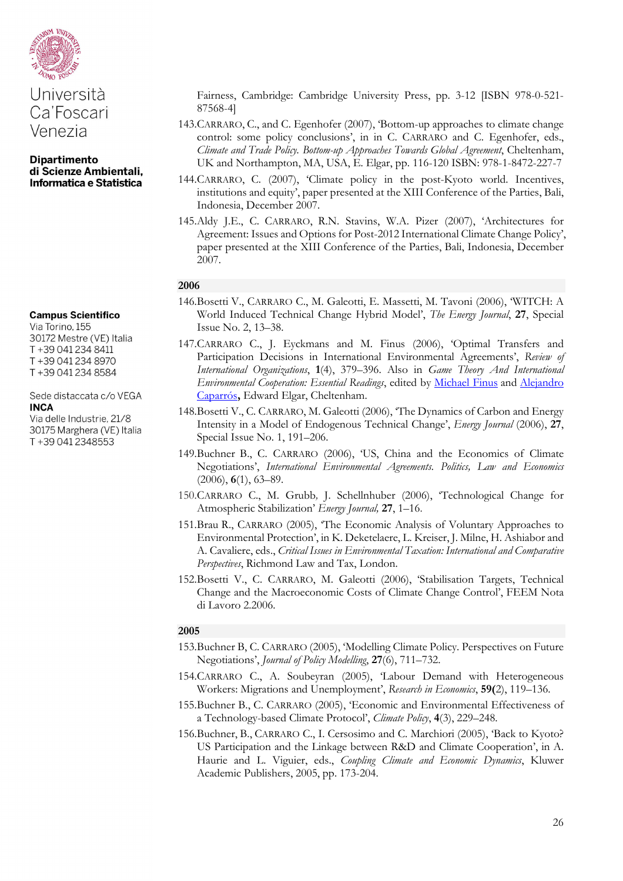Fairness, Cambridge: Cambridge University Press, pp. 3-12 [ISBN 978-0-521-87568-4]

143. CARRARO, C., and C. Egenhofer (2007), 'Bottom-up approaches to climate change control: some policy conclusions', in in C. CARRARO and C. Egenhofer, eds., *Climate and Trade Policy. Bottom-up Approaches Towards Global Agreement*, Cheltenham, UK and Northampton, MA, USA, E. Elgar, pp. 116-120 ISBN: 978-1-8472-227-7

144. CARRARO, C. (2007), 'Climate policy in the post-Kyoto world. Incentives, institutions and equity', paper presented at the XIII Conference of the Parties, Bali, Indonesia, December 2007.

145. Aldy J.E., C. CARRARO, R.N. Stavins, W.A. Pizer (2007), 'Architectures for Agreement: Issues and Options for Post-2012 International Climate Change Policy', paper presented at the XIII Conference of the Parties, Bali, Indonesia, December 2007.

## 2006

146. Bosetti V., CARRARO C., M. Galeotti, E. Massetti, M. Tavoni (2006), 'WITCH: A World Induced Technical Change Hybrid Model', *The Energy Journal*, **27**, Special Issue No. 2, 13–38.

147. CARRARO C., J. Eyckmans and M. Finus (2006), 'Optimal Transfers and Participation Decisions in International Environmental Agreements', *Review of International Organizations*, **1**(4), 379–396. Also in *Game Theory And International Environmental Cooperation: Essential Readings*, edited by Michael Finus and Alejandro Caparrós**,** Edward Elgar, Cheltenham.

148. Bosetti V., C. CARRARO, M. Galeotti (2006), 'The Dynamics of Carbon and Energy Intensity in a Model of Endogenous Technical Change', *Energy Journal* (2006), **27**, Special Issue No. 1, 191–206.

149. Buchner B., C. CARRARO (2006), 'US, China and the Economics of Climate Negotiations', *International Environmental Agreements. Politics, Law and Economics* (2006), **6**(1), 63–89.

150. CARRARO C., M. Grubb, J. Schellnhuber (2006), 'Technological Change for Atmospheric Stabilization' *Energy Journal,* **27**, 1–16.

151. Brau R., CARRARO (2005), 'The Economic Analysis of Voluntary Approaches to Environmental Protection', in K. Deketelaere, L. Kreiser, J. Milne, H. Ashiabor and A. Cavaliere, eds., *Critical Issues in Environmental Taxation: International and Comparative Perspectives*, Richmond Law and Tax, London.

152. Bosetti V., C. CARRARO, M. Galeotti (2006), 'Stabilisation Targets, Technical Change and the Macroeconomic Costs of Climate Change Control', FEEM Nota di Lavoro 2.2006.

## 2005

153. Buchner B, C. CARRARO (2005), 'Modelling Climate Policy. Perspectives on Future Negotiations', *Journal of Policy Modelling*, **27**(6), 711–732.

154. CARRARO C., A. Soubeyran (2005), 'Labour Demand with Heterogeneous Workers: Migrations and Unemployment', *Research in Economics*, **59(**2), 119–136.

155. Buchner B., C. CARRARO (2005), 'Economic and Environmental Effectiveness of a Technology-based Climate Protocol', *Climate Policy*, **4**(3), 229–248.

156. Buchner, B., CARRARO C., I. Cersosimo and C. Marchiori (2005), 'Back to Kyoto? US Participation and the Linkage between R&D and Climate Cooperation', in A. Haurie and L. Viguier, eds., *Coupling Climate and Economic Dynamics*, Kluwer Academic Publishers, 2005, pp. 173-204.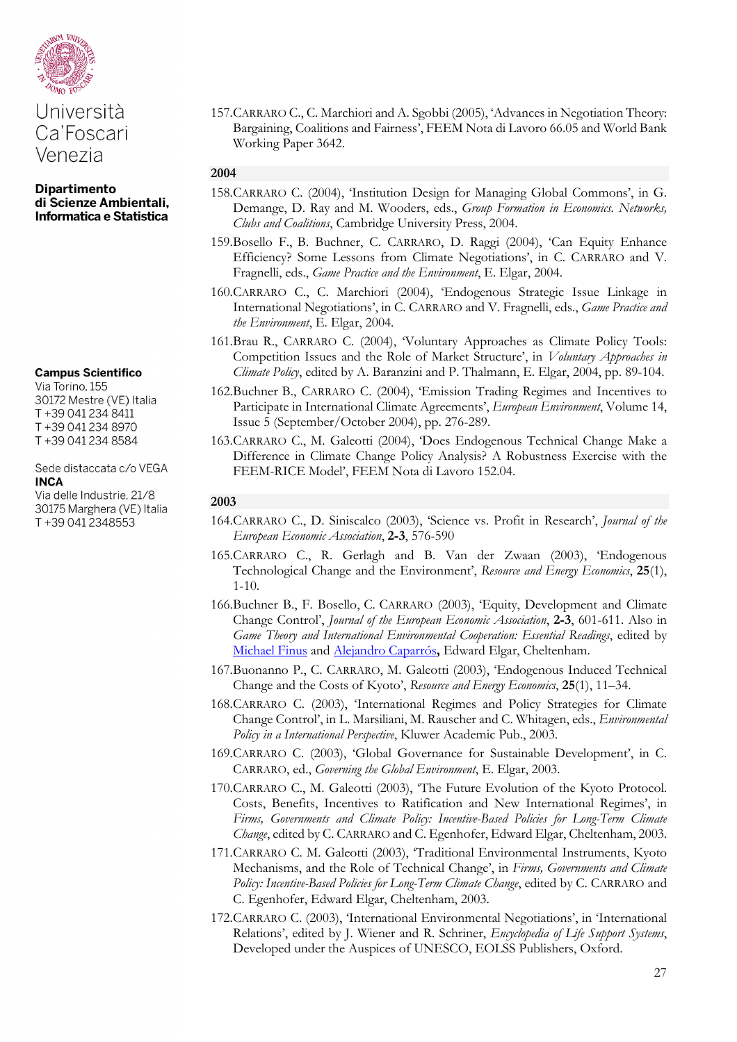Università Ca'Foscari Venezia

**Dipartimento di Scienze Ambientali, Informatica e Statistica**

**Campus Scientifico**
Via Torino, 155
30172 Mestre (VE) Italia
T +39 041 234 8411
T +39 041 234 8970
T +39 041 234 8584

Sede distaccata c/o VEGA
**INCA**
Via delle Industrie, 21/8
30175 Marghera (VE) Italia
T +39 041 2348553

157. CARRARO C., C. Marchiori and A. Sgobbi (2005), 'Advances in Negotiation Theory: Bargaining, Coalitions and Fairness', FEEM Nota di Lavoro 66.05 and World Bank Working Paper 3642.

## 2004

158. CARRARO C. (2004), 'Institution Design for Managing Global Commons', in G. Demange, D. Ray and M. Wooders, eds., *Group Formation in Economics. Networks, Clubs and Coalitions*, Cambridge University Press, 2004.
159. Bosello F., B. Buchner, C. CARRARO, D. Raggi (2004), 'Can Equity Enhance Efficiency? Some Lessons from Climate Negotiations', in C. CARRARO and V. Fragnelli, eds., *Game Practice and the Environment*, E. Elgar, 2004.
160. CARRARO C., C. Marchiori (2004), 'Endogenous Strategic Issue Linkage in International Negotiations', in C. CARRARO and V. Fragnelli, eds., *Game Practice and the Environment*, E. Elgar, 2004.
161. Brau R., CARRARO C. (2004), 'Voluntary Approaches as Climate Policy Tools: Competition Issues and the Role of Market Structure', in *Voluntary Approaches in Climate Policy*, edited by A. Baranzini and P. Thalmann, E. Elgar, 2004, pp. 89-104.
162. Buchner B., CARRARO C. (2004), 'Emission Trading Regimes and Incentives to Participate in International Climate Agreements', *European Environment*, Volume 14, Issue 5 (September/October 2004), pp. 276-289.
163. CARRARO C., M. Galeotti (2004), 'Does Endogenous Technical Change Make a Difference in Climate Change Policy Analysis? A Robustness Exercise with the FEEM-RICE Model', FEEM Nota di Lavoro 152.04.

## 2003

164. CARRARO C., D. Siniscalco (2003), 'Science vs. Profit in Research', *Journal of the European Economic Association*, **2-3**, 576-590
165. CARRARO C., R. Gerlagh and B. Van der Zwaan (2003), 'Endogenous Technological Change and the Environment', *Resource and Energy Economics*, **25**(1), 1-10.
166. Buchner B., F. Bosello, C. CARRARO (2003), 'Equity, Development and Climate Change Control', *Journal of the European Economic Association*, **2-3**, 601-611. Also in *Game Theory and International Environmental Cooperation: Essential Readings*, edited by Michael Finus and Alejandro Caparrós**,** Edward Elgar, Cheltenham.
167. Buonanno P., C. CARRARO, M. Galeotti (2003), 'Endogenous Induced Technical Change and the Costs of Kyoto', *Resource and Energy Economics*, **25**(1), 11–34.
168. CARRARO C. (2003), 'International Regimes and Policy Strategies for Climate Change Control', in L. Marsiliani, M. Rauscher and C. Whitagen, eds., *Environmental Policy in a International Perspective*, Kluwer Academic Pub., 2003.
169. CARRARO C. (2003), 'Global Governance for Sustainable Development', in C. CARRARO, ed., *Governing the Global Environment*, E. Elgar, 2003.
170. CARRARO C., M. Galeotti (2003), 'The Future Evolution of the Kyoto Protocol. Costs, Benefits, Incentives to Ratification and New International Regimes', in *Firms, Governments and Climate Policy: Incentive-Based Policies for Long-Term Climate Change*, edited by C. CARRARO and C. Egenhofer, Edward Elgar, Cheltenham, 2003.
171. CARRARO C. M. Galeotti (2003), 'Traditional Environmental Instruments, Kyoto Mechanisms, and the Role of Technical Change', in *Firms, Governments and Climate Policy: Incentive-Based Policies for Long-Term Climate Change*, edited by C. CARRARO and C. Egenhofer, Edward Elgar, Cheltenham, 2003.
172. CARRARO C. (2003), 'International Environmental Negotiations', in 'International Relations', edited by J. Wiener and R. Schriner, *Encyclopedia of Life Support Systems*, Developed under the Auspices of UNESCO, EOLSS Publishers, Oxford.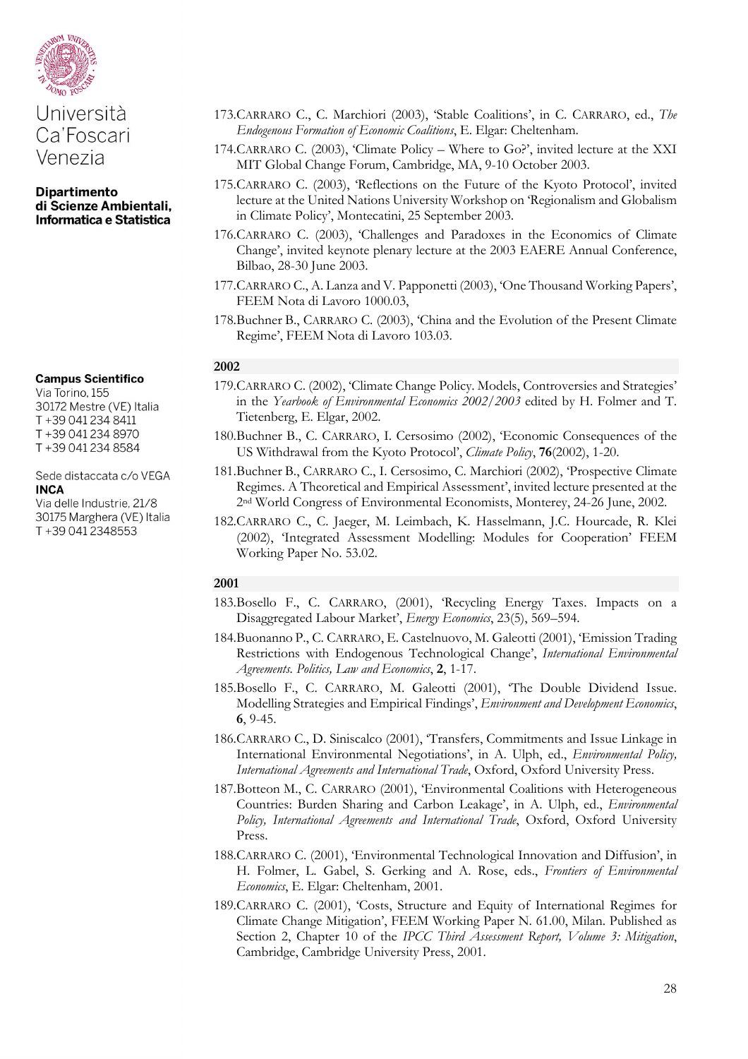Università Ca'Foscari Venezia

**Dipartimento di Scienze Ambientali, Informatica e Statistica**

**Campus Scientifico**
Via Torino, 155
30172 Mestre (VE) Italia
T +39 041 234 8411
T +39 041 234 8970
T +39 041 234 8584

Sede distaccata c/o VEGA
**INCA**
Via delle Industrie, 21/8
30175 Marghera (VE) Italia
T +39 041 2348553

173. CARRARO C., C. Marchiori (2003), 'Stable Coalitions', in C. CARRARO, ed., *The Endogenous Formation of Economic Coalitions*, E. Elgar: Cheltenham.
174. CARRARO C. (2003), 'Climate Policy – Where to Go?', invited lecture at the XXI MIT Global Change Forum, Cambridge, MA, 9-10 October 2003.
175. CARRARO C. (2003), 'Reflections on the Future of the Kyoto Protocol', invited lecture at the United Nations University Workshop on 'Regionalism and Globalism in Climate Policy', Montecatini, 25 September 2003.
176. CARRARO C. (2003), 'Challenges and Paradoxes in the Economics of Climate Change', invited keynote plenary lecture at the 2003 EAERE Annual Conference, Bilbao, 28-30 June 2003.
177. CARRARO C., A. Lanza and V. Papponetti (2003), 'One Thousand Working Papers', FEEM Nota di Lavoro 1000.03,
178. Buchner B., CARRARO C. (2003), 'China and the Evolution of the Present Climate Regime', FEEM Nota di Lavoro 103.03.

**2002**

179. CARRARO C. (2002), 'Climate Change Policy. Models, Controversies and Strategies' in the *Yearbook of Environmental Economics 2002/2003* edited by H. Folmer and T. Tietenberg, E. Elgar, 2002.
180. Buchner B., C. CARRARO, I. Cersosimo (2002), 'Economic Consequences of the US Withdrawal from the Kyoto Protocol', *Climate Policy*, **76**(2002), 1-20.
181. Buchner B., CARRARO C., I. Cersosimo, C. Marchiori (2002), 'Prospective Climate Regimes. A Theoretical and Empirical Assessment', invited lecture presented at the 2nd World Congress of Environmental Economists, Monterey, 24-26 June, 2002.
182. CARRARO C., C. Jaeger, M. Leimbach, K. Hasselmann, J.C. Hourcade, R. Klei (2002), 'Integrated Assessment Modelling: Modules for Cooperation' FEEM Working Paper No. 53.02.

**2001**

183. Bosello F., C. CARRARO, (2001), 'Recycling Energy Taxes. Impacts on a Disaggregated Labour Market', *Energy Economics*, 23(5), 569–594.
184. Buonanno P., C. CARRARO, E. Castelnuovo, M. Galeotti (2001), 'Emission Trading Restrictions with Endogenous Technological Change', *International Environmental Agreements. Politics, Law and Economics*, **2**, 1-17.
185. Bosello F., C. CARRARO, M. Galeotti (2001), 'The Double Dividend Issue. Modelling Strategies and Empirical Findings', *Environment and Development Economics*, **6**, 9-45.
186. CARRARO C., D. Siniscalco (2001), 'Transfers, Commitments and Issue Linkage in International Environmental Negotiations', in A. Ulph, ed., *Environmental Policy, International Agreements and International Trade*, Oxford, Oxford University Press.
187. Botteon M., C. CARRARO (2001), 'Environmental Coalitions with Heterogeneous Countries: Burden Sharing and Carbon Leakage', in A. Ulph, ed., *Environmental Policy, International Agreements and International Trade*, Oxford, Oxford University Press.
188. CARRARO C. (2001), 'Environmental Technological Innovation and Diffusion', in H. Folmer, L. Gabel, S. Gerking and A. Rose, eds., *Frontiers of Environmental Economics*, E. Elgar: Cheltenham, 2001.
189. CARRARO C. (2001), 'Costs, Structure and Equity of International Regimes for Climate Change Mitigation', FEEM Working Paper N. 61.00, Milan. Published as Section 2, Chapter 10 of the *IPCC Third Assessment Report, Volume 3: Mitigation*, Cambridge, Cambridge University Press, 2001.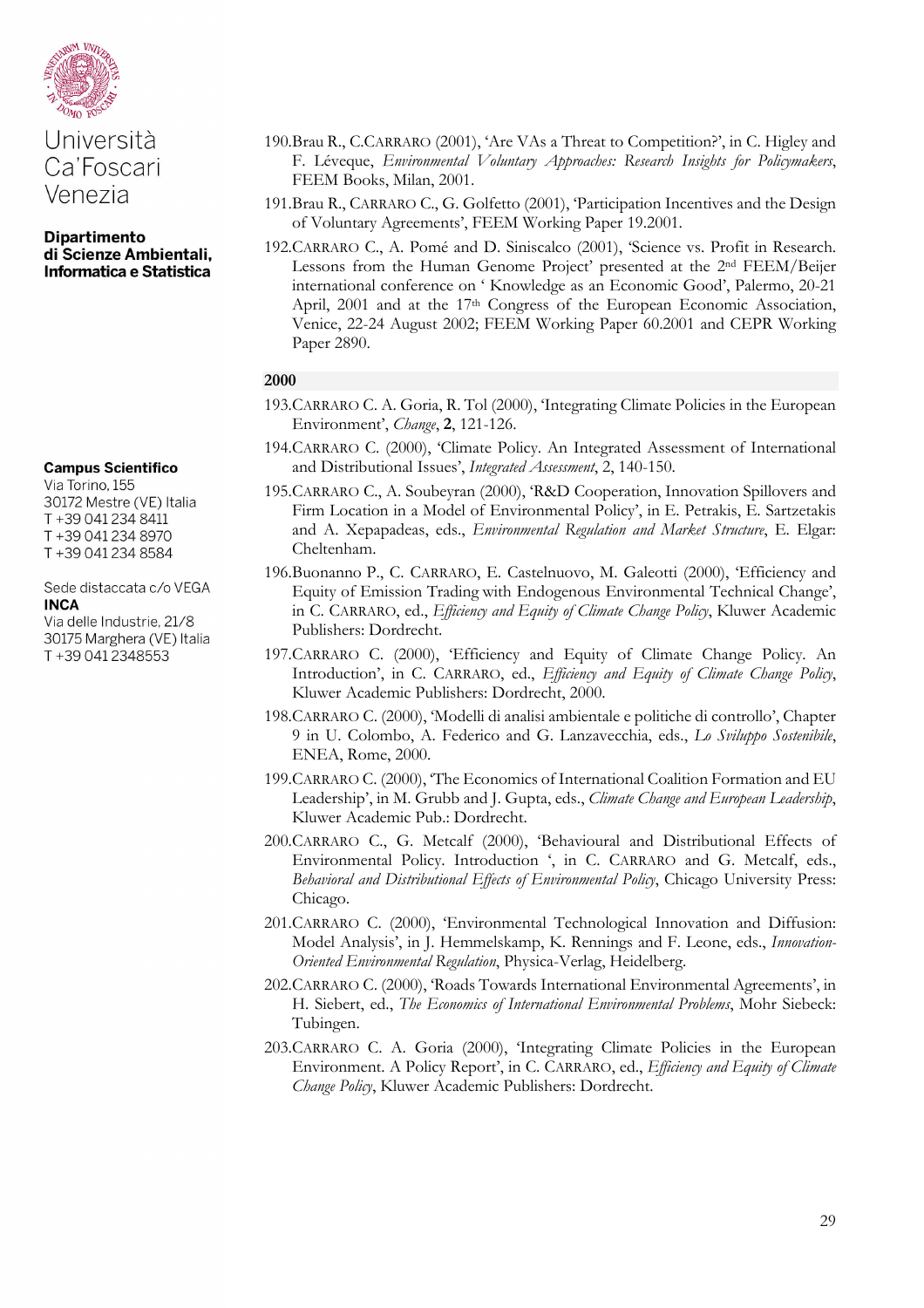190. Brau R., C.CARRARO (2001), 'Are VAs a Threat to Competition?', in C. Higley and F. Léveque, *Environmental Voluntary Approaches: Research Insights for Policymakers*, FEEM Books, Milan, 2001.

191. Brau R., CARRARO C., G. Golfetto (2001), 'Participation Incentives and the Design of Voluntary Agreements', FEEM Working Paper 19.2001.

192. CARRARO C., A. Pomé and D. Siniscalco (2001), 'Science vs. Profit in Research. Lessons from the Human Genome Project' presented at the 2nd FEEM/Beijer international conference on ' Knowledge as an Economic Good', Palermo, 20-21 April, 2001 and at the 17th Congress of the European Economic Association, Venice, 22-24 August 2002; FEEM Working Paper 60.2001 and CEPR Working Paper 2890.

**2000**

193. CARRARO C. A. Goria, R. Tol (2000), 'Integrating Climate Policies in the European Environment', *Change*, **2**, 121-126.

194. CARRARO C. (2000), 'Climate Policy. An Integrated Assessment of International and Distributional Issues', *Integrated Assessment*, 2, 140-150.

195. CARRARO C., A. Soubeyran (2000), 'R&D Cooperation, Innovation Spillovers and Firm Location in a Model of Environmental Policy', in E. Petrakis, E. Sartzetakis and A. Xepapadeas, eds., *Environmental Regulation and Market Structure*, E. Elgar: Cheltenham.

196. Buonanno P., C. CARRARO, E. Castelnuovo, M. Galeotti (2000), 'Efficiency and Equity of Emission Trading with Endogenous Environmental Technical Change', in C. CARRARO, ed., *Efficiency and Equity of Climate Change Policy*, Kluwer Academic Publishers: Dordrecht.

197. CARRARO C. (2000), 'Efficiency and Equity of Climate Change Policy. An Introduction', in C. CARRARO, ed., *Efficiency and Equity of Climate Change Policy*, Kluwer Academic Publishers: Dordrecht, 2000.

198. CARRARO C. (2000), 'Modelli di analisi ambientale e politiche di controllo', Chapter 9 in U. Colombo, A. Federico and G. Lanzavecchia, eds., *Lo Sviluppo Sostenibile*, ENEA, Rome, 2000.

199. CARRARO C. (2000), 'The Economics of International Coalition Formation and EU Leadership', in M. Grubb and J. Gupta, eds., *Climate Change and European Leadership*, Kluwer Academic Pub.: Dordrecht.

200. CARRARO C., G. Metcalf (2000), 'Behavioural and Distributional Effects of Environmental Policy. Introduction ', in C. CARRARO and G. Metcalf, eds., *Behavioral and Distributional Effects of Environmental Policy*, Chicago University Press: Chicago.

201. CARRARO C. (2000), 'Environmental Technological Innovation and Diffusion: Model Analysis', in J. Hemmelskamp, K. Rennings and F. Leone, eds., *Innovation-Oriented Environmental Regulation*, Physica-Verlag, Heidelberg.

202. CARRARO C. (2000), 'Roads Towards International Environmental Agreements', in H. Siebert, ed., *The Economics of International Environmental Problems*, Mohr Siebeck: Tubingen.

203. CARRARO C. A. Goria (2000), 'Integrating Climate Policies in the European Environment. A Policy Report', in C. CARRARO, ed., *Efficiency and Equity of Climate Change Policy*, Kluwer Academic Publishers: Dordrecht.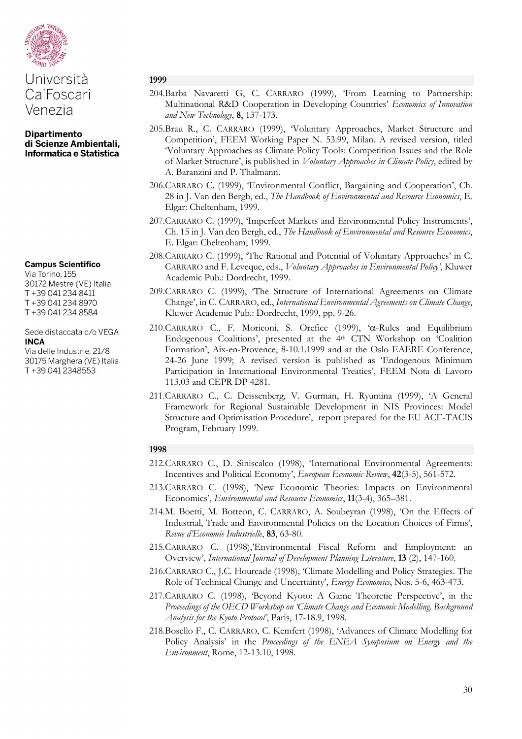**Università Ca'Foscari Venezia**

**Dipartimento di Scienze Ambientali, Informatica e Statistica**

**Campus Scientifico**
Via Torino, 155
30172 Mestre (VE) Italia
T +39 041 234 8411
T +39 041 234 8970
T +39 041 234 8584

Sede distaccata c/o VEGA
**INCA**
Via delle Industrie, 21/8
30175 Marghera (VE) Italia
T +39 041 2348553

### 1999

204. Barba Navaretti G, C. CARRARO (1999), 'From Learning to Partnership: Multinational R&D Cooperation in Developing Countries' *Economics of Innovation and New Technology*, **8**, 137-173.
205. Brau R., C. CARRARO (1999), 'Voluntary Approaches, Market Structure and Competition', FEEM Working Paper N. 53.99, Milan. A revised version, titled 'Voluntary Approaches as Climate Policy Tools: Competition Issues and the Role of Market Structure', is published in *Voluntary Approaches in Climate Policy*, edited by A. Baranzini and P. Thalmann.
206. CARRARO C. (1999), 'Environmental Conflict, Bargaining and Cooperation', Ch. 28 in J. Van den Bergh, ed., *The Handbook of Environmental and Resource Economics*, E. Elgar: Cheltenham, 1999.
207. CARRARO C. (1999), 'Imperfect Markets and Environmental Policy Instruments', Ch. 15 in J. Van den Bergh, ed., *The Handbook of Environmental and Resource Economics*, E. Elgar: Cheltenham, 1999.
208. CARRARO C. (1999), 'The Rational and Potential of Voluntary Approaches' in C. CARRARO and F. Leveque, eds., *Voluntary Approaches in Environmental Policy'*, Kluwer Academic Pub.: Dordrecht, 1999.
209. CARRARO C. (1999), 'The Structure of International Agreements on Climate Change', in C. CARRARO, ed., *International Environmental Agreements on Climate Change*, Kluwer Academic Pub.: Dordrecht, 1999, pp. 9-26.
210. CARRARO C., F. Moriconi, S. Orefice (1999), 'α-Rules and Equilibrium Endogenous Coalitions', presented at the 4th CTN Workshop on 'Coalition Formation', Aix-en-Provence, 8-10.1.1999 and at the Oslo EAERE Conference, 24-26 June 1999; A revised version is published as 'Endogenous Minimum Participation in International Environmental Treaties', FEEM Nota di Lavoro 113.03 and CEPR DP 4281.
211. CARRARO C., C. Deissenberg, V. Gurman, H. Ryumina (1999), 'A General Framework for Regional Sustainable Development in NIS Provinces: Model Structure and Optimisation Procedure', report prepared for the EU ACE-TACIS Program, February 1999.

### 1998

212. CARRARO C., D. Siniscalco (1998), 'International Environmental Agreements: Incentives and Political Economy', *European Economic Review*, **42**(3-5), 561-572.
213. CARRARO C. (1998), 'New Economic Theories: Impacts on Environmental Economics', *Environmental and Resource Economics*, **11**(3-4), 365–381.
214. M. Boetti, M. Botteon, C. CARRARO, A. Soubeyran (1998), 'On the Effects of Industrial, Trade and Environmental Policies on the Location Choices of Firms', *Revue d'Economie Industrielle*, **83**, 63-80.
215. CARRARO C. (1998),'Environmental Fiscal Reform and Employment: an Overview', *International Journal of Development Planning Literature*, **13** (2), 147-160.
216. CARRARO C., J.C. Hourcade (1998), 'Climate Modelling and Policy Strategies. The Role of Technical Change and Uncertainty', *Energy Economics*, Nos. 5-6, 463-473.
217. CARRARO C. (1998), 'Beyond Kyoto: A Game Theoretic Perspective', in the *Proceedings of the OECD Workshop on 'Climate Change and Economic Modelling. Background Analysis for the Kyoto Protocol'*, Paris, 17-18.9, 1998.
218. Bosello F., C. CARRARO, C. Kemfert (1998), 'Advances of Climate Modelling for Policy Analysis' in the *Proceedings of the ENEA Symposium on Energy and the Environment*, Rome, 12-13.10, 1998.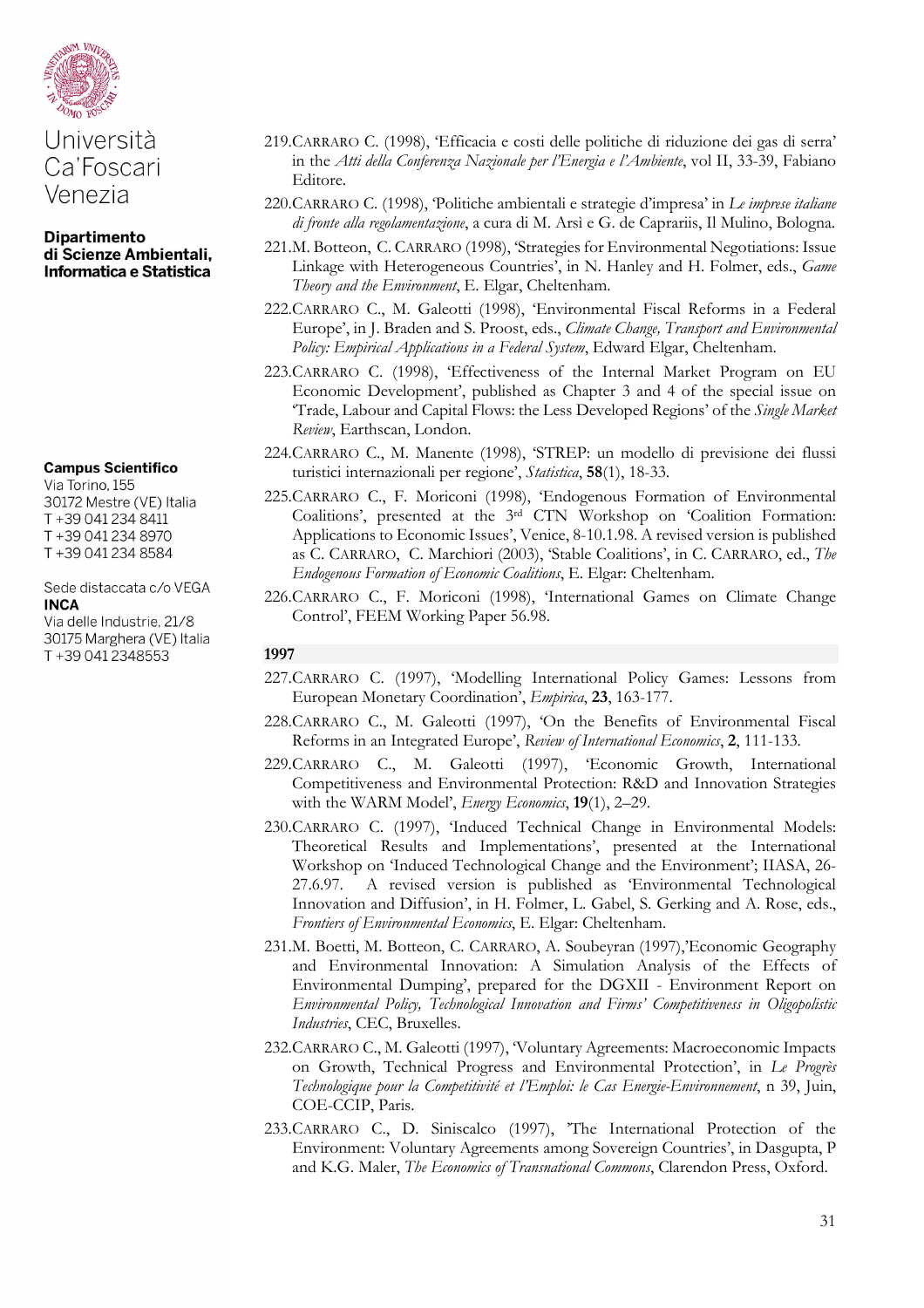**Università Ca'Foscari Venezia**

**Dipartimento di Scienze Ambientali, Informatica e Statistica**

**Campus Scientifico**
Via Torino, 155
30172 Mestre (VE) Italia
T +39 041 234 8411
T +39 041 234 8970
T +39 041 234 8584

Sede distaccata c/o VEGA
**INCA**
Via delle Industrie, 21/8
30175 Marghera (VE) Italia
T +39 041 2348553

219. CARRARO C. (1998), 'Efficacia e costi delle politiche di riduzione dei gas di serra' in the *Atti della Conferenza Nazionale per l'Energia e l'Ambiente*, vol II, 33-39, Fabiano Editore.
220. CARRARO C. (1998), 'Politiche ambientali e strategie d'impresa' in *Le imprese italiane di fronte alla regolamentazione*, a cura di M. Arsì e G. de Caprariis, Il Mulino, Bologna.
221. M. Botteon, C. CARRARO (1998), 'Strategies for Environmental Negotiations: Issue Linkage with Heterogeneous Countries', in N. Hanley and H. Folmer, eds., *Game Theory and the Environment*, E. Elgar, Cheltenham.
222. CARRARO C., M. Galeotti (1998), 'Environmental Fiscal Reforms in a Federal Europe', in J. Braden and S. Proost, eds., *Climate Change, Transport and Environmental Policy: Empirical Applications in a Federal System*, Edward Elgar, Cheltenham.
223. CARRARO C. (1998), 'Effectiveness of the Internal Market Program on EU Economic Development', published as Chapter 3 and 4 of the special issue on 'Trade, Labour and Capital Flows: the Less Developed Regions' of the *Single Market Review*, Earthscan, London.
224. CARRARO C., M. Manente (1998), 'STREP: un modello di previsione dei flussi turistici internazionali per regione', *Statistica*, **58**(1), 18-33.
225. CARRARO C., F. Moriconi (1998), 'Endogenous Formation of Environmental Coalitions', presented at the 3rd CTN Workshop on 'Coalition Formation: Applications to Economic Issues', Venice, 8-10.1.98. A revised version is published as C. CARRARO, C. Marchiori (2003), 'Stable Coalitions', in C. CARRARO, ed., *The Endogenous Formation of Economic Coalitions*, E. Elgar: Cheltenham.
226. CARRARO C., F. Moriconi (1998), 'International Games on Climate Change Control', FEEM Working Paper 56.98.

### 1997

227. CARRARO C. (1997), 'Modelling International Policy Games: Lessons from European Monetary Coordination', *Empirica*, **23**, 163-177.
228. CARRARO C., M. Galeotti (1997), 'On the Benefits of Environmental Fiscal Reforms in an Integrated Europe', *Review of International Economics*, **2**, 111-133.
229. CARRARO C., M. Galeotti (1997), 'Economic Growth, International Competitiveness and Environmental Protection: R&D and Innovation Strategies with the WARM Model', *Energy Economics*, **19**(1), 2–29.
230. CARRARO C. (1997), 'Induced Technical Change in Environmental Models: Theoretical Results and Implementations', presented at the International Workshop on 'Induced Technological Change and the Environment'; IIASA, 26-27.6.97. A revised version is published as 'Environmental Technological Innovation and Diffusion', in H. Folmer, L. Gabel, S. Gerking and A. Rose, eds., *Frontiers of Environmental Economics*, E. Elgar: Cheltenham.
231. M. Boetti, M. Botteon, C. CARRARO, A. Soubeyran (1997),'Economic Geography and Environmental Innovation: A Simulation Analysis of the Effects of Environmental Dumping', prepared for the DGXII - Environment Report on *Environmental Policy, Technological Innovation and Firms' Competitiveness in Oligopolistic Industries*, CEC, Bruxelles.
232. CARRARO C., M. Galeotti (1997), 'Voluntary Agreements: Macroeconomic Impacts on Growth, Technical Progress and Environmental Protection', in *Le Progrès Technologique pour la Competitivité et l'Emploi: le Cas Energie-Environnement*, n 39, Juin, COE-CCIP, Paris.
233. CARRARO C., D. Siniscalco (1997), 'The International Protection of the Environment: Voluntary Agreements among Sovereign Countries', in Dasgupta, P and K.G. Maler, *The Economics of Transnational Commons*, Clarendon Press, Oxford.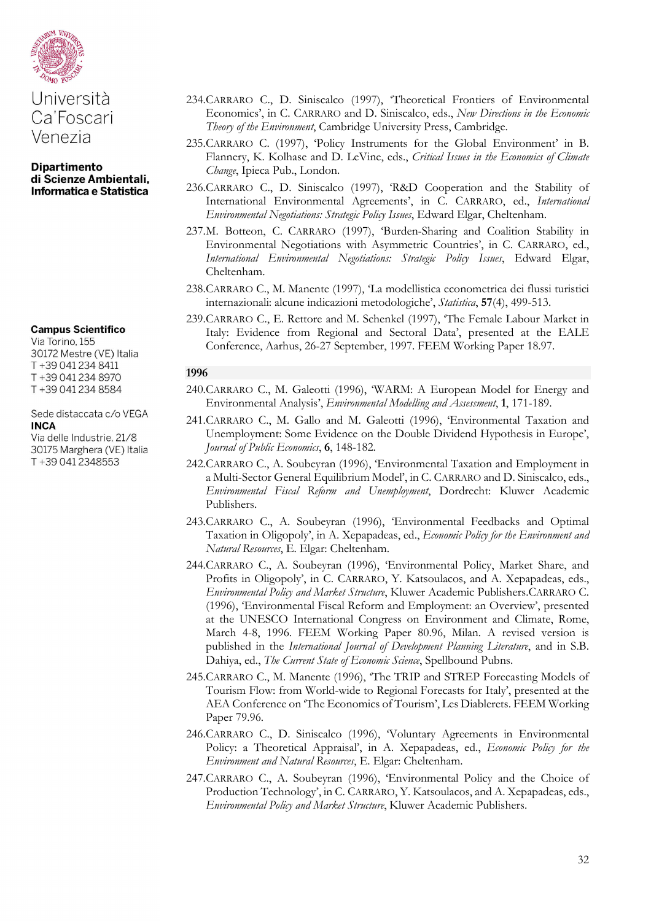Università Ca'Foscari Venezia

**Dipartimento di Scienze Ambientali, Informatica e Statistica**

**Campus Scientifico**
Via Torino, 155
30172 Mestre (VE) Italia
T +39 041 234 8411
T +39 041 234 8970
T +39 041 234 8584

Sede distaccata c/o VEGA
**INCA**
Via delle Industrie, 21/8
30175 Marghera (VE) Italia
T +39 041 2348553

234. CARRARO C., D. Siniscalco (1997), 'Theoretical Frontiers of Environmental Economics', in C. CARRARO and D. Siniscalco, eds., *New Directions in the Economic Theory of the Environment*, Cambridge University Press, Cambridge.
235. CARRARO C. (1997), 'Policy Instruments for the Global Environment' in B. Flannery, K. Kolhase and D. LeVine, eds., *Critical Issues in the Economics of Climate Change*, Ipieca Pub., London.
236. CARRARO C., D. Siniscalco (1997), 'R&D Cooperation and the Stability of International Environmental Agreements', in C. CARRARO, ed., *International Environmental Negotiations: Strategic Policy Issues*, Edward Elgar, Cheltenham.
237. M. Botteon, C. CARRARO (1997), 'Burden-Sharing and Coalition Stability in Environmental Negotiations with Asymmetric Countries', in C. CARRARO, ed., *International Environmental Negotiations: Strategic Policy Issues*, Edward Elgar, Cheltenham.
238. CARRARO C., M. Manente (1997), 'La modellistica econometrica dei flussi turistici internazionali: alcune indicazioni metodologiche', *Statistica*, **57**(4), 499-513.
239. CARRARO C., E. Rettore and M. Schenkel (1997), 'The Female Labour Market in Italy: Evidence from Regional and Sectoral Data', presented at the EALE Conference, Aarhus, 26-27 September, 1997. FEEM Working Paper 18.97.

### 1996

240. CARRARO C., M. Galeotti (1996), 'WARM: A European Model for Energy and Environmental Analysis', *Environmental Modelling and Assessment*, **1**, 171-189.
241. CARRARO C., M. Gallo and M. Galeotti (1996), 'Environmental Taxation and Unemployment: Some Evidence on the Double Dividend Hypothesis in Europe', *Journal of Public Economics*, **6**, 148-182.
242. CARRARO C., A. Soubeyran (1996), 'Environmental Taxation and Employment in a Multi-Sector General Equilibrium Model', in C. CARRARO and D. Siniscalco, eds., *Environmental Fiscal Reform and Unemployment*, Dordrecht: Kluwer Academic Publishers.
243. CARRARO C., A. Soubeyran (1996), 'Environmental Feedbacks and Optimal Taxation in Oligopoly', in A. Xepapadeas, ed., *Economic Policy for the Environment and Natural Resources*, E. Elgar: Cheltenham.
244. CARRARO C., A. Soubeyran (1996), 'Environmental Policy, Market Share, and Profits in Oligopoly', in C. CARRARO, Y. Katsoulacos, and A. Xepapadeas, eds., *Environmental Policy and Market Structure*, Kluwer Academic Publishers.CARRARO C. (1996), 'Environmental Fiscal Reform and Employment: an Overview', presented at the UNESCO International Congress on Environment and Climate, Rome, March 4-8, 1996. FEEM Working Paper 80.96, Milan. A revised version is published in the *International Journal of Development Planning Literature*, and in S.B. Dahiya, ed., *The Current State of Economic Science*, Spellbound Pubns.
245. CARRARO C., M. Manente (1996), 'The TRIP and STREP Forecasting Models of Tourism Flow: from World-wide to Regional Forecasts for Italy', presented at the AEA Conference on 'The Economics of Tourism', Les Diablerets. FEEM Working Paper 79.96.
246. CARRARO C., D. Siniscalco (1996), 'Voluntary Agreements in Environmental Policy: a Theoretical Appraisal', in A. Xepapadeas, ed., *Economic Policy for the Environment and Natural Resources*, E. Elgar: Cheltenham.
247. CARRARO C., A. Soubeyran (1996), 'Environmental Policy and the Choice of Production Technology', in C. CARRARO, Y. Katsoulacos, and A. Xepapadeas, eds., *Environmental Policy and Market Structure*, Kluwer Academic Publishers.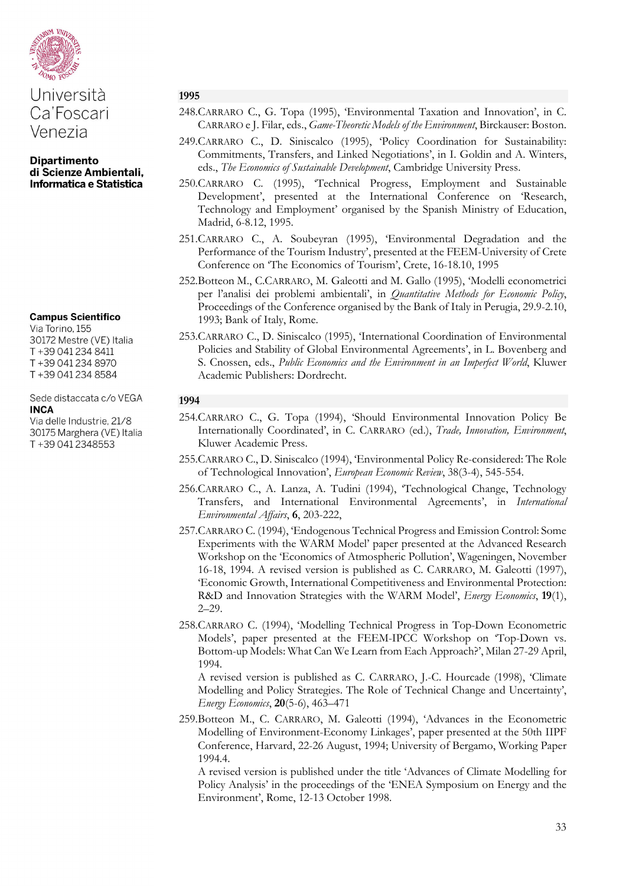### 1995

248. Carraro C., G. Topa (1995), 'Environmental Taxation and Innovation', in C. Carraro e J. Filar, eds., *Game-Theoretic Models of the Environment*, Birckauser: Boston.
249. Carraro C., D. Siniscalco (1995), 'Policy Coordination for Sustainability: Commitments, Transfers, and Linked Negotiations', in I. Goldin and A. Winters, eds., *The Economics of Sustainable Development*, Cambridge University Press.
250. Carraro C. (1995), 'Technical Progress, Employment and Sustainable Development', presented at the International Conference on 'Research, Technology and Employment' organised by the Spanish Ministry of Education, Madrid, 6-8.12, 1995.
251. Carraro C., A. Soubeyran (1995), 'Environmental Degradation and the Performance of the Tourism Industry', presented at the FEEM-University of Crete Conference on 'The Economics of Tourism', Crete, 16-18.10, 1995
252. Botteon M., C.Carraro, M. Galeotti and M. Gallo (1995), 'Modelli econometrici per l'analisi dei problemi ambientali', in *Quantitative Methods for Economic Policy*, Proceedings of the Conference organised by the Bank of Italy in Perugia, 29.9-2.10, 1993; Bank of Italy, Rome.
253. Carraro C., D. Siniscalco (1995), 'International Coordination of Environmental Policies and Stability of Global Environmental Agreements', in L. Bovenberg and S. Cnossen, eds., *Public Economics and the Environment in an Imperfect World*, Kluwer Academic Publishers: Dordrecht.

### 1994

254. Carraro C., G. Topa (1994), 'Should Environmental Innovation Policy Be Internationally Coordinated', in C. Carraro (ed.), *Trade, Innovation, Environment*, Kluwer Academic Press.
255. Carraro C., D. Siniscalco (1994), 'Environmental Policy Re-considered: The Role of Technological Innovation', *European Economic Review*, 38(3-4), 545-554.
256. Carraro C., A. Lanza, A. Tudini (1994), 'Technological Change, Technology Transfers, and International Environmental Agreements', in *International Environmental Affairs*, **6**, 203-222,
257. Carraro C. (1994), 'Endogenous Technical Progress and Emission Control: Some Experiments with the WARM Model' paper presented at the Advanced Research Workshop on the 'Economics of Atmospheric Pollution', Wageningen, November 16-18, 1994. A revised version is published as C. Carraro, M. Galeotti (1997), 'Economic Growth, International Competitiveness and Environmental Protection: R&D and Innovation Strategies with the WARM Model', *Energy Economics*, **19**(1), 2–29.
258. Carraro C. (1994), 'Modelling Technical Progress in Top-Down Econometric Models', paper presented at the FEEM-IPCC Workshop on 'Top-Down vs. Bottom-up Models: What Can We Learn from Each Approach?', Milan 27-29 April, 1994.
    A revised version is published as C. Carraro, J.-C. Hourcade (1998), 'Climate Modelling and Policy Strategies. The Role of Technical Change and Uncertainty', *Energy Economics*, **20**(5-6), 463–471
259. Botteon M., C. Carraro, M. Galeotti (1994), 'Advances in the Econometric Modelling of Environment-Economy Linkages', paper presented at the 50th IIPF Conference, Harvard, 22-26 August, 1994; University of Bergamo, Working Paper 1994.4.
    A revised version is published under the title 'Advances of Climate Modelling for Policy Analysis' in the proceedings of the 'ENEA Symposium on Energy and the Environment', Rome, 12-13 October 1998.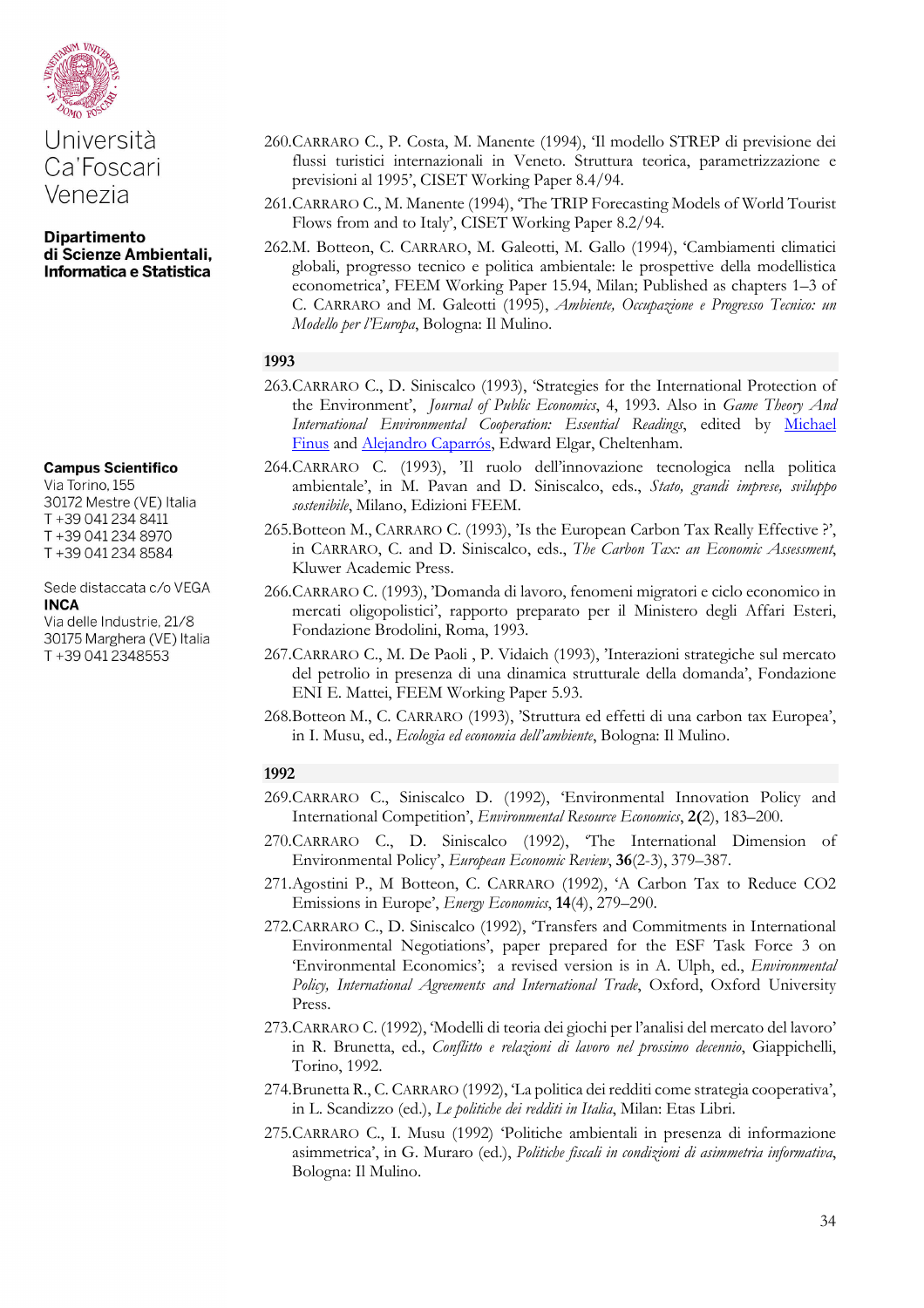Università Ca'Foscari Venezia

**Dipartimento di Scienze Ambientali, Informatica e Statistica**

**Campus Scientifico**
Via Torino, 155
30172 Mestre (VE) Italia
T +39 041 234 8411
T +39 041 234 8970
T +39 041 234 8584

Sede distaccata c/o VEGA
**INCA**
Via delle Industrie, 21/8
30175 Marghera (VE) Italia
T +39 041 2348553

260. CARRARO C., P. Costa, M. Manente (1994), 'Il modello STREP di previsione dei flussi turistici internazionali in Veneto. Struttura teorica, parametrizzazione e previsioni al 1995', CISET Working Paper 8.4/94.
261. CARRARO C., M. Manente (1994), 'The TRIP Forecasting Models of World Tourist Flows from and to Italy', CISET Working Paper 8.2/94.
262. M. Botteon, C. CARRARO, M. Galeotti, M. Gallo (1994), 'Cambiamenti climatici globali, progresso tecnico e politica ambientale: le prospettive della modellistica econometrica', FEEM Working Paper 15.94, Milan; Published as chapters 1–3 of C. CARRARO and M. Galeotti (1995), *Ambiente, Occupazione e Progresso Tecnico: un Modello per l'Europa*, Bologna: Il Mulino.

## 1993

263. CARRARO C., D. Siniscalco (1993), 'Strategies for the International Protection of the Environment', *Journal of Public Economics*, 4, 1993. Also in *Game Theory And International Environmental Cooperation: Essential Readings*, edited by Michael Finus and Alejandro Caparrós, Edward Elgar, Cheltenham.
264. CARRARO C. (1993), 'Il ruolo dell'innovazione tecnologica nella politica ambientale', in M. Pavan and D. Siniscalco, eds., *Stato, grandi imprese, sviluppo sostenibile*, Milano, Edizioni FEEM.
265. Botteon M., CARRARO C. (1993), 'Is the European Carbon Tax Really Effective ?', in CARRARO, C. and D. Siniscalco, eds., *The Carbon Tax: an Economic Assessment*, Kluwer Academic Press.
266. CARRARO C. (1993), 'Domanda di lavoro, fenomeni migratori e ciclo economico in mercati oligopolistici', rapporto preparato per il Ministero degli Affari Esteri, Fondazione Brodolini, Roma, 1993.
267. CARRARO C., M. De Paoli , P. Vidaich (1993), 'Interazioni strategiche sul mercato del petrolio in presenza di una dinamica strutturale della domanda', Fondazione ENI E. Mattei, FEEM Working Paper 5.93.
268. Botteon M., C. CARRARO (1993), 'Struttura ed effetti di una carbon tax Europea', in I. Musu, ed., *Ecologia ed economia dell'ambiente*, Bologna: Il Mulino.

## 1992

269. CARRARO C., Siniscalco D. (1992), 'Environmental Innovation Policy and International Competition', *Environmental Resource Economics*, **2(**2), 183–200.
270. CARRARO C., D. Siniscalco (1992), 'The International Dimension of Environmental Policy', *European Economic Review*, **36**(2-3), 379–387.
271. Agostini P., M Botteon, C. CARRARO (1992), 'A Carbon Tax to Reduce CO2 Emissions in Europe', *Energy Economics*, **14**(4), 279–290.
272. CARRARO C., D. Siniscalco (1992), 'Transfers and Commitments in International Environmental Negotiations', paper prepared for the ESF Task Force 3 on 'Environmental Economics'; a revised version is in A. Ulph, ed., *Environmental Policy, International Agreements and International Trade*, Oxford, Oxford University Press.
273. CARRARO C. (1992), 'Modelli di teoria dei giochi per l'analisi del mercato del lavoro' in R. Brunetta, ed., *Conflitto e relazioni di lavoro nel prossimo decennio*, Giappichelli, Torino, 1992.
274. Brunetta R., C. CARRARO (1992), 'La politica dei redditi come strategia cooperativa', in L. Scandizzo (ed.), *Le politiche dei redditi in Italia*, Milan: Etas Libri.
275. CARRARO C., I. Musu (1992) 'Politiche ambientali in presenza di informazione asimmetrica', in G. Muraro (ed.), *Politiche fiscali in condizioni di asimmetria informativa*, Bologna: Il Mulino.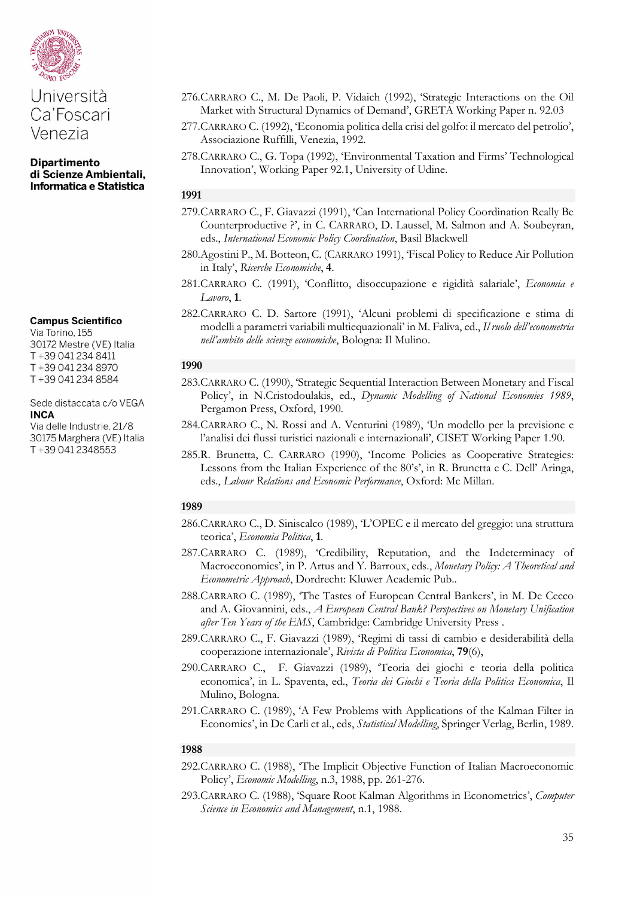276. CARRARO C., M. De Paoli, P. Vidaich (1992), 'Strategic Interactions on the Oil Market with Structural Dynamics of Demand', GRETA Working Paper n. 92.03

277. CARRARO C. (1992), 'Economia politica della crisi del golfo: il mercato del petrolio', Associazione Ruffilli, Venezia, 1992.

278. CARRARO C., G. Topa (1992), 'Environmental Taxation and Firms' Technological Innovation', Working Paper 92.1, University of Udine.

### 1991

279. CARRARO C., F. Giavazzi (1991), 'Can International Policy Coordination Really Be Counterproductive ?', in C. CARRARO, D. Laussel, M. Salmon and A. Soubeyran, eds., *International Economic Policy Coordination*, Basil Blackwell

280. Agostini P., M. Botteon, C. (CARRARO 1991), 'Fiscal Policy to Reduce Air Pollution in Italy', *Ricerche Economiche*, **4**.

281. CARRARO C. (1991), 'Conflitto, disoccupazione e rigidità salariale', *Economia e Lavoro*, **1**.

282. CARRARO C. D. Sartore (1991), 'Alcuni problemi di specificazione e stima di modelli a parametri variabili multiequazionali' in M. Faliva, ed., *Il ruolo dell'econometria nell'ambito delle scienze economiche*, Bologna: Il Mulino.

### 1990

283. CARRARO C. (1990), 'Strategic Sequential Interaction Between Monetary and Fiscal Policy', in N.Cristodoulakis, ed., *Dynamic Modelling of National Economies 1989*, Pergamon Press, Oxford, 1990.

284. CARRARO C., N. Rossi and A. Venturini (1989), 'Un modello per la previsione e l'analisi dei flussi turistici nazionali e internazionali', CISET Working Paper 1.90.

285. R. Brunetta, C. CARRARO (1990), 'Income Policies as Cooperative Strategies: Lessons from the Italian Experience of the 80's', in R. Brunetta e C. Dell' Aringa, eds., *Labour Relations and Economic Performance*, Oxford: Mc Millan.

### 1989

286. CARRARO C., D. Siniscalco (1989), 'L'OPEC e il mercato del greggio: una struttura teorica', *Economia Politica*, **1**.

287. CARRARO C. (1989), 'Credibility, Reputation, and the Indeterminacy of Macroeconomics', in P. Artus and Y. Barroux, eds., *Monetary Policy: A Theoretical and Econometric Approach*, Dordrecht: Kluwer Academic Pub..

288. CARRARO C. (1989), 'The Tastes of European Central Bankers', in M. De Cecco and A. Giovannini, eds., *A European Central Bank? Perspectives on Monetary Unification after Ten Years of the EMS*, Cambridge: Cambridge University Press .

289. CARRARO C., F. Giavazzi (1989), 'Regimi di tassi di cambio e desiderabilità della cooperazione internazionale', *Rivista di Politica Economica*, **79**(6),

290. CARRARO C., F. Giavazzi (1989), 'Teoria dei giochi e teoria della politica economica', in L. Spaventa, ed., *Teoria dei Giochi e Teoria della Politica Economica*, Il Mulino, Bologna.

291. CARRARO C. (1989), 'A Few Problems with Applications of the Kalman Filter in Economics', in De Carli et al., eds, *Statistical Modelling*, Springer Verlag, Berlin, 1989.

### 1988

292. CARRARO C. (1988), 'The Implicit Objective Function of Italian Macroeconomic Policy', *Economic Modelling*, n.3, 1988, pp. 261-276.

293. CARRARO C. (1988), 'Square Root Kalman Algorithms in Econometrics', *Computer Science in Economics and Management*, n.1, 1988.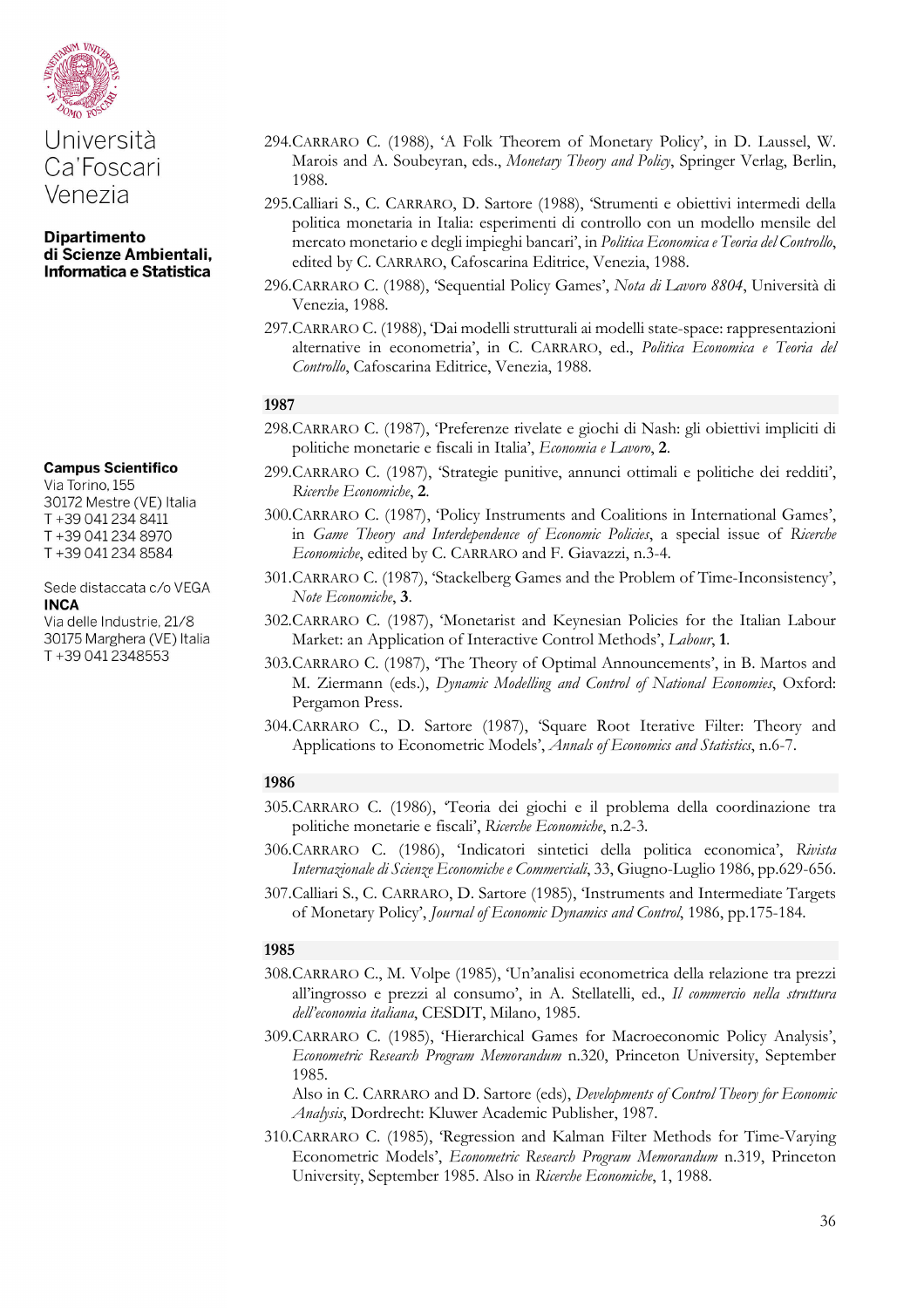294. CARRARO C. (1988), 'A Folk Theorem of Monetary Policy', in D. Laussel, W. Marois and A. Soubeyran, eds., *Monetary Theory and Policy*, Springer Verlag, Berlin, 1988.

295. Calliari S., C. CARRARO, D. Sartore (1988), 'Strumenti e obiettivi intermedi della politica monetaria in Italia: esperimenti di controllo con un modello mensile del mercato monetario e degli impieghi bancari', in *Politica Economica e Teoria del Controllo*, edited by C. CARRARO, Cafoscarina Editrice, Venezia, 1988.

296. CARRARO C. (1988), 'Sequential Policy Games', *Nota di Lavoro 8804*, Università di Venezia, 1988.

297. CARRARO C. (1988), 'Dai modelli strutturali ai modelli state-space: rappresentazioni alternative in econometria', in C. CARRARO, ed., *Politica Economica e Teoria del Controllo*, Cafoscarina Editrice, Venezia, 1988.

**1987**

298. CARRARO C. (1987), 'Preferenze rivelate e giochi di Nash: gli obiettivi impliciti di politiche monetarie e fiscali in Italia', *Economia e Lavoro*, **2**.

299. CARRARO C. (1987), 'Strategie punitive, annunci ottimali e politiche dei redditi', *Ricerche Economiche*, **2**.

300. CARRARO C. (1987), 'Policy Instruments and Coalitions in International Games', in *Game Theory and Interdependence of Economic Policies*, a special issue of *Ricerche Economiche*, edited by C. CARRARO and F. Giavazzi, n.3-4.

301. CARRARO C. (1987), 'Stackelberg Games and the Problem of Time-Inconsistency', *Note Economiche*, **3**.

302. CARRARO C. (1987), 'Monetarist and Keynesian Policies for the Italian Labour Market: an Application of Interactive Control Methods', *Labour*, **1**.

303. CARRARO C. (1987), 'The Theory of Optimal Announcements', in B. Martos and M. Ziermann (eds.), *Dynamic Modelling and Control of National Economies*, Oxford: Pergamon Press.

304. CARRARO C., D. Sartore (1987), 'Square Root Iterative Filter: Theory and Applications to Econometric Models', *Annals of Economics and Statistics*, n.6-7.

**1986**

305. CARRARO C. (1986), 'Teoria dei giochi e il problema della coordinazione tra politiche monetarie e fiscali', *Ricerche Economiche*, n.2-3.

306. CARRARO C. (1986), 'Indicatori sintetici della politica economica', *Rivista Internazionale di Scienze Economiche e Commerciali*, 33, Giugno-Luglio 1986, pp.629-656.

307. Calliari S., C. CARRARO, D. Sartore (1985), 'Instruments and Intermediate Targets of Monetary Policy', *Journal of Economic Dynamics and Control*, 1986, pp.175-184.

**1985**

308. CARRARO C., M. Volpe (1985), 'Un'analisi econometrica della relazione tra prezzi all'ingrosso e prezzi al consumo', in A. Stellatelli, ed., *Il commercio nella struttura dell'economia italiana*, CESDIT, Milano, 1985.

309. CARRARO C. (1985), 'Hierarchical Games for Macroeconomic Policy Analysis', *Econometric Research Program Memorandum* n.320, Princeton University, September 1985.
Also in C. CARRARO and D. Sartore (eds), *Developments of Control Theory for Economic Analysis*, Dordrecht: Kluwer Academic Publisher, 1987.

310. CARRARO C. (1985), 'Regression and Kalman Filter Methods for Time-Varying Econometric Models', *Econometric Research Program Memorandum* n.319, Princeton University, September 1985. Also in *Ricerche Economiche*, 1, 1988.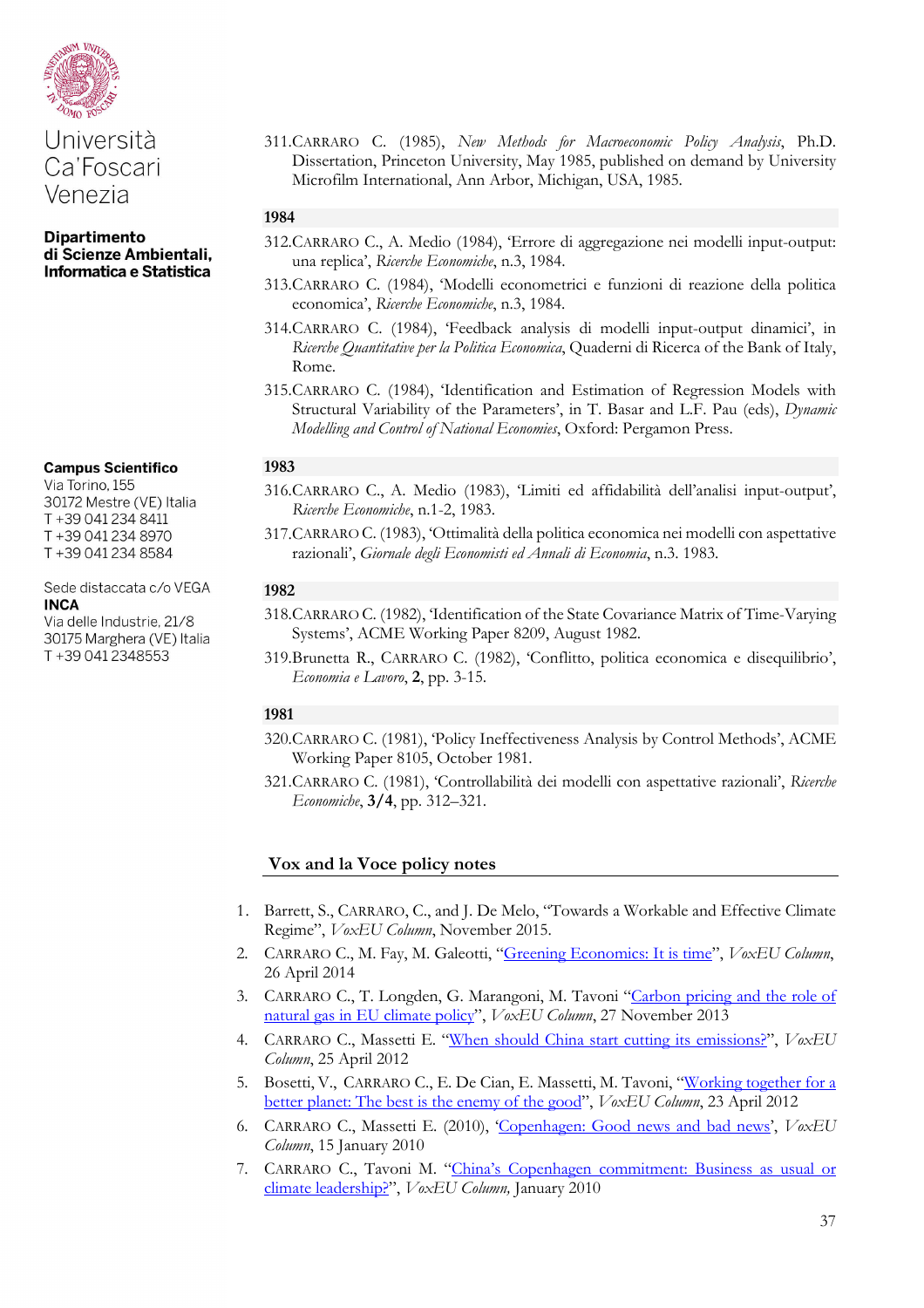311. CARRARO C. (1985), *New Methods for Macroeconomic Policy Analysis*, Ph.D. Dissertation, Princeton University, May 1985, published on demand by University Microfilm International, Ann Arbor, Michigan, USA, 1985.

**1984**

312. CARRARO C., A. Medio (1984), 'Errore di aggregazione nei modelli input-output: una replica', *Ricerche Economiche*, n.3, 1984.

313. CARRARO C. (1984), 'Modelli econometrici e funzioni di reazione della politica economica', *Ricerche Economiche*, n.3, 1984.

314. CARRARO C. (1984), 'Feedback analysis di modelli input-output dinamici', in *Ricerche Quantitative per la Politica Economica*, Quaderni di Ricerca of the Bank of Italy, Rome.

315. CARRARO C. (1984), 'Identification and Estimation of Regression Models with Structural Variability of the Parameters', in T. Basar and L.F. Pau (eds), *Dynamic Modelling and Control of National Economies*, Oxford: Pergamon Press.

**1983**

316. CARRARO C., A. Medio (1983), 'Limiti ed affidabilità dell'analisi input-output', *Ricerche Economiche*, n.1-2, 1983.

317. CARRARO C. (1983), 'Ottimalità della politica economica nei modelli con aspettative razionali', *Giornale degli Economisti ed Annali di Economia*, n.3. 1983.

**1982**

318. CARRARO C. (1982), 'Identification of the State Covariance Matrix of Time-Varying Systems', ACME Working Paper 8209, August 1982.

319. Brunetta R., CARRARO C. (1982), 'Conflitto, politica economica e disequilibrio', *Economia e Lavoro*, **2**, pp. 3-15.

**1981**

320. CARRARO C. (1981), 'Policy Ineffectiveness Analysis by Control Methods', ACME Working Paper 8105, October 1981.

321. CARRARO C. (1981), 'Controllabilità dei modelli con aspettative razionali', *Ricerche Economiche*, **3/4**, pp. 312–321.

## Vox and la Voce policy notes

1. Barrett, S., CARRARO, C., and J. De Melo, "Towards a Workable and Effective Climate Regime", *VoxEU Column*, November 2015.
2. CARRARO C., M. Fay, M. Galeotti, "Greening Economics: It is time", *VoxEU Column*, 26 April 2014
3. CARRARO C., T. Longden, G. Marangoni, M. Tavoni "Carbon pricing and the role of natural gas in EU climate policy", *VoxEU Column*, 27 November 2013
4. CARRARO C., Massetti E. "When should China start cutting its emissions?", *VoxEU Column*, 25 April 2012
5. Bosetti, V., CARRARO C., E. De Cian, E. Massetti, M. Tavoni, "Working together for a better planet: The best is the enemy of the good", *VoxEU Column*, 23 April 2012
6. CARRARO C., Massetti E. (2010), 'Copenhagen: Good news and bad news', *VoxEU Column*, 15 January 2010
7. CARRARO C., Tavoni M. "China's Copenhagen commitment: Business as usual or climate leadership?", *VoxEU Column,* January 2010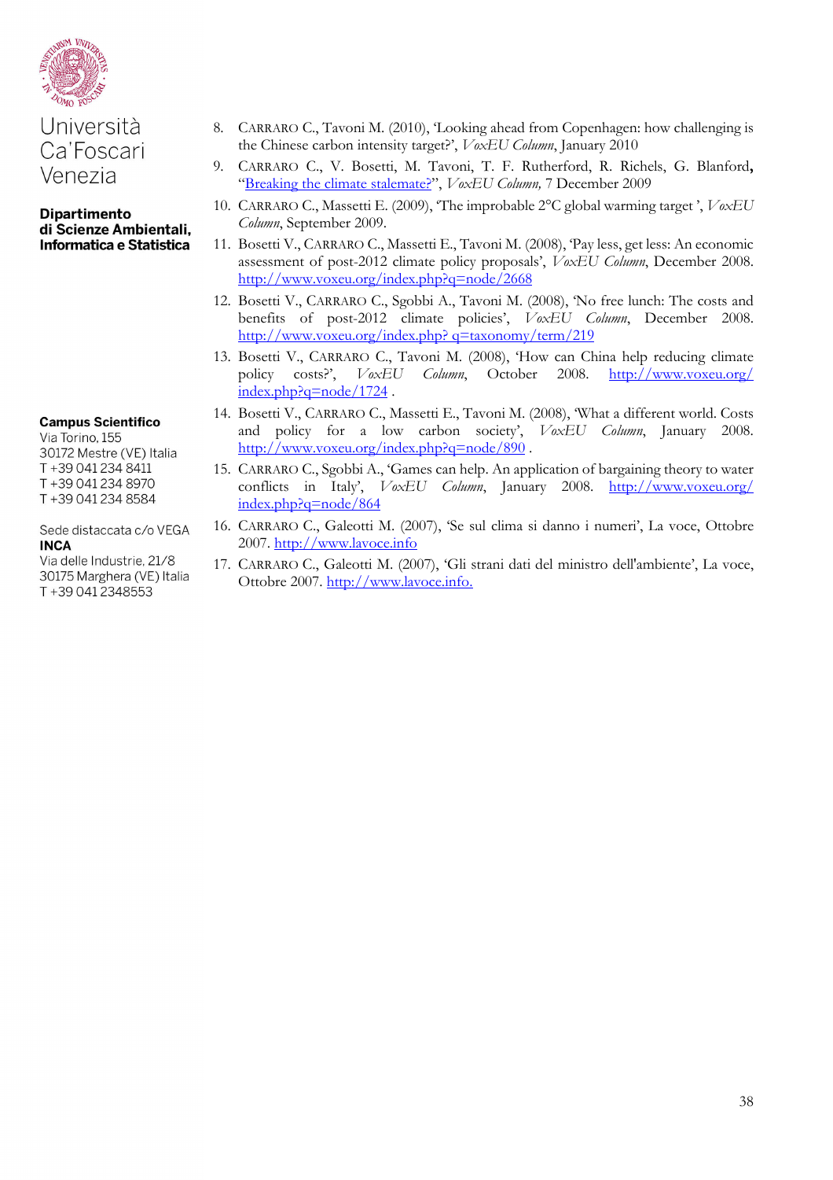Università Ca'Foscari Venezia

**Dipartimento di Scienze Ambientali, Informatica e Statistica**

**Campus Scientifico**
Via Torino, 155
30172 Mestre (VE) Italia
T +39 041 234 8411
T +39 041 234 8970
T +39 041 234 8584

Sede distaccata c/o VEGA
**INCA**
Via delle Industrie, 21/8
30175 Marghera (VE) Italia
T +39 041 2348553

8. CARRARO C., Tavoni M. (2010), 'Looking ahead from Copenhagen: how challenging is the Chinese carbon intensity target?', *VoxEU Column*, January 2010
9. CARRARO C., V. Bosetti, M. Tavoni, T. F. Rutherford, R. Richels, G. Blanford**,** "Breaking the climate stalemate?", *VoxEU Column,* 7 December 2009
10. CARRARO C., Massetti E. (2009), 'The improbable 2°C global warming target ', *VoxEU Column*, September 2009.
11. Bosetti V., CARRARO C., Massetti E., Tavoni M. (2008), 'Pay less, get less: An economic assessment of post-2012 climate policy proposals', *VoxEU Column*, December 2008. http://www.voxeu.org/index.php?q=node/2668
12. Bosetti V., CARRARO C., Sgobbi A., Tavoni M. (2008), 'No free lunch: The costs and benefits of post-2012 climate policies', *VoxEU Column*, December 2008. http://www.voxeu.org/index.php? q=taxonomy/term/219
13. Bosetti V., CARRARO C., Tavoni M. (2008), 'How can China help reducing climate policy costs?', *VoxEU Column*, October 2008. http://www.voxeu.org/index.php?q=node/1724 .
14. Bosetti V., CARRARO C., Massetti E., Tavoni M. (2008), 'What a different world. Costs and policy for a low carbon society', *VoxEU Column*, January 2008. http://www.voxeu.org/index.php?q=node/890 .
15. CARRARO C., Sgobbi A., 'Games can help. An application of bargaining theory to water conflicts in Italy', *VoxEU Column*, January 2008. http://www.voxeu.org/index.php?q=node/864
16. CARRARO C., Galeotti M. (2007), 'Se sul clima si danno i numeri', La voce, Ottobre 2007. http://www.lavoce.info
17. CARRARO C., Galeotti M. (2007), 'Gli strani dati del ministro dell'ambiente', La voce, Ottobre 2007. http://www.lavoce.info.